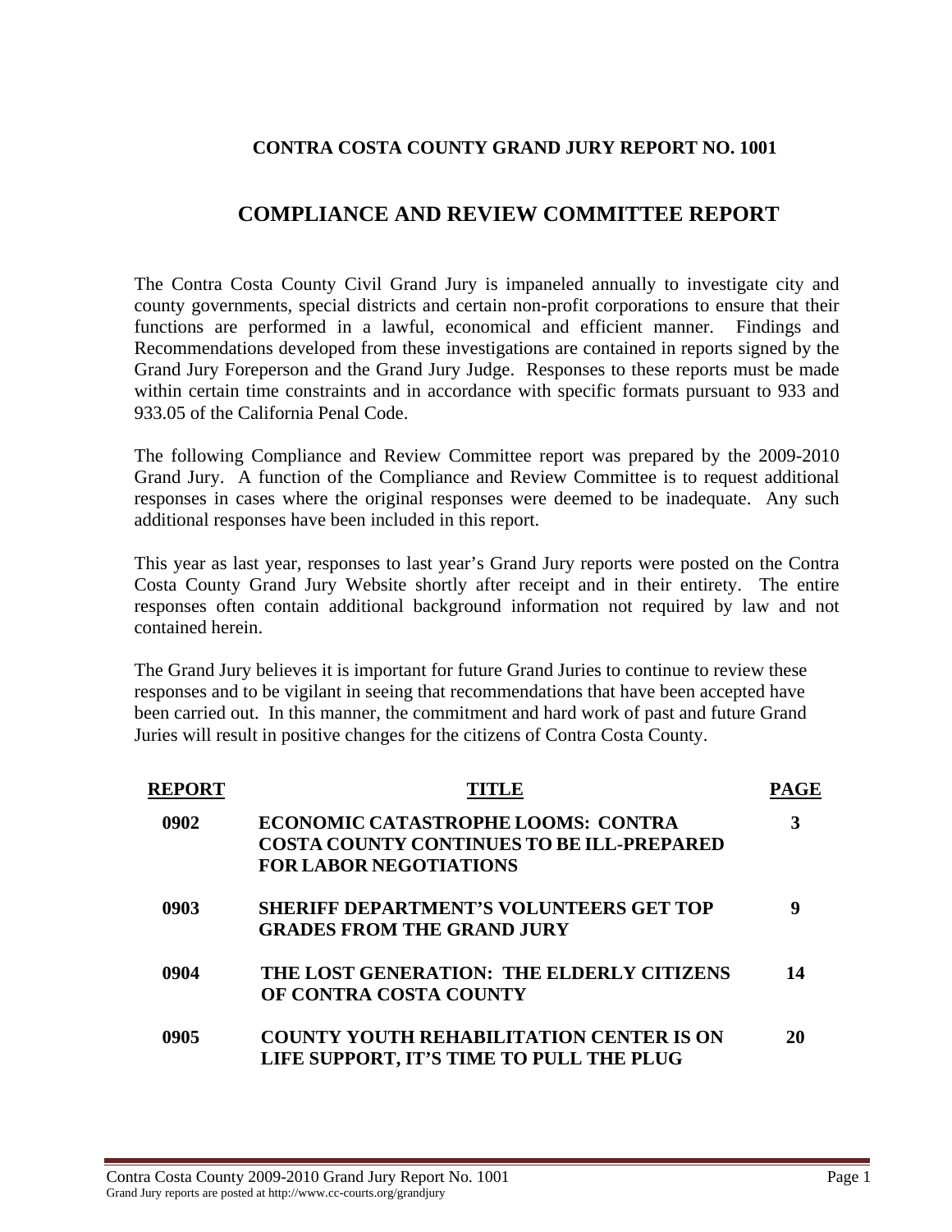# CONTRA COSTA COUNTY GRAND JURY REPORT NO. 1001

## COMPLIANCE AND REVIEW COMMITTEE REPORT

The Contra Costa County Civil Grand Jury is impaneled annually to investigate city and county governments, special districts and certain non-profit corporations to ensure that their functions are performed in a lawful, economical and efficient manner. Findings and Recommendations developed from these investigations are contained in reports signed by the Grand Jury Foreperson and the Grand Jury Judge. Responses to these reports must be made within certain time constraints and in accordance with specific formats pursuant to 933 and 933.05 of the California Penal Code.

The following Compliance and Review Committee report was prepared by the 2009-2010 Grand Jury. A function of the Compliance and Review Committee is to request additional responses in cases where the original responses were deemed to be inadequate. Any such additional responses have been included in this report.

This year as last year, responses to last year's Grand Jury reports were posted on the Contra Costa County Grand Jury Website shortly after receipt and in their entirety. The entire responses often contain additional background information not required by law and not contained herein.

The Grand Jury believes it is important for future Grand Juries to continue to review these responses and to be vigilant in seeing that recommendations that have been accepted have been carried out. In this manner, the commitment and hard work of past and future Grand Juries will result in positive changes for the citizens of Contra Costa County.

| REPORT | TITLE | PAGE |
|---|---|---|
| **0902** | **ECONOMIC CATASTROPHE LOOMS: CONTRA COSTA COUNTY CONTINUES TO BE ILL-PREPARED FOR LABOR NEGOTIATIONS** | **3** |
| **0903** | **SHERIFF DEPARTMENT'S VOLUNTEERS GET TOP GRADES FROM THE GRAND JURY** | **9** |
| **0904** | **THE LOST GENERATION: THE ELDERLY CITIZENS OF CONTRA COSTA COUNTY** | **14** |
| **0905** | **COUNTY YOUTH REHABILITATION CENTER IS ON LIFE SUPPORT, IT'S TIME TO PULL THE PLUG** | **20** |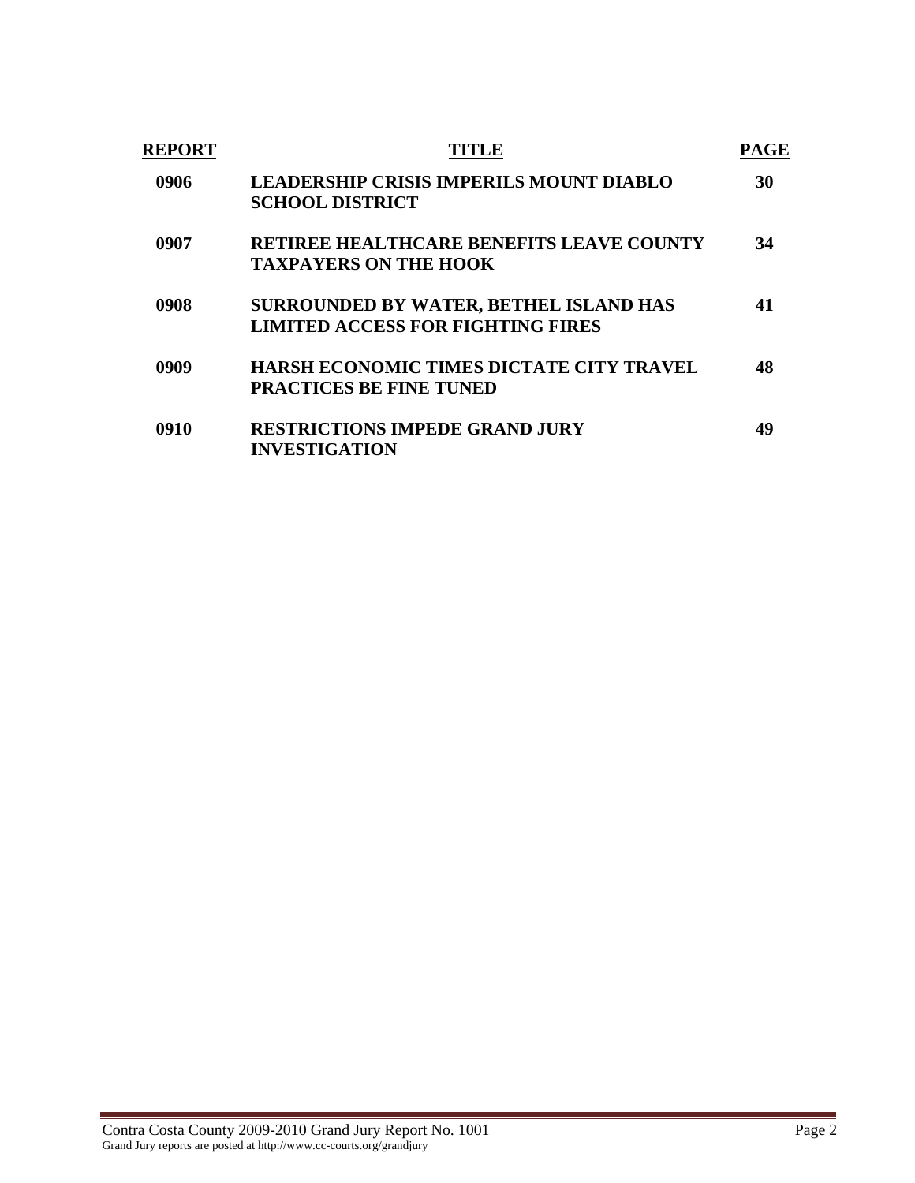| REPORT | TITLE | PAGE |
|---|---|---|
| 0906 | LEADERSHIP CRISIS IMPERILS MOUNT DIABLO SCHOOL DISTRICT | 30 |
| 0907 | RETIREE HEALTHCARE BENEFITS LEAVE COUNTY TAXPAYERS ON THE HOOK | 34 |
| 0908 | SURROUNDED BY WATER, BETHEL ISLAND HAS LIMITED ACCESS FOR FIGHTING FIRES | 41 |
| 0909 | HARSH ECONOMIC TIMES DICTATE CITY TRAVEL PRACTICES BE FINE TUNED | 48 |
| 0910 | RESTRICTIONS IMPEDE GRAND JURY INVESTIGATION | 49 |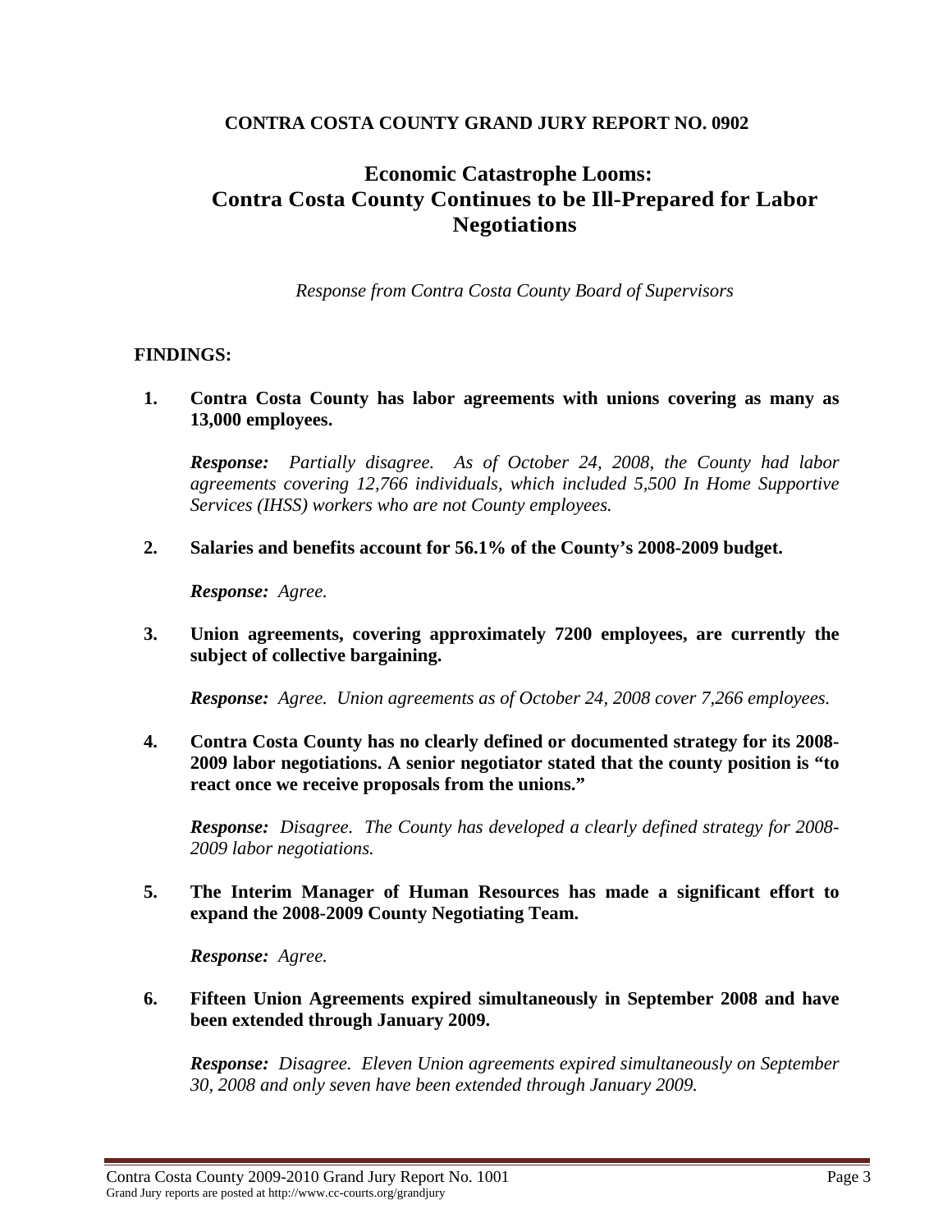**CONTRA COSTA COUNTY GRAND JURY REPORT NO. 0902**

# Economic Catastrophe Looms: Contra Costa County Continues to be Ill-Prepared for Labor Negotiations

*Response from Contra Costa County Board of Supervisors*

## FINDINGS:

1. **Contra Costa County has labor agreements with unions covering as many as 13,000 employees.**

   ***Response:*** *Partially disagree. As of October 24, 2008, the County had labor agreements covering 12,766 individuals, which included 5,500 In Home Supportive Services (IHSS) workers who are not County employees.*

2. **Salaries and benefits account for 56.1% of the County's 2008-2009 budget.**

   ***Response:*** *Agree.*

3. **Union agreements, covering approximately 7200 employees, are currently the subject of collective bargaining.**

   ***Response:*** *Agree. Union agreements as of October 24, 2008 cover 7,266 employees.*

4. **Contra Costa County has no clearly defined or documented strategy for its 2008-2009 labor negotiations. A senior negotiator stated that the county position is "to react once we receive proposals from the unions."**

   ***Response:*** *Disagree. The County has developed a clearly defined strategy for 2008-2009 labor negotiations.*

5. **The Interim Manager of Human Resources has made a significant effort to expand the 2008-2009 County Negotiating Team.**

   ***Response:*** *Agree.*

6. **Fifteen Union Agreements expired simultaneously in September 2008 and have been extended through January 2009.**

   ***Response:*** *Disagree. Eleven Union agreements expired simultaneously on September 30, 2008 and only seven have been extended through January 2009.*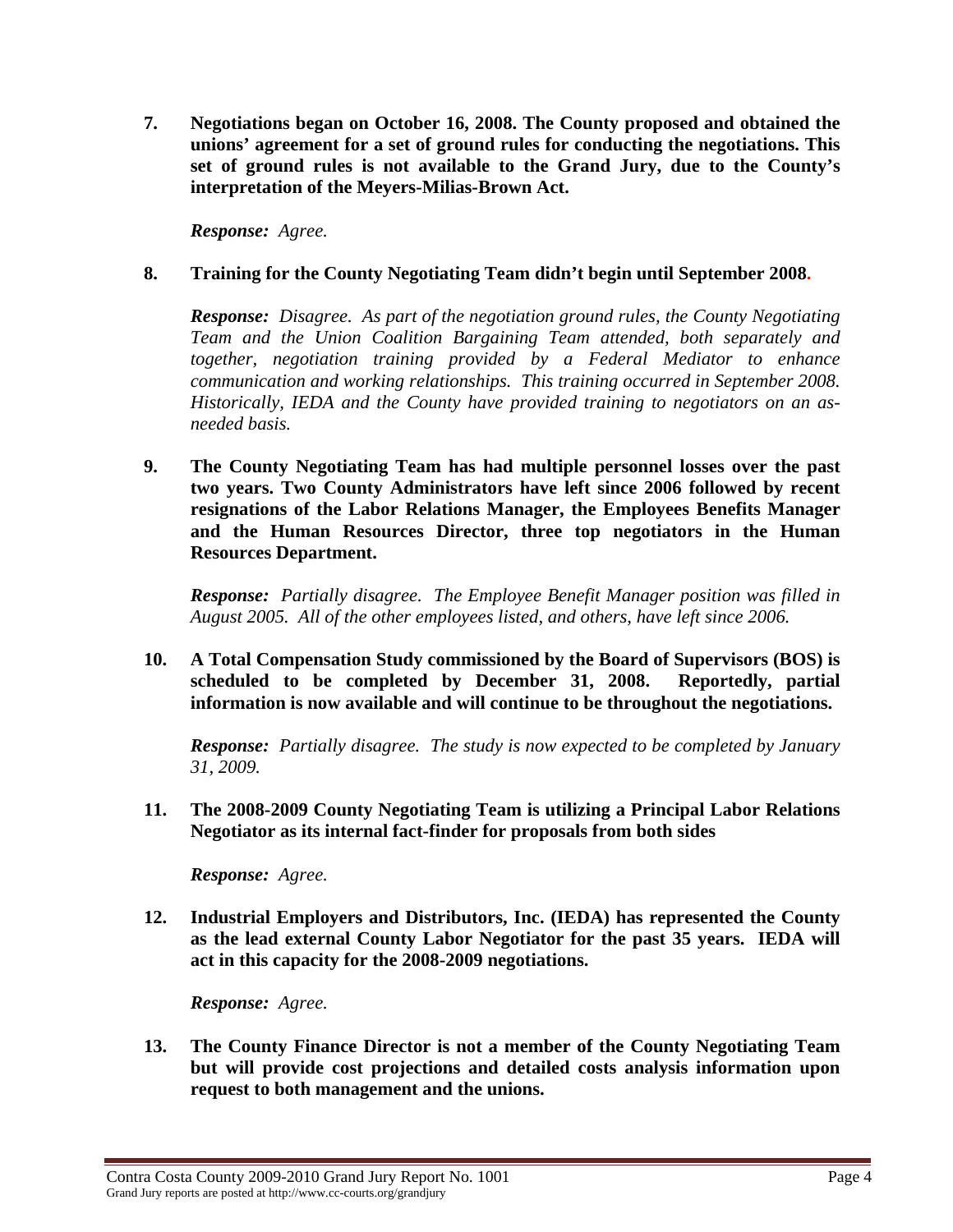**7. Negotiations began on October 16, 2008. The County proposed and obtained the unions' agreement for a set of ground rules for conducting the negotiations. This set of ground rules is not available to the Grand Jury, due to the County's interpretation of the Meyers-Milias-Brown Act.**

***Response:*** *Agree.*

**8. Training for the County Negotiating Team didn't begin until September 2008.**

***Response:*** *Disagree. As part of the negotiation ground rules, the County Negotiating Team and the Union Coalition Bargaining Team attended, both separately and together, negotiation training provided by a Federal Mediator to enhance communication and working relationships. This training occurred in September 2008. Historically, IEDA and the County have provided training to negotiators on an as-needed basis.*

**9. The County Negotiating Team has had multiple personnel losses over the past two years. Two County Administrators have left since 2006 followed by recent resignations of the Labor Relations Manager, the Employees Benefits Manager and the Human Resources Director, three top negotiators in the Human Resources Department.**

***Response:*** *Partially disagree. The Employee Benefit Manager position was filled in August 2005. All of the other employees listed, and others, have left since 2006.*

**10. A Total Compensation Study commissioned by the Board of Supervisors (BOS) is scheduled to be completed by December 31, 2008. Reportedly, partial information is now available and will continue to be throughout the negotiations.**

***Response:*** *Partially disagree. The study is now expected to be completed by January 31, 2009.*

**11. The 2008-2009 County Negotiating Team is utilizing a Principal Labor Relations Negotiator as its internal fact-finder for proposals from both sides**

***Response:*** *Agree.*

**12. Industrial Employers and Distributors, Inc. (IEDA) has represented the County as the lead external County Labor Negotiator for the past 35 years. IEDA will act in this capacity for the 2008-2009 negotiations.**

***Response:*** *Agree.*

**13. The County Finance Director is not a member of the County Negotiating Team but will provide cost projections and detailed costs analysis information upon request to both management and the unions.**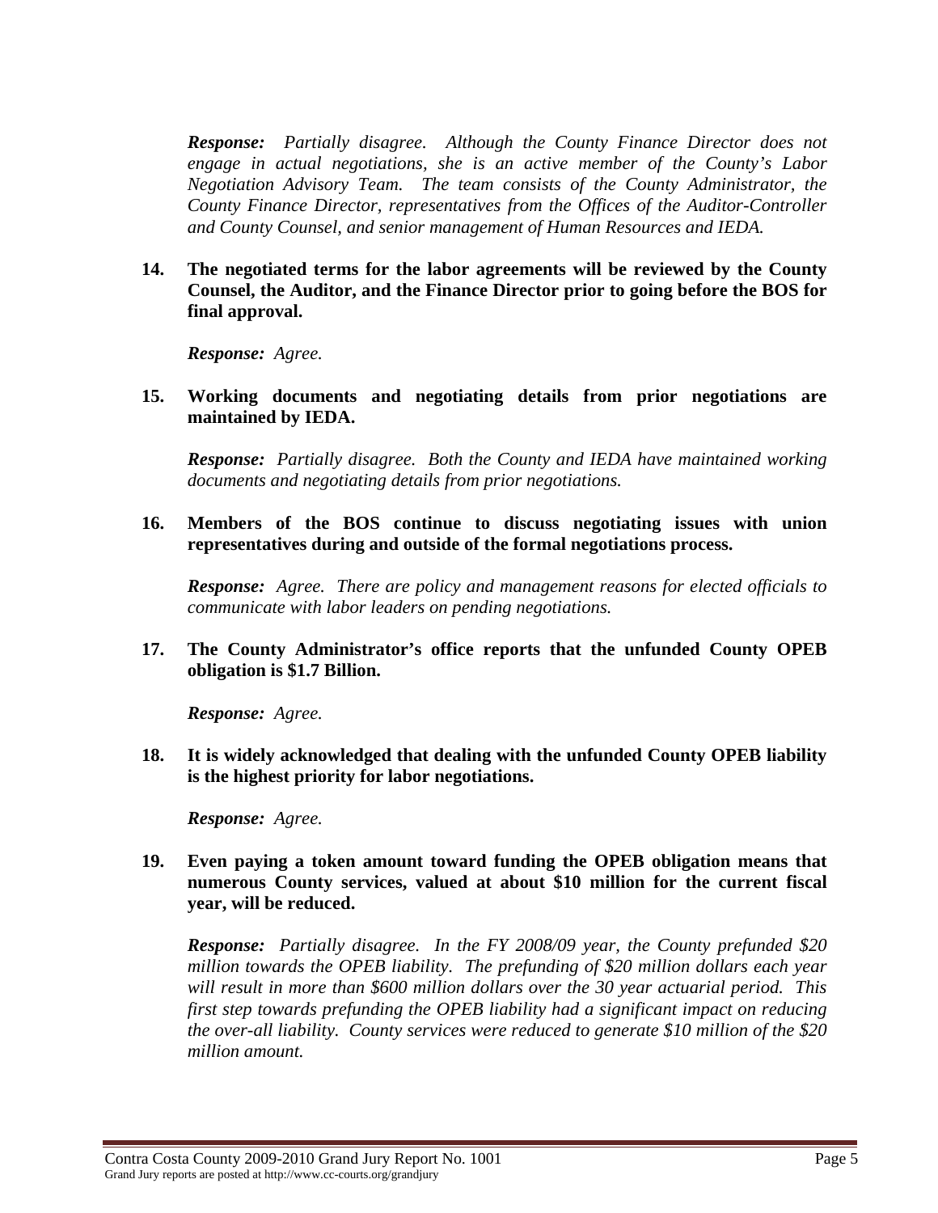*Response: Partially disagree. Although the County Finance Director does not engage in actual negotiations, she is an active member of the County's Labor Negotiation Advisory Team. The team consists of the County Administrator, the County Finance Director, representatives from the Offices of the Auditor-Controller and County Counsel, and senior management of Human Resources and IEDA.*

**14. The negotiated terms for the labor agreements will be reviewed by the County Counsel, the Auditor, and the Finance Director prior to going before the BOS for final approval.**

***Response:*** *Agree.*

**15. Working documents and negotiating details from prior negotiations are maintained by IEDA.**

***Response:*** *Partially disagree. Both the County and IEDA have maintained working documents and negotiating details from prior negotiations.*

**16. Members of the BOS continue to discuss negotiating issues with union representatives during and outside of the formal negotiations process.**

***Response:*** *Agree. There are policy and management reasons for elected officials to communicate with labor leaders on pending negotiations.*

**17. The County Administrator's office reports that the unfunded County OPEB obligation is $1.7 Billion.**

***Response:*** *Agree.*

**18. It is widely acknowledged that dealing with the unfunded County OPEB liability is the highest priority for labor negotiations.**

***Response:*** *Agree.*

**19. Even paying a token amount toward funding the OPEB obligation means that numerous County services, valued at about $10 million for the current fiscal year, will be reduced.**

***Response:*** *Partially disagree. In the FY 2008/09 year, the County prefunded $20 million towards the OPEB liability. The prefunding of $20 million dollars each year will result in more than $600 million dollars over the 30 year actuarial period. This first step towards prefunding the OPEB liability had a significant impact on reducing the over-all liability. County services were reduced to generate $10 million of the $20 million amount.*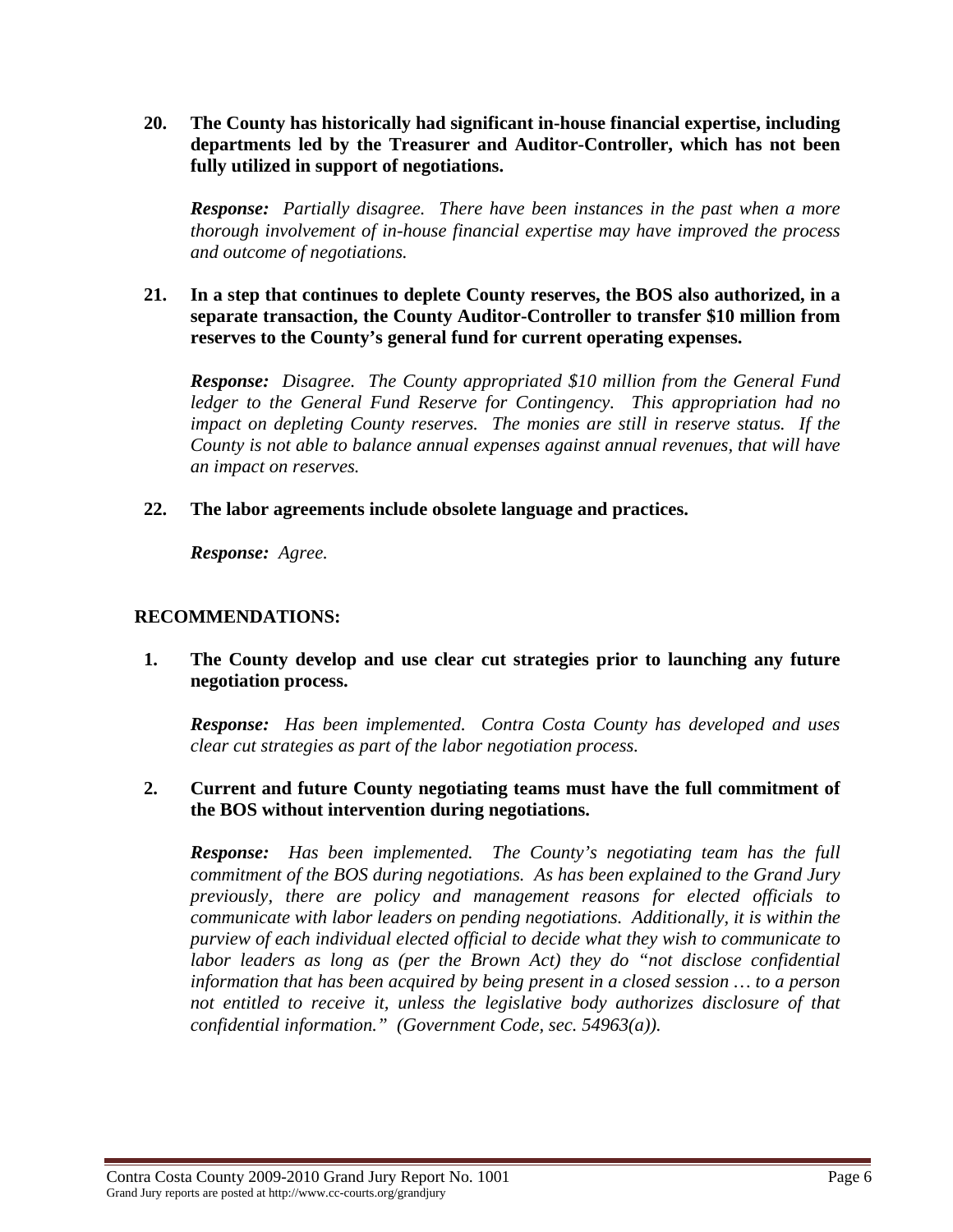**20. The County has historically had significant in-house financial expertise, including departments led by the Treasurer and Auditor-Controller, which has not been fully utilized in support of negotiations.**

***Response:*** *Partially disagree. There have been instances in the past when a more thorough involvement of in-house financial expertise may have improved the process and outcome of negotiations.*

**21. In a step that continues to deplete County reserves, the BOS also authorized, in a separate transaction, the County Auditor-Controller to transfer $10 million from reserves to the County's general fund for current operating expenses.**

***Response:*** *Disagree. The County appropriated $10 million from the General Fund ledger to the General Fund Reserve for Contingency. This appropriation had no impact on depleting County reserves. The monies are still in reserve status. If the County is not able to balance annual expenses against annual revenues, that will have an impact on reserves.*

**22. The labor agreements include obsolete language and practices.**

***Response:*** *Agree.*

## RECOMMENDATIONS:

**1. The County develop and use clear cut strategies prior to launching any future negotiation process.**

***Response:*** *Has been implemented. Contra Costa County has developed and uses clear cut strategies as part of the labor negotiation process.*

**2. Current and future County negotiating teams must have the full commitment of the BOS without intervention during negotiations.**

***Response:*** *Has been implemented. The County's negotiating team has the full commitment of the BOS during negotiations. As has been explained to the Grand Jury previously, there are policy and management reasons for elected officials to communicate with labor leaders on pending negotiations. Additionally, it is within the purview of each individual elected official to decide what they wish to communicate to labor leaders as long as (per the Brown Act) they do "not disclose confidential information that has been acquired by being present in a closed session … to a person not entitled to receive it, unless the legislative body authorizes disclosure of that confidential information." (Government Code, sec. 54963(a)).*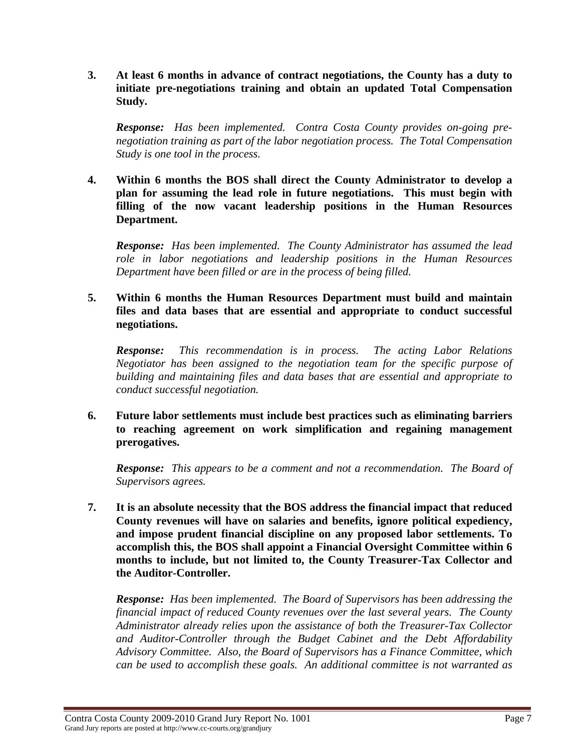3. **At least 6 months in advance of contract negotiations, the County has a duty to initiate pre-negotiations training and obtain an updated Total Compensation Study.**

   ***Response:*** *Has been implemented. Contra Costa County provides on-going pre-negotiation training as part of the labor negotiation process. The Total Compensation Study is one tool in the process.*

4. **Within 6 months the BOS shall direct the County Administrator to develop a plan for assuming the lead role in future negotiations. This must begin with filling of the now vacant leadership positions in the Human Resources Department.**

   ***Response:*** *Has been implemented. The County Administrator has assumed the lead role in labor negotiations and leadership positions in the Human Resources Department have been filled or are in the process of being filled.*

5. **Within 6 months the Human Resources Department must build and maintain files and data bases that are essential and appropriate to conduct successful negotiations.**

   ***Response:*** *This recommendation is in process. The acting Labor Relations Negotiator has been assigned to the negotiation team for the specific purpose of building and maintaining files and data bases that are essential and appropriate to conduct successful negotiation.*

6. **Future labor settlements must include best practices such as eliminating barriers to reaching agreement on work simplification and regaining management prerogatives.**

   ***Response:*** *This appears to be a comment and not a recommendation. The Board of Supervisors agrees.*

7. **It is an absolute necessity that the BOS address the financial impact that reduced County revenues will have on salaries and benefits, ignore political expediency, and impose prudent financial discipline on any proposed labor settlements. To accomplish this, the BOS shall appoint a Financial Oversight Committee within 6 months to include, but not limited to, the County Treasurer-Tax Collector and the Auditor-Controller.**

   ***Response:*** *Has been implemented. The Board of Supervisors has been addressing the financial impact of reduced County revenues over the last several years. The County Administrator already relies upon the assistance of both the Treasurer-Tax Collector and Auditor-Controller through the Budget Cabinet and the Debt Affordability Advisory Committee. Also, the Board of Supervisors has a Finance Committee, which can be used to accomplish these goals. An additional committee is not warranted as*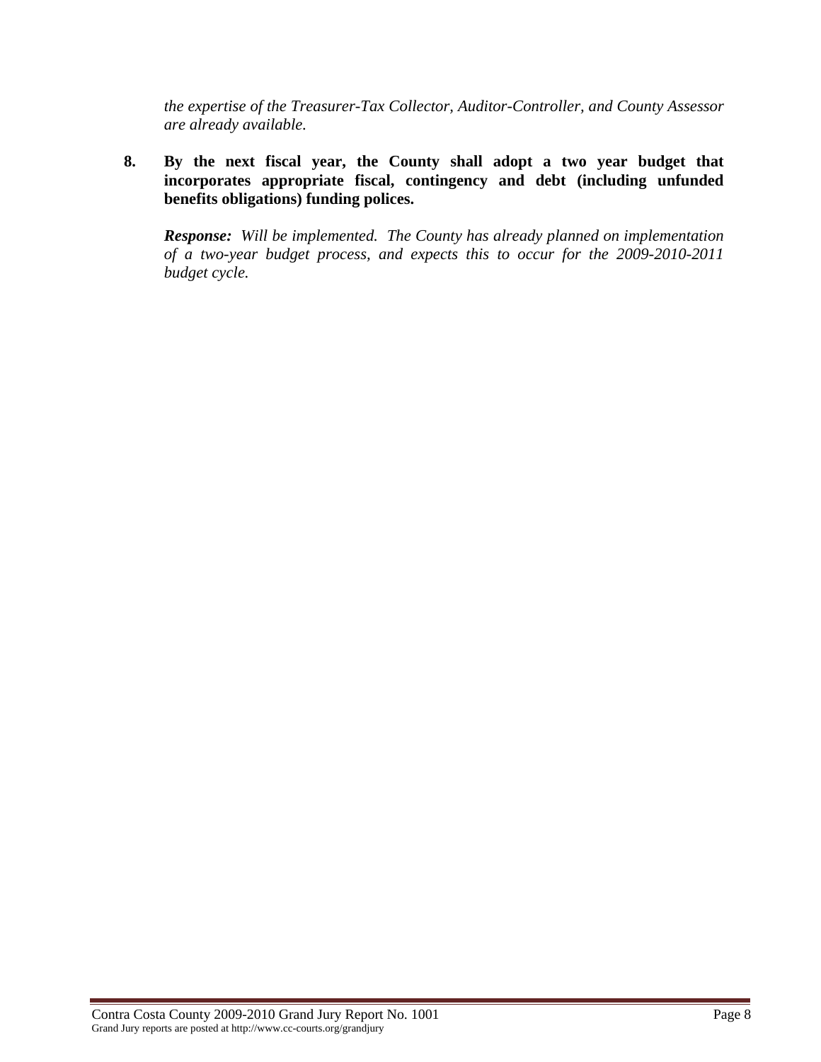*the expertise of the Treasurer-Tax Collector, Auditor-Controller, and County Assessor are already available.*

8. **By the next fiscal year, the County shall adopt a two year budget that incorporates appropriate fiscal, contingency and debt (including unfunded benefits obligations) funding polices.**

   ***Response:*** *Will be implemented. The County has already planned on implementation of a two-year budget process, and expects this to occur for the 2009-2010-2011 budget cycle.*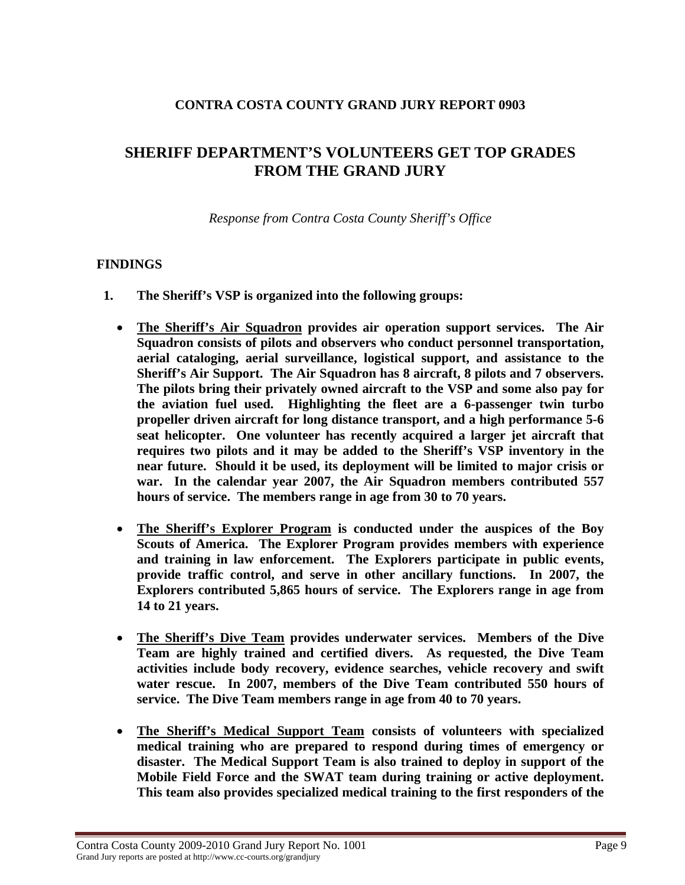**CONTRA COSTA COUNTY GRAND JURY REPORT 0903**

# SHERIFF DEPARTMENT'S VOLUNTEERS GET TOP GRADES FROM THE GRAND JURY

*Response from Contra Costa County Sheriff's Office*

## FINDINGS

1. **The Sheriff's VSP is organized into the following groups:**

   - **<u>The Sheriff's Air Squadron</u> provides air operation support services. The Air Squadron consists of pilots and observers who conduct personnel transportation, aerial cataloging, aerial surveillance, logistical support, and assistance to the Sheriff's Air Support. The Air Squadron has 8 aircraft, 8 pilots and 7 observers. The pilots bring their privately owned aircraft to the VSP and some also pay for the aviation fuel used. Highlighting the fleet are a 6-passenger twin turbo propeller driven aircraft for long distance transport, and a high performance 5-6 seat helicopter. One volunteer has recently acquired a larger jet aircraft that requires two pilots and it may be added to the Sheriff's VSP inventory in the near future. Should it be used, its deployment will be limited to major crisis or war. In the calendar year 2007, the Air Squadron members contributed 557 hours of service. The members range in age from 30 to 70 years.**

   - **<u>The Sheriff's Explorer Program</u> is conducted under the auspices of the Boy Scouts of America. The Explorer Program provides members with experience and training in law enforcement. The Explorers participate in public events, provide traffic control, and serve in other ancillary functions. In 2007, the Explorers contributed 5,865 hours of service. The Explorers range in age from 14 to 21 years.**

   - **<u>The Sheriff's Dive Team</u> provides underwater services. Members of the Dive Team are highly trained and certified divers. As requested, the Dive Team activities include body recovery, evidence searches, vehicle recovery and swift water rescue. In 2007, members of the Dive Team contributed 550 hours of service. The Dive Team members range in age from 40 to 70 years.**

   - **<u>The Sheriff's Medical Support Team</u> consists of volunteers with specialized medical training who are prepared to respond during times of emergency or disaster. The Medical Support Team is also trained to deploy in support of the Mobile Field Force and the SWAT team during training or active deployment. This team also provides specialized medical training to the first responders of the**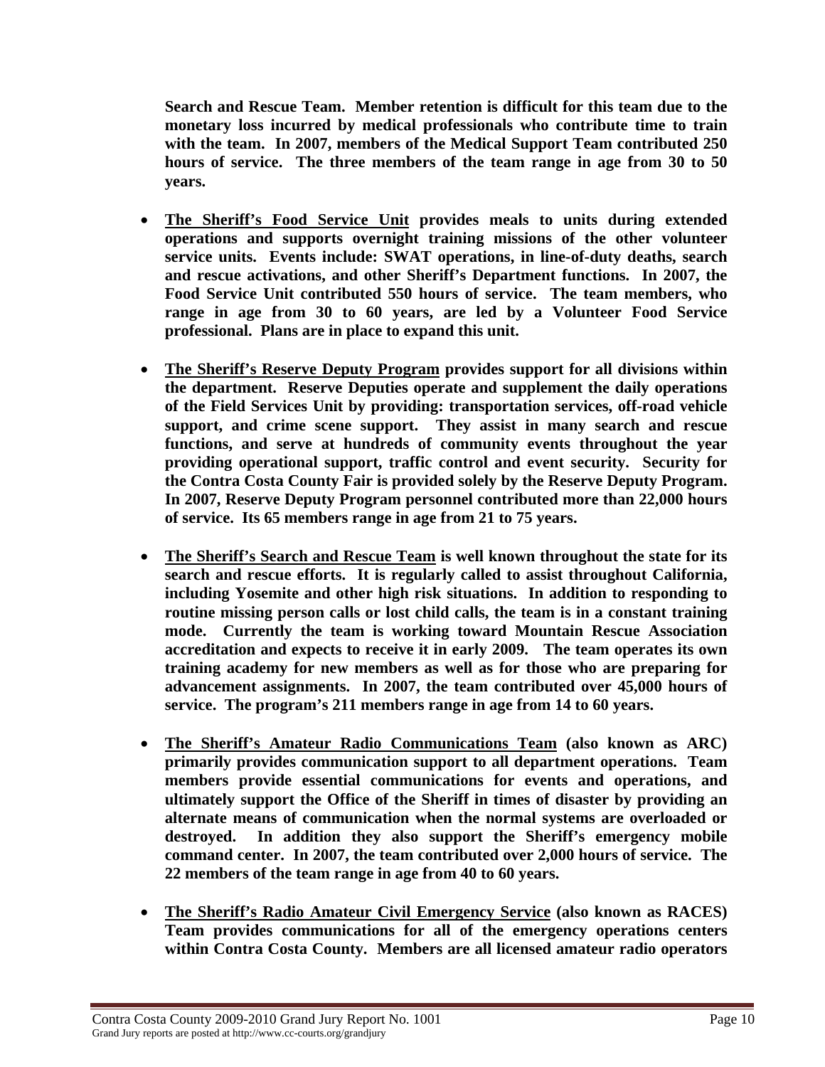**Search and Rescue Team. Member retention is difficult for this team due to the monetary loss incurred by medical professionals who contribute time to train with the team. In 2007, members of the Medical Support Team contributed 250 hours of service. The three members of the team range in age from 30 to 50 years.**

- **<u>The Sheriff's Food Service Unit</u> provides meals to units during extended operations and supports overnight training missions of the other volunteer service units. Events include: SWAT operations, in line-of-duty deaths, search and rescue activations, and other Sheriff's Department functions. In 2007, the Food Service Unit contributed 550 hours of service. The team members, who range in age from 30 to 60 years, are led by a Volunteer Food Service professional. Plans are in place to expand this unit.**

- **<u>The Sheriff's Reserve Deputy Program</u> provides support for all divisions within the department. Reserve Deputies operate and supplement the daily operations of the Field Services Unit by providing: transportation services, off-road vehicle support, and crime scene support. They assist in many search and rescue functions, and serve at hundreds of community events throughout the year providing operational support, traffic control and event security. Security for the Contra Costa County Fair is provided solely by the Reserve Deputy Program. In 2007, Reserve Deputy Program personnel contributed more than 22,000 hours of service. Its 65 members range in age from 21 to 75 years.**

- **<u>The Sheriff's Search and Rescue Team</u> is well known throughout the state for its search and rescue efforts. It is regularly called to assist throughout California, including Yosemite and other high risk situations. In addition to responding to routine missing person calls or lost child calls, the team is in a constant training mode. Currently the team is working toward Mountain Rescue Association accreditation and expects to receive it in early 2009. The team operates its own training academy for new members as well as for those who are preparing for advancement assignments. In 2007, the team contributed over 45,000 hours of service. The program's 211 members range in age from 14 to 60 years.**

- **<u>The Sheriff's Amateur Radio Communications Team</u> (also known as ARC) primarily provides communication support to all department operations. Team members provide essential communications for events and operations, and ultimately support the Office of the Sheriff in times of disaster by providing an alternate means of communication when the normal systems are overloaded or destroyed. In addition they also support the Sheriff's emergency mobile command center. In 2007, the team contributed over 2,000 hours of service. The 22 members of the team range in age from 40 to 60 years.**

- **<u>The Sheriff's Radio Amateur Civil Emergency Service</u> (also known as RACES) Team provides communications for all of the emergency operations centers within Contra Costa County. Members are all licensed amateur radio operators**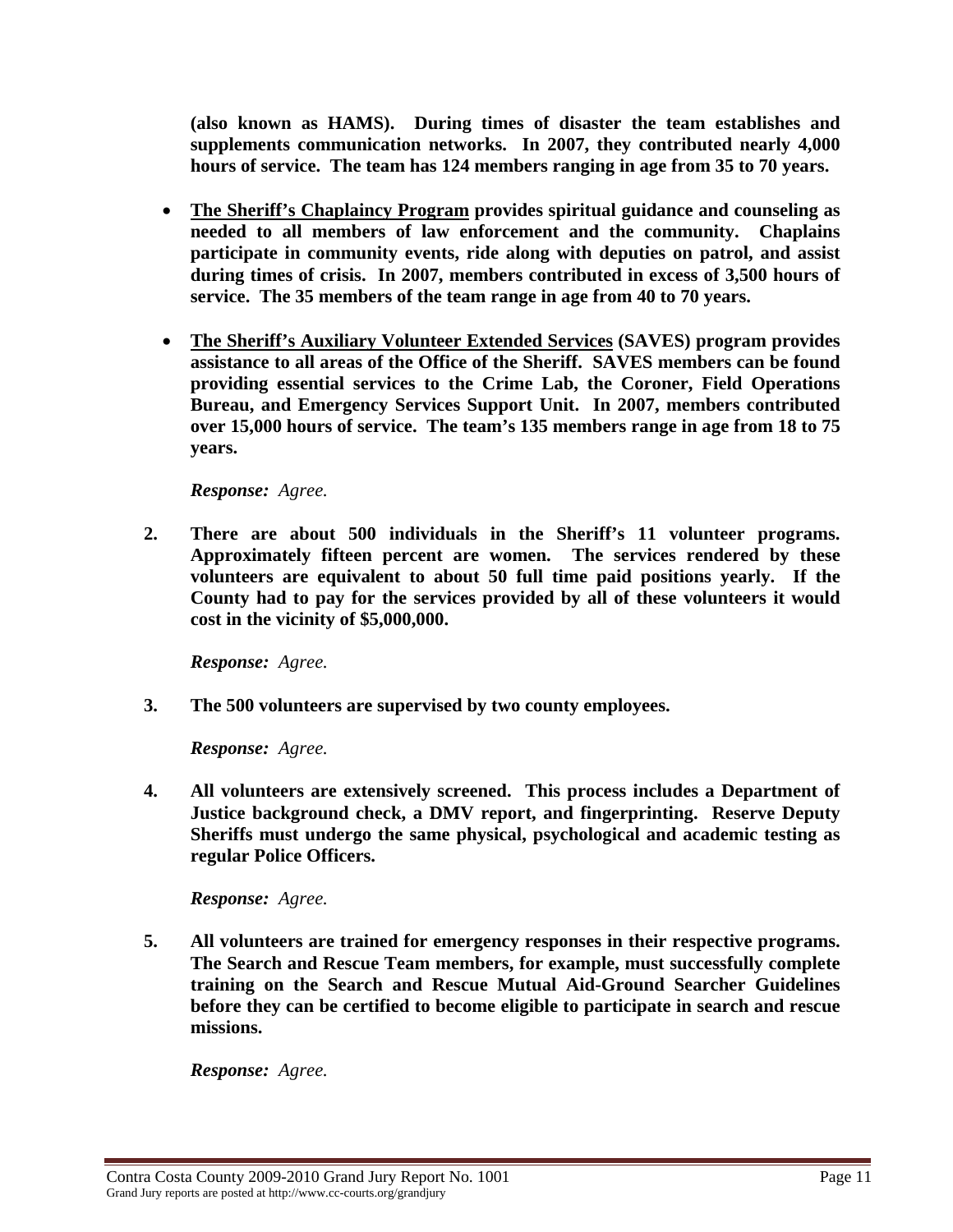**(also known as HAMS). During times of disaster the team establishes and supplements communication networks. In 2007, they contributed nearly 4,000 hours of service. The team has 124 members ranging in age from 35 to 70 years.**

- **<u>The Sheriff's Chaplaincy Program</u> provides spiritual guidance and counseling as needed to all members of law enforcement and the community. Chaplains participate in community events, ride along with deputies on patrol, and assist during times of crisis. In 2007, members contributed in excess of 3,500 hours of service. The 35 members of the team range in age from 40 to 70 years.**

- **<u>The Sheriff's Auxiliary Volunteer Extended Services</u> (SAVES) program provides assistance to all areas of the Office of the Sheriff. SAVES members can be found providing essential services to the Crime Lab, the Coroner, Field Operations Bureau, and Emergency Services Support Unit. In 2007, members contributed over 15,000 hours of service. The team's 135 members range in age from 18 to 75 years.**

***Response:** Agree.*

2. **There are about 500 individuals in the Sheriff's 11 volunteer programs. Approximately fifteen percent are women. The services rendered by these volunteers are equivalent to about 50 full time paid positions yearly. If the County had to pay for the services provided by all of these volunteers it would cost in the vicinity of $5,000,000.**

   ***Response:** Agree.*

3. **The 500 volunteers are supervised by two county employees.**

   ***Response:** Agree.*

4. **All volunteers are extensively screened. This process includes a Department of Justice background check, a DMV report, and fingerprinting. Reserve Deputy Sheriffs must undergo the same physical, psychological and academic testing as regular Police Officers.**

   ***Response:** Agree.*

5. **All volunteers are trained for emergency responses in their respective programs. The Search and Rescue Team members, for example, must successfully complete training on the Search and Rescue Mutual Aid-Ground Searcher Guidelines before they can be certified to become eligible to participate in search and rescue missions.**

   ***Response:** Agree.*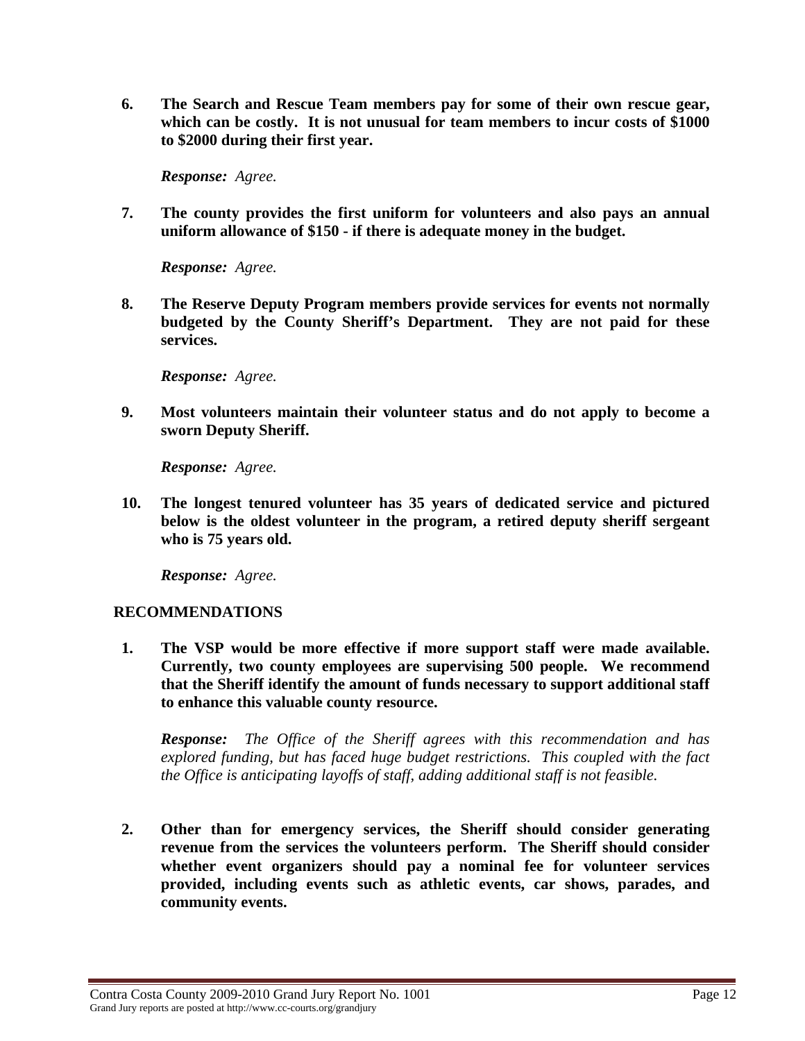6. **The Search and Rescue Team members pay for some of their own rescue gear, which can be costly. It is not unusual for team members to incur costs of $1000 to $2000 during their first year.**

   ***Response:*** *Agree.*

7. **The county provides the first uniform for volunteers and also pays an annual uniform allowance of $150 - if there is adequate money in the budget.**

   ***Response:*** *Agree.*

8. **The Reserve Deputy Program members provide services for events not normally budgeted by the County Sheriff's Department. They are not paid for these services.**

   ***Response:*** *Agree.*

9. **Most volunteers maintain their volunteer status and do not apply to become a sworn Deputy Sheriff.**

   ***Response:*** *Agree.*

10. **The longest tenured volunteer has 35 years of dedicated service and pictured below is the oldest volunteer in the program, a retired deputy sheriff sergeant who is 75 years old.**

    ***Response:*** *Agree.*

## RECOMMENDATIONS

1. **The VSP would be more effective if more support staff were made available. Currently, two county employees are supervising 500 people. We recommend that the Sheriff identify the amount of funds necessary to support additional staff to enhance this valuable county resource.**

   ***Response:*** *The Office of the Sheriff agrees with this recommendation and has explored funding, but has faced huge budget restrictions. This coupled with the fact the Office is anticipating layoffs of staff, adding additional staff is not feasible.*

2. **Other than for emergency services, the Sheriff should consider generating revenue from the services the volunteers perform. The Sheriff should consider whether event organizers should pay a nominal fee for volunteer services provided, including events such as athletic events, car shows, parades, and community events.**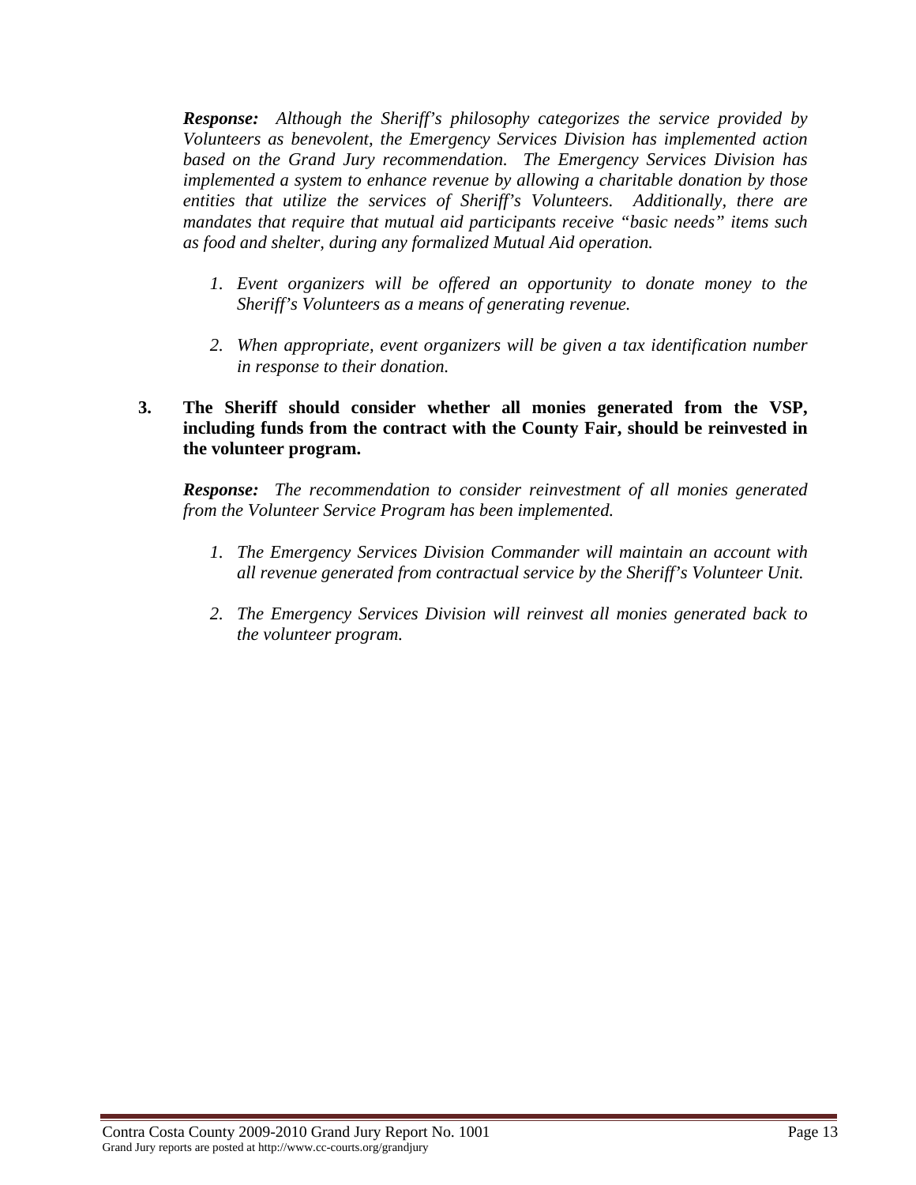***Response:*** *Although the Sheriff's philosophy categorizes the service provided by Volunteers as benevolent, the Emergency Services Division has implemented action based on the Grand Jury recommendation. The Emergency Services Division has implemented a system to enhance revenue by allowing a charitable donation by those entities that utilize the services of Sheriff's Volunteers. Additionally, there are mandates that require that mutual aid participants receive "basic needs" items such as food and shelter, during any formalized Mutual Aid operation.*

1. *Event organizers will be offered an opportunity to donate money to the Sheriff's Volunteers as a means of generating revenue.*

2. *When appropriate, event organizers will be given a tax identification number in response to their donation.*

**3. The Sheriff should consider whether all monies generated from the VSP, including funds from the contract with the County Fair, should be reinvested in the volunteer program.**

***Response:*** *The recommendation to consider reinvestment of all monies generated from the Volunteer Service Program has been implemented.*

1. *The Emergency Services Division Commander will maintain an account with all revenue generated from contractual service by the Sheriff's Volunteer Unit.*

2. *The Emergency Services Division will reinvest all monies generated back to the volunteer program.*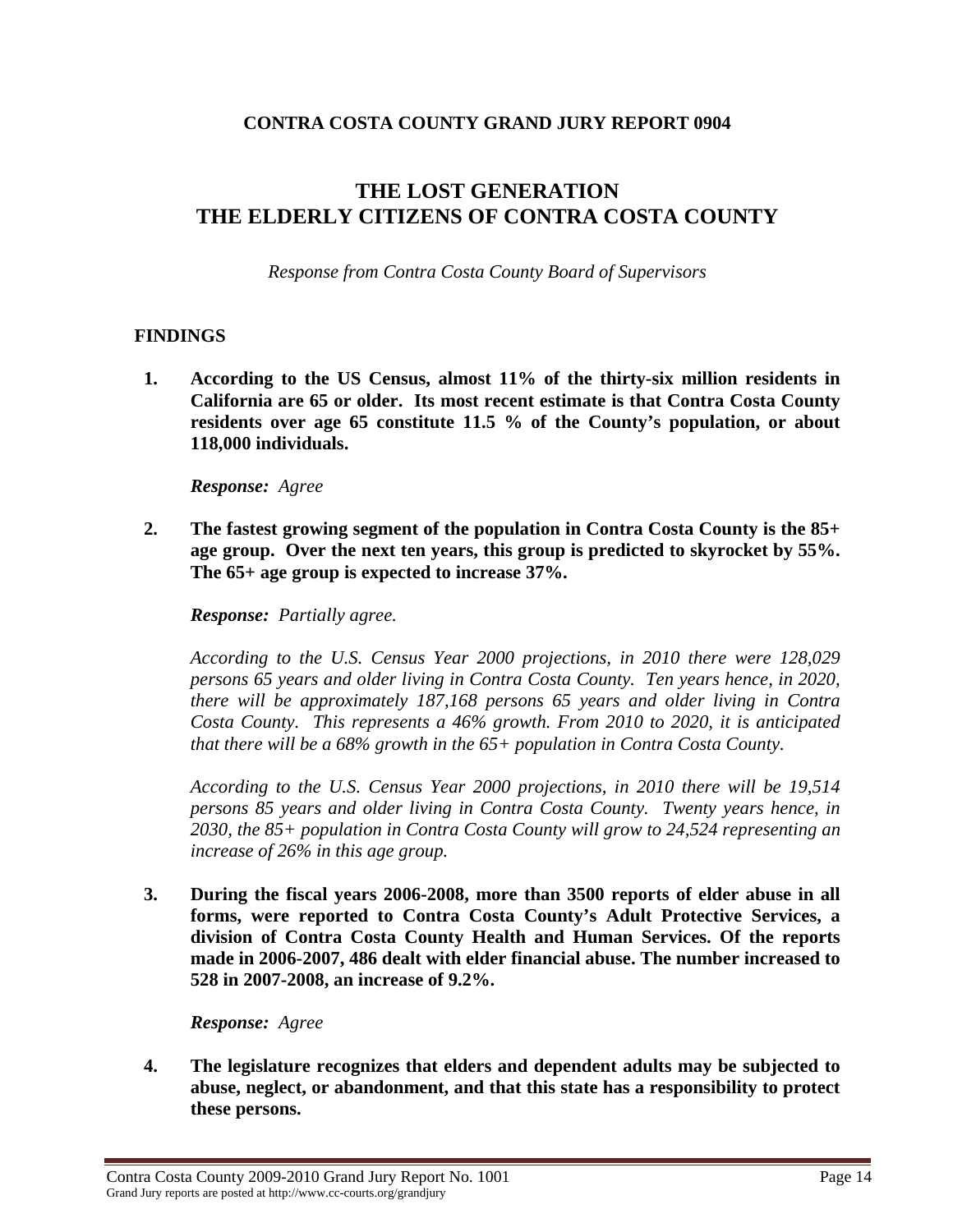**CONTRA COSTA COUNTY GRAND JURY REPORT 0904**

# THE LOST GENERATION
# THE ELDERLY CITIZENS OF CONTRA COSTA COUNTY

*Response from Contra Costa County Board of Supervisors*

## FINDINGS

1. **According to the US Census, almost 11% of the thirty-six million residents in California are 65 or older. Its most recent estimate is that Contra Costa County residents over age 65 constitute 11.5 % of the County's population, or about 118,000 individuals.**

   ***Response:*** *Agree*

2. **The fastest growing segment of the population in Contra Costa County is the 85+ age group. Over the next ten years, this group is predicted to skyrocket by 55%. The 65+ age group is expected to increase 37%.**

   ***Response:*** *Partially agree.*

   *According to the U.S. Census Year 2000 projections, in 2010 there were 128,029 persons 65 years and older living in Contra Costa County. Ten years hence, in 2020, there will be approximately 187,168 persons 65 years and older living in Contra Costa County. This represents a 46% growth. From 2010 to 2020, it is anticipated that there will be a 68% growth in the 65+ population in Contra Costa County.*

   *According to the U.S. Census Year 2000 projections, in 2010 there will be 19,514 persons 85 years and older living in Contra Costa County. Twenty years hence, in 2030, the 85+ population in Contra Costa County will grow to 24,524 representing an increase of 26% in this age group.*

3. **During the fiscal years 2006-2008, more than 3500 reports of elder abuse in all forms, were reported to Contra Costa County's Adult Protective Services, a division of Contra Costa County Health and Human Services. Of the reports made in 2006-2007, 486 dealt with elder financial abuse. The number increased to 528 in 2007-2008, an increase of 9.2%.**

   ***Response:*** *Agree*

4. **The legislature recognizes that elders and dependent adults may be subjected to abuse, neglect, or abandonment, and that this state has a responsibility to protect these persons.**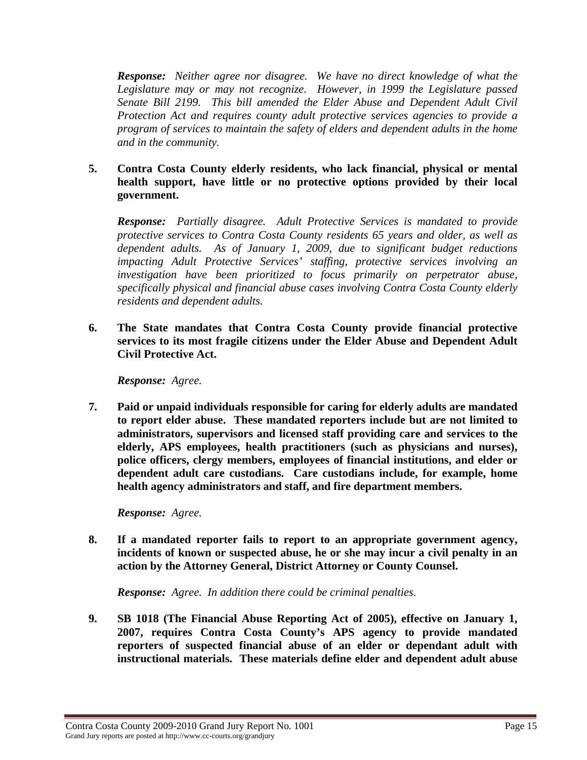*Response: Neither agree nor disagree. We have no direct knowledge of what the Legislature may or may not recognize. However, in 1999 the Legislature passed Senate Bill 2199. This bill amended the Elder Abuse and Dependent Adult Civil Protection Act and requires county adult protective services agencies to provide a program of services to maintain the safety of elders and dependent adults in the home and in the community.*

5. **Contra Costa County elderly residents, who lack financial, physical or mental health support, have little or no protective options provided by their local government.**

   ***Response:*** *Partially disagree. Adult Protective Services is mandated to provide protective services to Contra Costa County residents 65 years and older, as well as dependent adults. As of January 1, 2009, due to significant budget reductions impacting Adult Protective Services' staffing, protective services involving an investigation have been prioritized to focus primarily on perpetrator abuse, specifically physical and financial abuse cases involving Contra Costa County elderly residents and dependent adults.*

6. **The State mandates that Contra Costa County provide financial protective services to its most fragile citizens under the Elder Abuse and Dependent Adult Civil Protective Act.**

   ***Response:*** *Agree.*

7. **Paid or unpaid individuals responsible for caring for elderly adults are mandated to report elder abuse. These mandated reporters include but are not limited to administrators, supervisors and licensed staff providing care and services to the elderly, APS employees, health practitioners (such as physicians and nurses), police officers, clergy members, employees of financial institutions, and elder or dependent adult care custodians. Care custodians include, for example, home health agency administrators and staff, and fire department members.**

   ***Response:*** *Agree.*

8. **If a mandated reporter fails to report to an appropriate government agency, incidents of known or suspected abuse, he or she may incur a civil penalty in an action by the Attorney General, District Attorney or County Counsel.**

   ***Response:*** *Agree. In addition there could be criminal penalties.*

9. **SB 1018 (The Financial Abuse Reporting Act of 2005), effective on January 1, 2007, requires Contra Costa County's APS agency to provide mandated reporters of suspected financial abuse of an elder or dependant adult with instructional materials. These materials define elder and dependent adult abuse**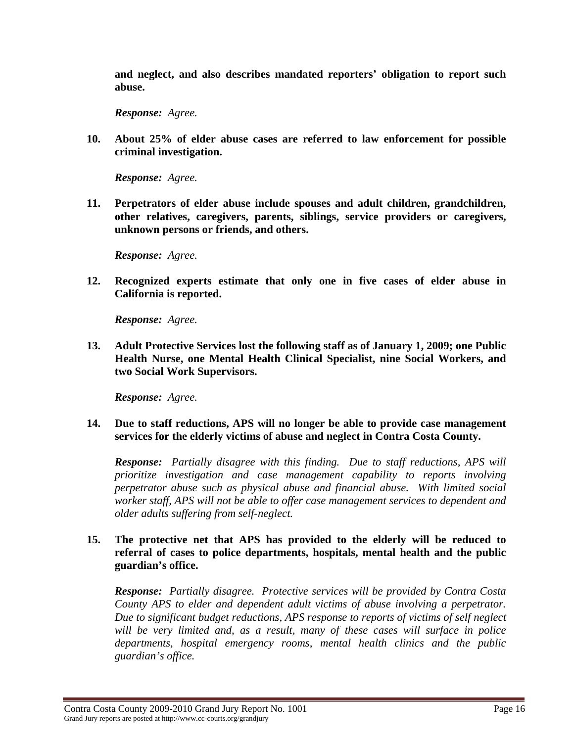**and neglect, and also describes mandated reporters' obligation to report such abuse.**

***Response:*** *Agree.*

10. **About 25% of elder abuse cases are referred to law enforcement for possible criminal investigation.**

    ***Response:*** *Agree.*

11. **Perpetrators of elder abuse include spouses and adult children, grandchildren, other relatives, caregivers, parents, siblings, service providers or caregivers, unknown persons or friends, and others.**

    ***Response:*** *Agree.*

12. **Recognized experts estimate that only one in five cases of elder abuse in California is reported.**

    ***Response:*** *Agree.*

13. **Adult Protective Services lost the following staff as of January 1, 2009; one Public Health Nurse, one Mental Health Clinical Specialist, nine Social Workers, and two Social Work Supervisors.**

    ***Response:*** *Agree.*

14. **Due to staff reductions, APS will no longer be able to provide case management services for the elderly victims of abuse and neglect in Contra Costa County.**

    ***Response:*** *Partially disagree with this finding. Due to staff reductions, APS will prioritize investigation and case management capability to reports involving perpetrator abuse such as physical abuse and financial abuse. With limited social worker staff, APS will not be able to offer case management services to dependent and older adults suffering from self-neglect.*

15. **The protective net that APS has provided to the elderly will be reduced to referral of cases to police departments, hospitals, mental health and the public guardian's office.**

    ***Response:*** *Partially disagree. Protective services will be provided by Contra Costa County APS to elder and dependent adult victims of abuse involving a perpetrator. Due to significant budget reductions, APS response to reports of victims of self neglect will be very limited and, as a result, many of these cases will surface in police departments, hospital emergency rooms, mental health clinics and the public guardian's office.*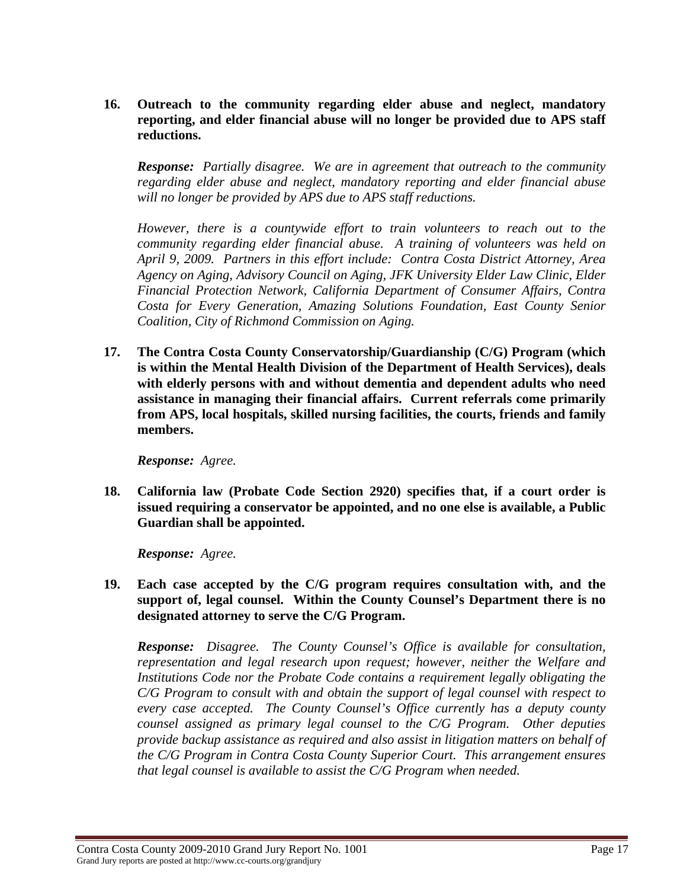16. **Outreach to the community regarding elder abuse and neglect, mandatory reporting, and elder financial abuse will no longer be provided due to APS staff reductions.**

    ***Response:*** *Partially disagree. We are in agreement that outreach to the community regarding elder abuse and neglect, mandatory reporting and elder financial abuse will no longer be provided by APS due to APS staff reductions.*

    *However, there is a countywide effort to train volunteers to reach out to the community regarding elder financial abuse. A training of volunteers was held on April 9, 2009. Partners in this effort include: Contra Costa District Attorney, Area Agency on Aging, Advisory Council on Aging, JFK University Elder Law Clinic, Elder Financial Protection Network, California Department of Consumer Affairs, Contra Costa for Every Generation, Amazing Solutions Foundation, East County Senior Coalition, City of Richmond Commission on Aging.*

17. **The Contra Costa County Conservatorship/Guardianship (C/G) Program (which is within the Mental Health Division of the Department of Health Services), deals with elderly persons with and without dementia and dependent adults who need assistance in managing their financial affairs. Current referrals come primarily from APS, local hospitals, skilled nursing facilities, the courts, friends and family members.**

    ***Response:*** *Agree.*

18. **California law (Probate Code Section 2920) specifies that, if a court order is issued requiring a conservator be appointed, and no one else is available, a Public Guardian shall be appointed.**

    ***Response:*** *Agree.*

19. **Each case accepted by the C/G program requires consultation with, and the support of, legal counsel. Within the County Counsel's Department there is no designated attorney to serve the C/G Program.**

    ***Response:*** *Disagree. The County Counsel's Office is available for consultation, representation and legal research upon request; however, neither the Welfare and Institutions Code nor the Probate Code contains a requirement legally obligating the C/G Program to consult with and obtain the support of legal counsel with respect to every case accepted. The County Counsel's Office currently has a deputy county counsel assigned as primary legal counsel to the C/G Program. Other deputies provide backup assistance as required and also assist in litigation matters on behalf of the C/G Program in Contra Costa County Superior Court. This arrangement ensures that legal counsel is available to assist the C/G Program when needed.*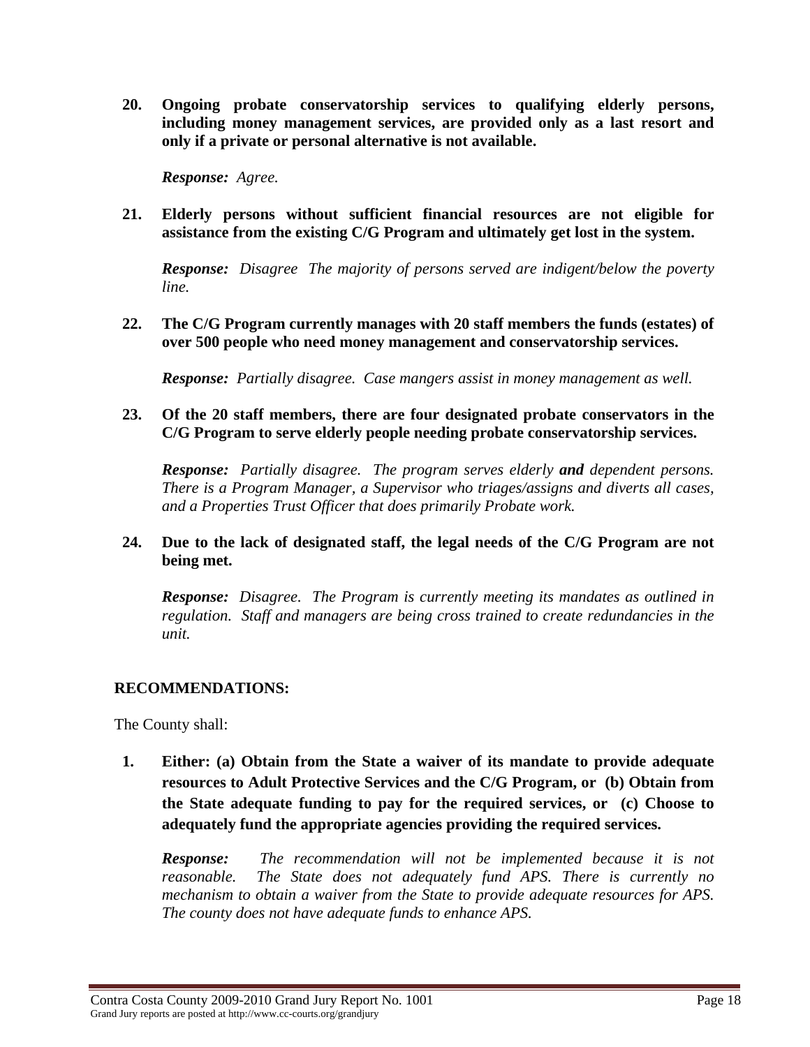**20. Ongoing probate conservatorship services to qualifying elderly persons, including money management services, are provided only as a last resort and only if a private or personal alternative is not available.**

***Response:*** *Agree.*

**21. Elderly persons without sufficient financial resources are not eligible for assistance from the existing C/G Program and ultimately get lost in the system.**

***Response:*** *Disagree The majority of persons served are indigent/below the poverty line.*

**22. The C/G Program currently manages with 20 staff members the funds (estates) of over 500 people who need money management and conservatorship services.**

***Response:*** *Partially disagree. Case mangers assist in money management as well.*

**23. Of the 20 staff members, there are four designated probate conservators in the C/G Program to serve elderly people needing probate conservatorship services.**

***Response:*** *Partially disagree. The program serves elderly **and** dependent persons. There is a Program Manager, a Supervisor who triages/assigns and diverts all cases, and a Properties Trust Officer that does primarily Probate work.*

**24. Due to the lack of designated staff, the legal needs of the C/G Program are not being met.**

***Response:*** *Disagree. The Program is currently meeting its mandates as outlined in regulation. Staff and managers are being cross trained to create redundancies in the unit.*

**RECOMMENDATIONS:**

The County shall:

**1. Either: (a) Obtain from the State a waiver of its mandate to provide adequate resources to Adult Protective Services and the C/G Program, or (b) Obtain from the State adequate funding to pay for the required services, or (c) Choose to adequately fund the appropriate agencies providing the required services.**

***Response:*** *The recommendation will not be implemented because it is not reasonable. The State does not adequately fund APS. There is currently no mechanism to obtain a waiver from the State to provide adequate resources for APS. The county does not have adequate funds to enhance APS.*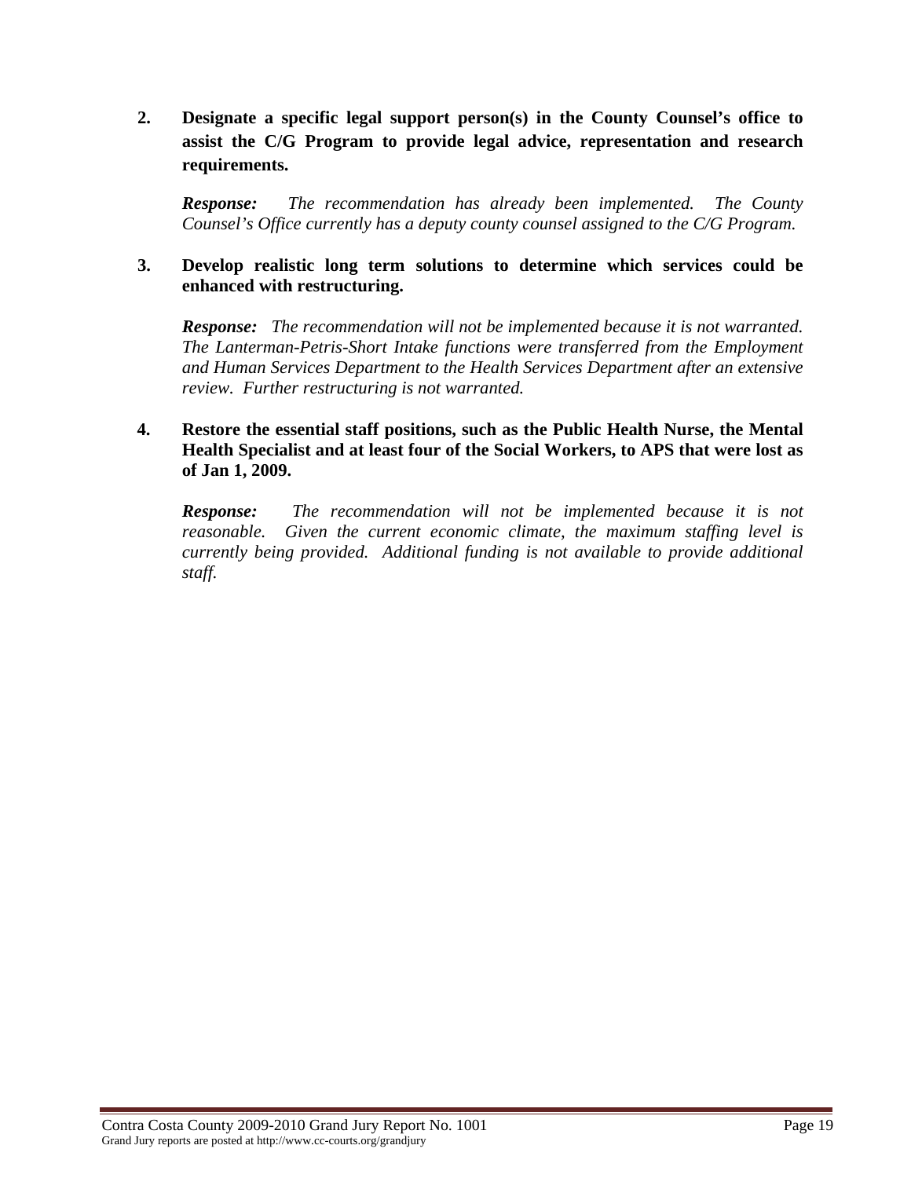2. **Designate a specific legal support person(s) in the County Counsel's office to assist the C/G Program to provide legal advice, representation and research requirements.**

   ***Response:*** *The recommendation has already been implemented. The County Counsel's Office currently has a deputy county counsel assigned to the C/G Program.*

3. **Develop realistic long term solutions to determine which services could be enhanced with restructuring.**

   ***Response:*** *The recommendation will not be implemented because it is not warranted. The Lanterman-Petris-Short Intake functions were transferred from the Employment and Human Services Department to the Health Services Department after an extensive review. Further restructuring is not warranted.*

4. **Restore the essential staff positions, such as the Public Health Nurse, the Mental Health Specialist and at least four of the Social Workers, to APS that were lost as of Jan 1, 2009.**

   ***Response:*** *The recommendation will not be implemented because it is not reasonable. Given the current economic climate, the maximum staffing level is currently being provided. Additional funding is not available to provide additional staff.*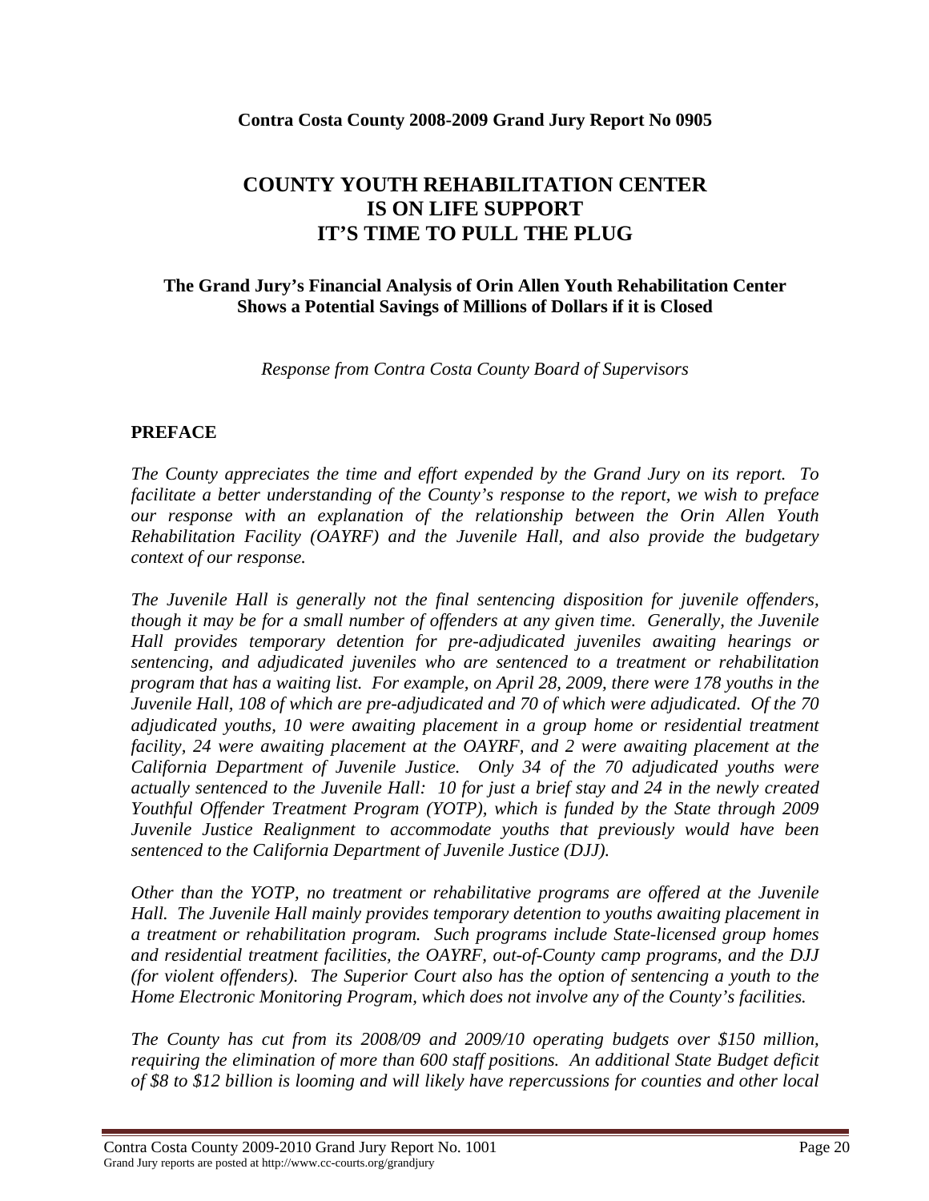**Contra Costa County 2008-2009 Grand Jury Report No 0905**

# COUNTY YOUTH REHABILITATION CENTER IS ON LIFE SUPPORT IT'S TIME TO PULL THE PLUG

### The Grand Jury's Financial Analysis of Orin Allen Youth Rehabilitation Center Shows a Potential Savings of Millions of Dollars if it is Closed

*Response from Contra Costa County Board of Supervisors*

## PREFACE

*The County appreciates the time and effort expended by the Grand Jury on its report. To facilitate a better understanding of the County's response to the report, we wish to preface our response with an explanation of the relationship between the Orin Allen Youth Rehabilitation Facility (OAYRF) and the Juvenile Hall, and also provide the budgetary context of our response.*

*The Juvenile Hall is generally not the final sentencing disposition for juvenile offenders, though it may be for a small number of offenders at any given time. Generally, the Juvenile Hall provides temporary detention for pre-adjudicated juveniles awaiting hearings or sentencing, and adjudicated juveniles who are sentenced to a treatment or rehabilitation program that has a waiting list. For example, on April 28, 2009, there were 178 youths in the Juvenile Hall, 108 of which are pre-adjudicated and 70 of which were adjudicated. Of the 70 adjudicated youths, 10 were awaiting placement in a group home or residential treatment facility, 24 were awaiting placement at the OAYRF, and 2 were awaiting placement at the California Department of Juvenile Justice. Only 34 of the 70 adjudicated youths were actually sentenced to the Juvenile Hall: 10 for just a brief stay and 24 in the newly created Youthful Offender Treatment Program (YOTP), which is funded by the State through 2009 Juvenile Justice Realignment to accommodate youths that previously would have been sentenced to the California Department of Juvenile Justice (DJJ).*

*Other than the YOTP, no treatment or rehabilitative programs are offered at the Juvenile Hall. The Juvenile Hall mainly provides temporary detention to youths awaiting placement in a treatment or rehabilitation program. Such programs include State-licensed group homes and residential treatment facilities, the OAYRF, out-of-County camp programs, and the DJJ (for violent offenders). The Superior Court also has the option of sentencing a youth to the Home Electronic Monitoring Program, which does not involve any of the County's facilities.*

*The County has cut from its 2008/09 and 2009/10 operating budgets over $150 million, requiring the elimination of more than 600 staff positions. An additional State Budget deficit of $8 to $12 billion is looming and will likely have repercussions for counties and other local*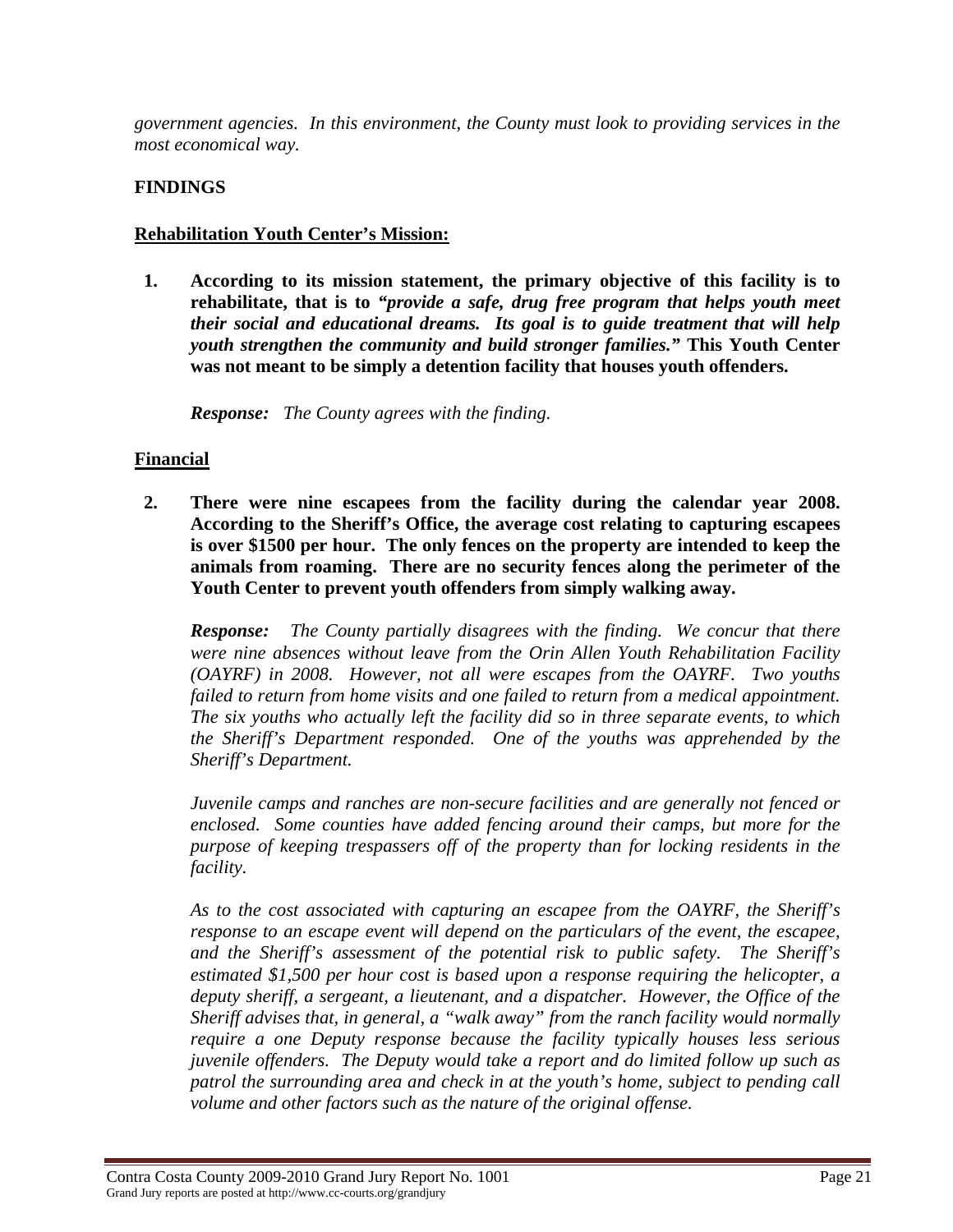*government agencies. In this environment, the County must look to providing services in the most economical way.*

## FINDINGS

### Rehabilitation Youth Center's Mission:

**1. According to its mission statement, the primary objective of this facility is to rehabilitate, that is to *"provide a safe, drug free program that helps youth meet their social and educational dreams. Its goal is to guide treatment that will help youth strengthen the community and build stronger families."* This Youth Center was not meant to be simply a detention facility that houses youth offenders.**

***Response:*** *The County agrees with the finding.*

### Financial

**2. There were nine escapees from the facility during the calendar year 2008. According to the Sheriff's Office, the average cost relating to capturing escapees is over $1500 per hour. The only fences on the property are intended to keep the animals from roaming. There are no security fences along the perimeter of the Youth Center to prevent youth offenders from simply walking away.**

***Response:*** *The County partially disagrees with the finding. We concur that there were nine absences without leave from the Orin Allen Youth Rehabilitation Facility (OAYRF) in 2008. However, not all were escapes from the OAYRF. Two youths failed to return from home visits and one failed to return from a medical appointment. The six youths who actually left the facility did so in three separate events, to which the Sheriff's Department responded. One of the youths was apprehended by the Sheriff's Department.*

*Juvenile camps and ranches are non-secure facilities and are generally not fenced or enclosed. Some counties have added fencing around their camps, but more for the purpose of keeping trespassers off of the property than for locking residents in the facility.*

*As to the cost associated with capturing an escapee from the OAYRF, the Sheriff's response to an escape event will depend on the particulars of the event, the escapee, and the Sheriff's assessment of the potential risk to public safety. The Sheriff's estimated $1,500 per hour cost is based upon a response requiring the helicopter, a deputy sheriff, a sergeant, a lieutenant, and a dispatcher. However, the Office of the Sheriff advises that, in general, a "walk away" from the ranch facility would normally require a one Deputy response because the facility typically houses less serious juvenile offenders. The Deputy would take a report and do limited follow up such as patrol the surrounding area and check in at the youth's home, subject to pending call volume and other factors such as the nature of the original offense.*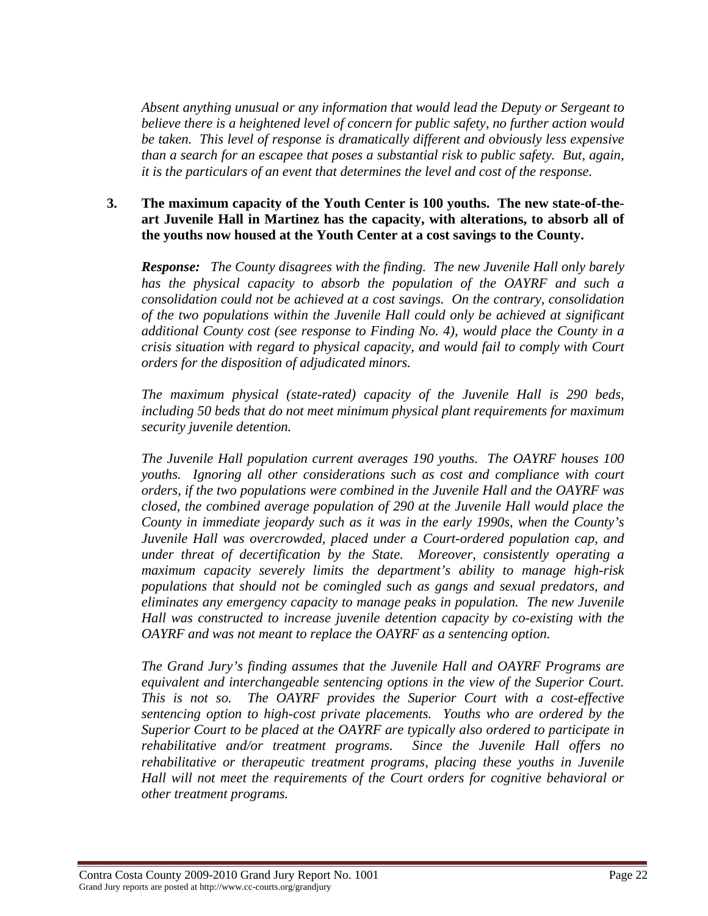*Absent anything unusual or any information that would lead the Deputy or Sergeant to believe there is a heightened level of concern for public safety, no further action would be taken. This level of response is dramatically different and obviously less expensive than a search for an escapee that poses a substantial risk to public safety. But, again, it is the particulars of an event that determines the level and cost of the response.*

**3. The maximum capacity of the Youth Center is 100 youths. The new state-of-the-art Juvenile Hall in Martinez has the capacity, with alterations, to absorb all of the youths now housed at the Youth Center at a cost savings to the County.**

***Response:*** *The County disagrees with the finding. The new Juvenile Hall only barely has the physical capacity to absorb the population of the OAYRF and such a consolidation could not be achieved at a cost savings. On the contrary, consolidation of the two populations within the Juvenile Hall could only be achieved at significant additional County cost (see response to Finding No. 4), would place the County in a crisis situation with regard to physical capacity, and would fail to comply with Court orders for the disposition of adjudicated minors.*

*The maximum physical (state-rated) capacity of the Juvenile Hall is 290 beds, including 50 beds that do not meet minimum physical plant requirements for maximum security juvenile detention.*

*The Juvenile Hall population current averages 190 youths. The OAYRF houses 100 youths. Ignoring all other considerations such as cost and compliance with court orders, if the two populations were combined in the Juvenile Hall and the OAYRF was closed, the combined average population of 290 at the Juvenile Hall would place the County in immediate jeopardy such as it was in the early 1990s, when the County's Juvenile Hall was overcrowded, placed under a Court-ordered population cap, and under threat of decertification by the State. Moreover, consistently operating a maximum capacity severely limits the department's ability to manage high-risk populations that should not be comingled such as gangs and sexual predators, and eliminates any emergency capacity to manage peaks in population. The new Juvenile Hall was constructed to increase juvenile detention capacity by co-existing with the OAYRF and was not meant to replace the OAYRF as a sentencing option.*

*The Grand Jury's finding assumes that the Juvenile Hall and OAYRF Programs are equivalent and interchangeable sentencing options in the view of the Superior Court. This is not so. The OAYRF provides the Superior Court with a cost-effective sentencing option to high-cost private placements. Youths who are ordered by the Superior Court to be placed at the OAYRF are typically also ordered to participate in rehabilitative and/or treatment programs. Since the Juvenile Hall offers no rehabilitative or therapeutic treatment programs, placing these youths in Juvenile Hall will not meet the requirements of the Court orders for cognitive behavioral or other treatment programs.*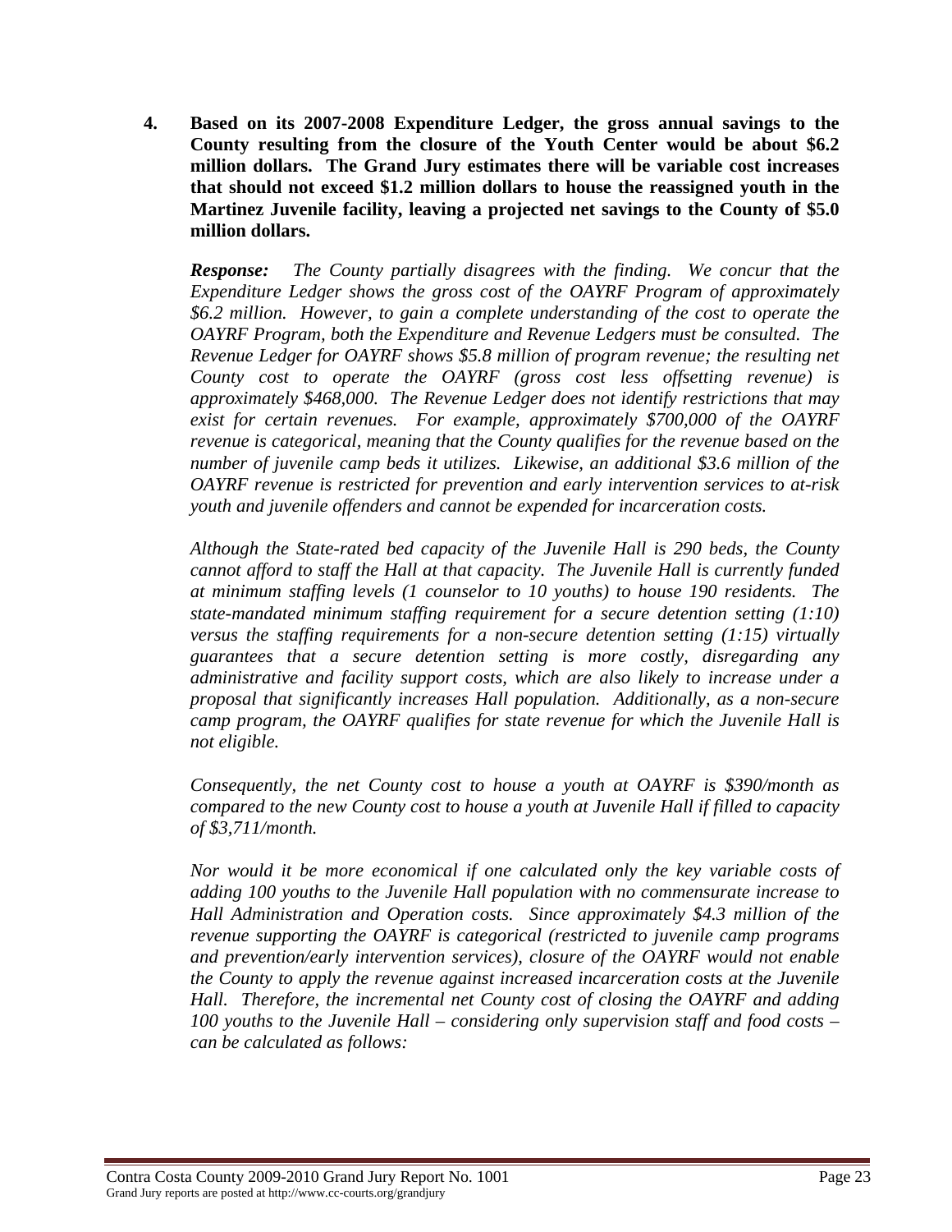4. **Based on its 2007-2008 Expenditure Ledger, the gross annual savings to the County resulting from the closure of the Youth Center would be about $6.2 million dollars. The Grand Jury estimates there will be variable cost increases that should not exceed $1.2 million dollars to house the reassigned youth in the Martinez Juvenile facility, leaving a projected net savings to the County of $5.0 million dollars.**

   ***Response:*** *The County partially disagrees with the finding. We concur that the Expenditure Ledger shows the gross cost of the OAYRF Program of approximately $6.2 million. However, to gain a complete understanding of the cost to operate the OAYRF Program, both the Expenditure and Revenue Ledgers must be consulted. The Revenue Ledger for OAYRF shows $5.8 million of program revenue; the resulting net County cost to operate the OAYRF (gross cost less offsetting revenue) is approximately $468,000. The Revenue Ledger does not identify restrictions that may exist for certain revenues. For example, approximately $700,000 of the OAYRF revenue is categorical, meaning that the County qualifies for the revenue based on the number of juvenile camp beds it utilizes. Likewise, an additional $3.6 million of the OAYRF revenue is restricted for prevention and early intervention services to at-risk youth and juvenile offenders and cannot be expended for incarceration costs.*

   *Although the State-rated bed capacity of the Juvenile Hall is 290 beds, the County cannot afford to staff the Hall at that capacity. The Juvenile Hall is currently funded at minimum staffing levels (1 counselor to 10 youths) to house 190 residents. The state-mandated minimum staffing requirement for a secure detention setting (1:10) versus the staffing requirements for a non-secure detention setting (1:15) virtually guarantees that a secure detention setting is more costly, disregarding any administrative and facility support costs, which are also likely to increase under a proposal that significantly increases Hall population. Additionally, as a non-secure camp program, the OAYRF qualifies for state revenue for which the Juvenile Hall is not eligible.*

   *Consequently, the net County cost to house a youth at OAYRF is $390/month as compared to the new County cost to house a youth at Juvenile Hall if filled to capacity of $3,711/month.*

   *Nor would it be more economical if one calculated only the key variable costs of adding 100 youths to the Juvenile Hall population with no commensurate increase to Hall Administration and Operation costs. Since approximately $4.3 million of the revenue supporting the OAYRF is categorical (restricted to juvenile camp programs and prevention/early intervention services), closure of the OAYRF would not enable the County to apply the revenue against increased incarceration costs at the Juvenile Hall. Therefore, the incremental net County cost of closing the OAYRF and adding 100 youths to the Juvenile Hall – considering only supervision staff and food costs – can be calculated as follows:*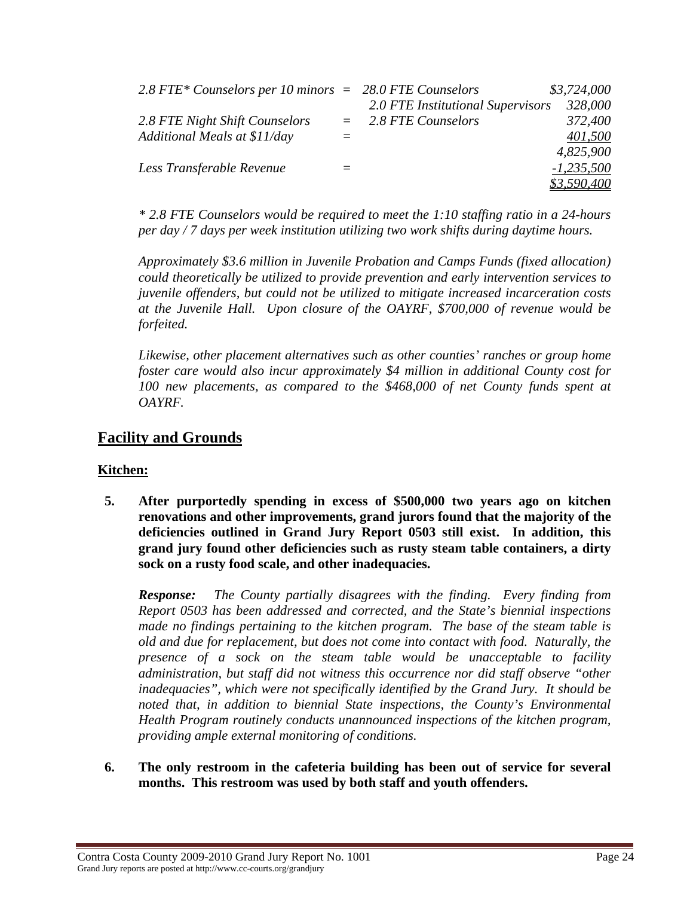| | | | |
|---|---|---|---|
| *2.8 FTE\* Counselors per 10 minors* | = | *28.0 FTE Counselors* | *$3,724,000* |
| | | *2.0 FTE Institutional Supervisors* | *328,000* |
| *2.8 FTE Night Shift Counselors* | = | *2.8 FTE Counselors* | *372,400* |
| *Additional Meals at $11/day* | = | | *401,500* |
| | | | *4,825,900* |
| *Less Transferable Revenue* | = | | *-1,235,500* |
| | | | *$3,590,400* |

*\* 2.8 FTE Counselors would be required to meet the 1:10 staffing ratio in a 24-hours per day / 7 days per week institution utilizing two work shifts during daytime hours.*

*Approximately $3.6 million in Juvenile Probation and Camps Funds (fixed allocation) could theoretically be utilized to provide prevention and early intervention services to juvenile offenders, but could not be utilized to mitigate increased incarceration costs at the Juvenile Hall. Upon closure of the OAYRF, $700,000 of revenue would be forfeited.*

*Likewise, other placement alternatives such as other counties' ranches or group home foster care would also incur approximately $4 million in additional County cost for 100 new placements, as compared to the $468,000 of net County funds spent at OAYRF.*

## Facility and Grounds

### Kitchen:

**5. After purportedly spending in excess of $500,000 two years ago on kitchen renovations and other improvements, grand jurors found that the majority of the deficiencies outlined in Grand Jury Report 0503 still exist. In addition, this grand jury found other deficiencies such as rusty steam table containers, a dirty sock on a rusty food scale, and other inadequacies.**

***Response:*** *The County partially disagrees with the finding. Every finding from Report 0503 has been addressed and corrected, and the State's biennial inspections made no findings pertaining to the kitchen program. The base of the steam table is old and due for replacement, but does not come into contact with food. Naturally, the presence of a sock on the steam table would be unacceptable to facility administration, but staff did not witness this occurrence nor did staff observe "other inadequacies", which were not specifically identified by the Grand Jury. It should be noted that, in addition to biennial State inspections, the County's Environmental Health Program routinely conducts unannounced inspections of the kitchen program, providing ample external monitoring of conditions.*

**6. The only restroom in the cafeteria building has been out of service for several months. This restroom was used by both staff and youth offenders.**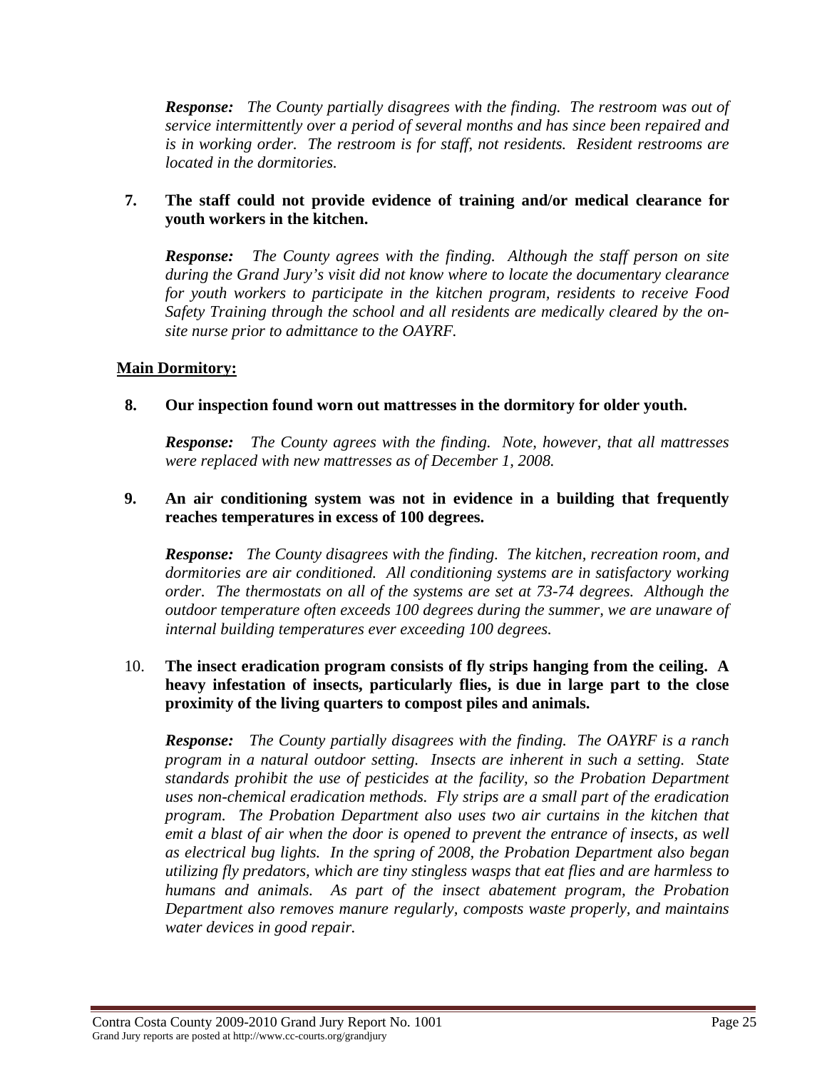*__Response:__ The County partially disagrees with the finding. The restroom was out of service intermittently over a period of several months and has since been repaired and is in working order. The restroom is for staff, not residents. Resident restrooms are located in the dormitories.*

**7. The staff could not provide evidence of training and/or medical clearance for youth workers in the kitchen.**

*__Response:__ The County agrees with the finding. Although the staff person on site during the Grand Jury's visit did not know where to locate the documentary clearance for youth workers to participate in the kitchen program, residents to receive Food Safety Training through the school and all residents are medically cleared by the on-site nurse prior to admittance to the OAYRF.*

**Main Dormitory:**

**8. Our inspection found worn out mattresses in the dormitory for older youth.**

*__Response:__ The County agrees with the finding. Note, however, that all mattresses were replaced with new mattresses as of December 1, 2008.*

**9. An air conditioning system was not in evidence in a building that frequently reaches temperatures in excess of 100 degrees.**

*__Response:__ The County disagrees with the finding. The kitchen, recreation room, and dormitories are air conditioned. All conditioning systems are in satisfactory working order. The thermostats on all of the systems are set at 73-74 degrees. Although the outdoor temperature often exceeds 100 degrees during the summer, we are unaware of internal building temperatures ever exceeding 100 degrees.*

10. **The insect eradication program consists of fly strips hanging from the ceiling. A heavy infestation of insects, particularly flies, is due in large part to the close proximity of the living quarters to compost piles and animals.**

*__Response:__ The County partially disagrees with the finding. The OAYRF is a ranch program in a natural outdoor setting. Insects are inherent in such a setting. State standards prohibit the use of pesticides at the facility, so the Probation Department uses non-chemical eradication methods. Fly strips are a small part of the eradication program. The Probation Department also uses two air curtains in the kitchen that emit a blast of air when the door is opened to prevent the entrance of insects, as well as electrical bug lights. In the spring of 2008, the Probation Department also began utilizing fly predators, which are tiny stingless wasps that eat flies and are harmless to humans and animals. As part of the insect abatement program, the Probation Department also removes manure regularly, composts waste properly, and maintains water devices in good repair.*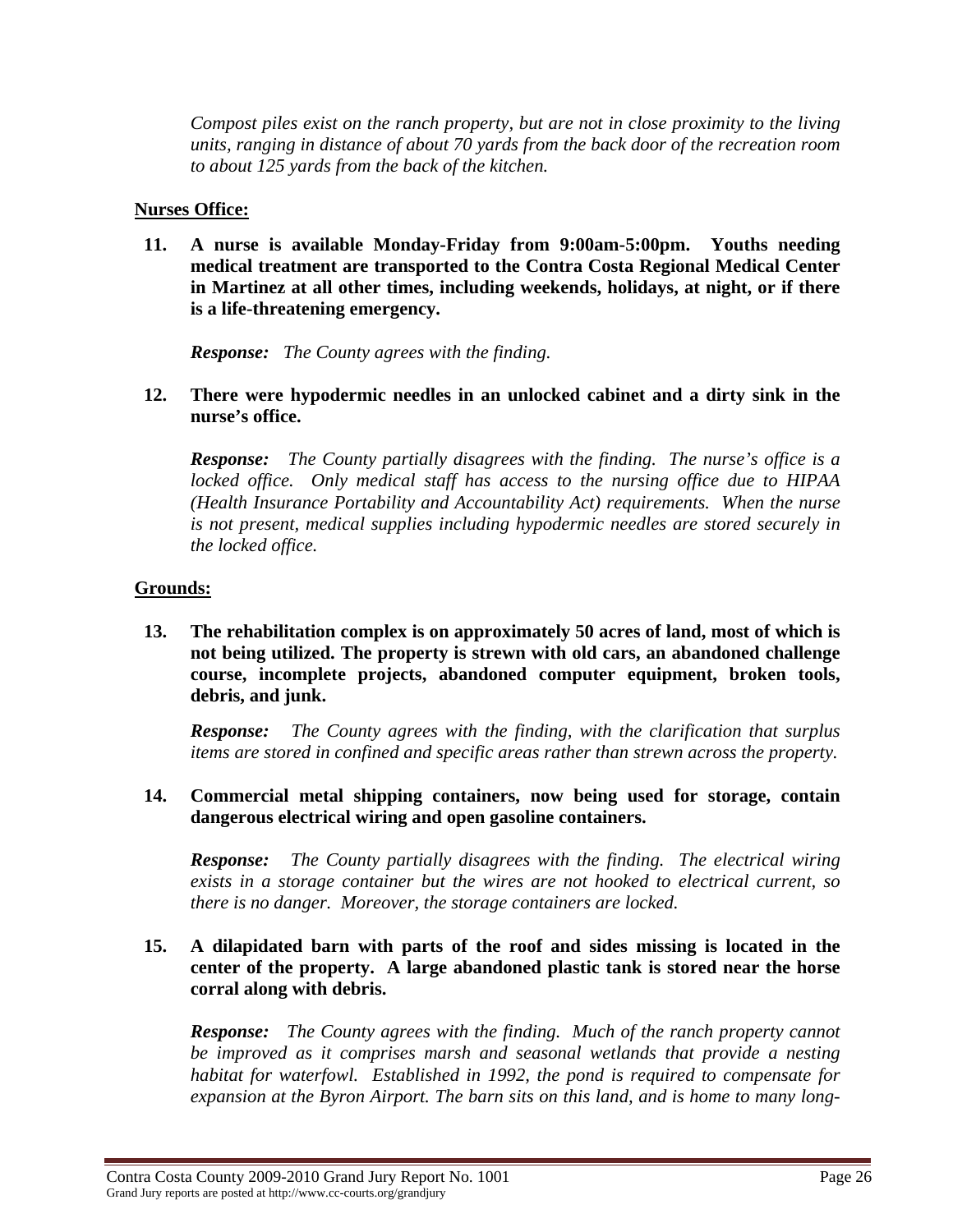*Compost piles exist on the ranch property, but are not in close proximity to the living units, ranging in distance of about 70 yards from the back door of the recreation room to about 125 yards from the back of the kitchen.*

**Nurses Office:**

**11. A nurse is available Monday-Friday from 9:00am-5:00pm. Youths needing medical treatment are transported to the Contra Costa Regional Medical Center in Martinez at all other times, including weekends, holidays, at night, or if there is a life-threatening emergency.**

***Response:*** *The County agrees with the finding.*

**12. There were hypodermic needles in an unlocked cabinet and a dirty sink in the nurse's office.**

***Response:*** *The County partially disagrees with the finding. The nurse's office is a locked office. Only medical staff has access to the nursing office due to HIPAA (Health Insurance Portability and Accountability Act) requirements. When the nurse is not present, medical supplies including hypodermic needles are stored securely in the locked office.*

**Grounds:**

**13. The rehabilitation complex is on approximately 50 acres of land, most of which is not being utilized. The property is strewn with old cars, an abandoned challenge course, incomplete projects, abandoned computer equipment, broken tools, debris, and junk.**

***Response:*** *The County agrees with the finding, with the clarification that surplus items are stored in confined and specific areas rather than strewn across the property.*

**14. Commercial metal shipping containers, now being used for storage, contain dangerous electrical wiring and open gasoline containers.**

***Response:*** *The County partially disagrees with the finding. The electrical wiring exists in a storage container but the wires are not hooked to electrical current, so there is no danger. Moreover, the storage containers are locked.*

**15. A dilapidated barn with parts of the roof and sides missing is located in the center of the property. A large abandoned plastic tank is stored near the horse corral along with debris.**

***Response:*** *The County agrees with the finding. Much of the ranch property cannot be improved as it comprises marsh and seasonal wetlands that provide a nesting habitat for waterfowl. Established in 1992, the pond is required to compensate for expansion at the Byron Airport. The barn sits on this land, and is home to many long-*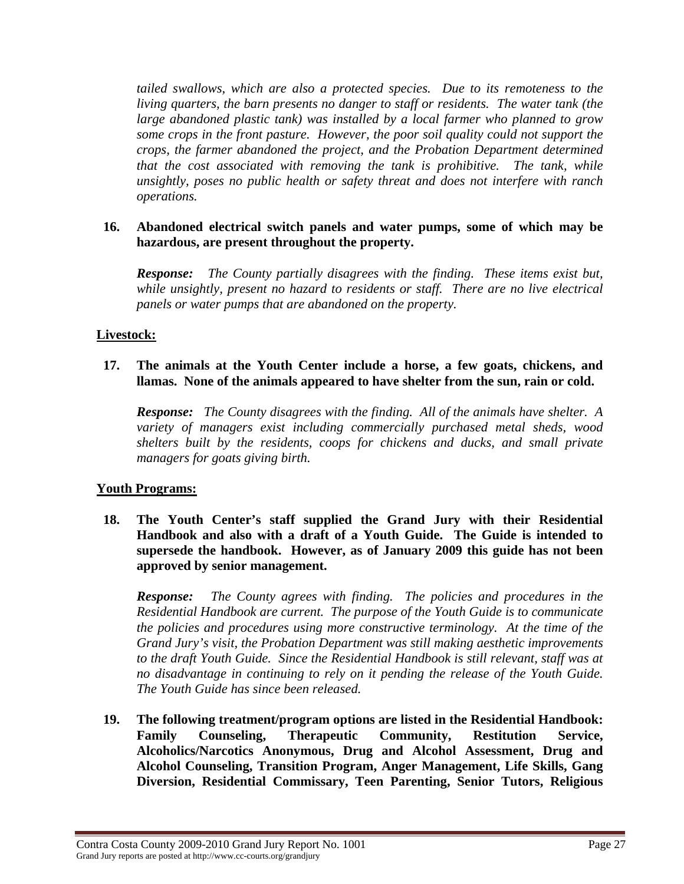*tailed swallows, which are also a protected species. Due to its remoteness to the living quarters, the barn presents no danger to staff or residents. The water tank (the large abandoned plastic tank) was installed by a local farmer who planned to grow some crops in the front pasture. However, the poor soil quality could not support the crops, the farmer abandoned the project, and the Probation Department determined that the cost associated with removing the tank is prohibitive. The tank, while unsightly, poses no public health or safety threat and does not interfere with ranch operations.*

**16. Abandoned electrical switch panels and water pumps, some of which may be hazardous, are present throughout the property.**

***Response:*** *The County partially disagrees with the finding. These items exist but, while unsightly, present no hazard to residents or staff. There are no live electrical panels or water pumps that are abandoned on the property.*

**Livestock:**

**17. The animals at the Youth Center include a horse, a few goats, chickens, and llamas. None of the animals appeared to have shelter from the sun, rain or cold.**

***Response:*** *The County disagrees with the finding. All of the animals have shelter. A variety of managers exist including commercially purchased metal sheds, wood shelters built by the residents, coops for chickens and ducks, and small private managers for goats giving birth.*

**Youth Programs:**

**18. The Youth Center's staff supplied the Grand Jury with their Residential Handbook and also with a draft of a Youth Guide. The Guide is intended to supersede the handbook. However, as of January 2009 this guide has not been approved by senior management.**

***Response:*** *The County agrees with finding. The policies and procedures in the Residential Handbook are current. The purpose of the Youth Guide is to communicate the policies and procedures using more constructive terminology. At the time of the Grand Jury's visit, the Probation Department was still making aesthetic improvements to the draft Youth Guide. Since the Residential Handbook is still relevant, staff was at no disadvantage in continuing to rely on it pending the release of the Youth Guide. The Youth Guide has since been released.*

**19. The following treatment/program options are listed in the Residential Handbook: Family Counseling, Therapeutic Community, Restitution Service, Alcoholics/Narcotics Anonymous, Drug and Alcohol Assessment, Drug and Alcohol Counseling, Transition Program, Anger Management, Life Skills, Gang Diversion, Residential Commissary, Teen Parenting, Senior Tutors, Religious**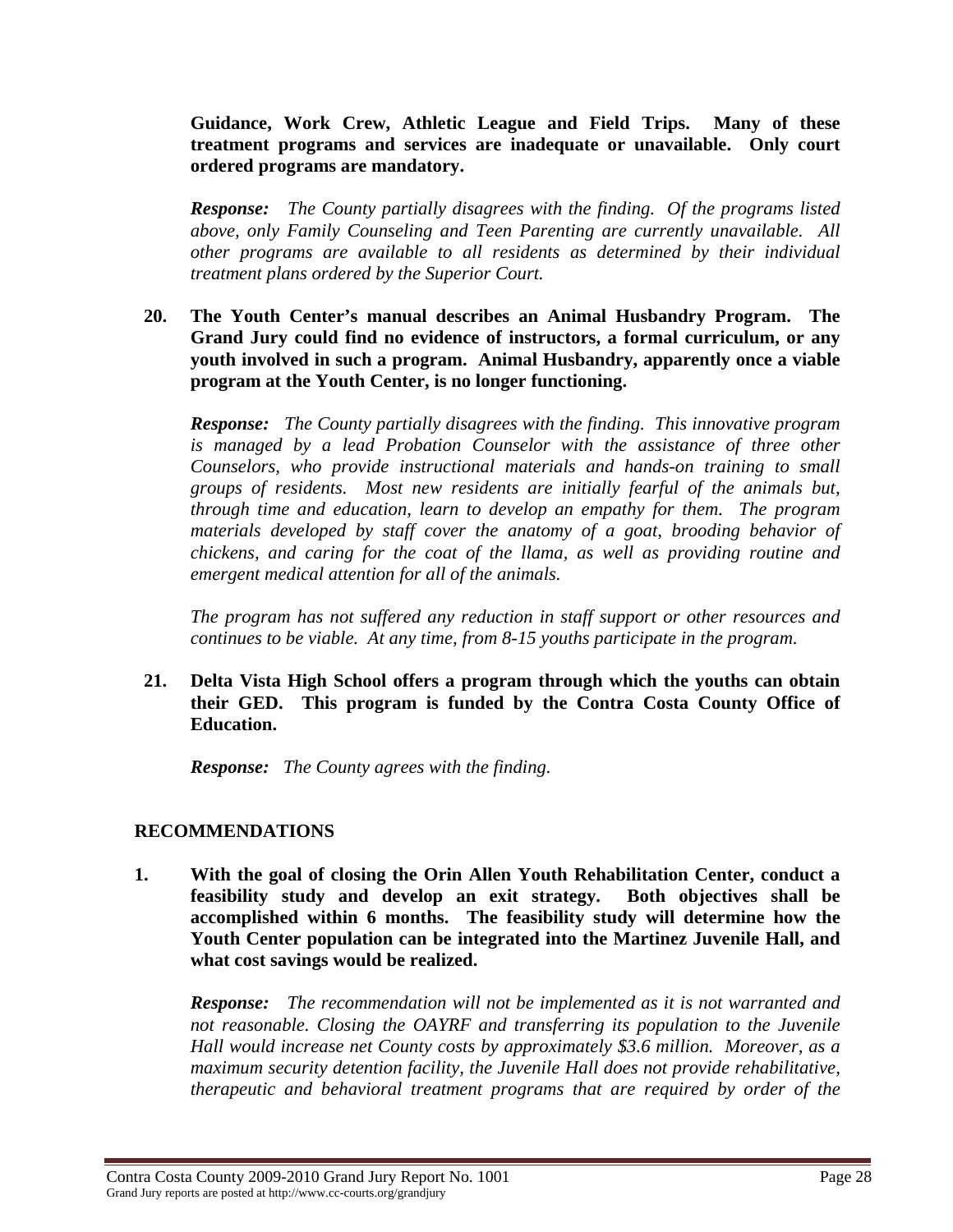**Guidance, Work Crew, Athletic League and Field Trips. Many of these treatment programs and services are inadequate or unavailable. Only court ordered programs are mandatory.**

***Response:*** *The County partially disagrees with the finding. Of the programs listed above, only Family Counseling and Teen Parenting are currently unavailable. All other programs are available to all residents as determined by their individual treatment plans ordered by the Superior Court.*

**20. The Youth Center's manual describes an Animal Husbandry Program. The Grand Jury could find no evidence of instructors, a formal curriculum, or any youth involved in such a program. Animal Husbandry, apparently once a viable program at the Youth Center, is no longer functioning.**

***Response:*** *The County partially disagrees with the finding. This innovative program is managed by a lead Probation Counselor with the assistance of three other Counselors, who provide instructional materials and hands-on training to small groups of residents. Most new residents are initially fearful of the animals but, through time and education, learn to develop an empathy for them. The program materials developed by staff cover the anatomy of a goat, brooding behavior of chickens, and caring for the coat of the llama, as well as providing routine and emergent medical attention for all of the animals.*

*The program has not suffered any reduction in staff support or other resources and continues to be viable. At any time, from 8-15 youths participate in the program.*

**21. Delta Vista High School offers a program through which the youths can obtain their GED. This program is funded by the Contra Costa County Office of Education.**

***Response:*** *The County agrees with the finding.*

## RECOMMENDATIONS

**1. With the goal of closing the Orin Allen Youth Rehabilitation Center, conduct a feasibility study and develop an exit strategy. Both objectives shall be accomplished within 6 months. The feasibility study will determine how the Youth Center population can be integrated into the Martinez Juvenile Hall, and what cost savings would be realized.**

***Response:*** *The recommendation will not be implemented as it is not warranted and not reasonable. Closing the OAYRF and transferring its population to the Juvenile Hall would increase net County costs by approximately $3.6 million. Moreover, as a maximum security detention facility, the Juvenile Hall does not provide rehabilitative, therapeutic and behavioral treatment programs that are required by order of the*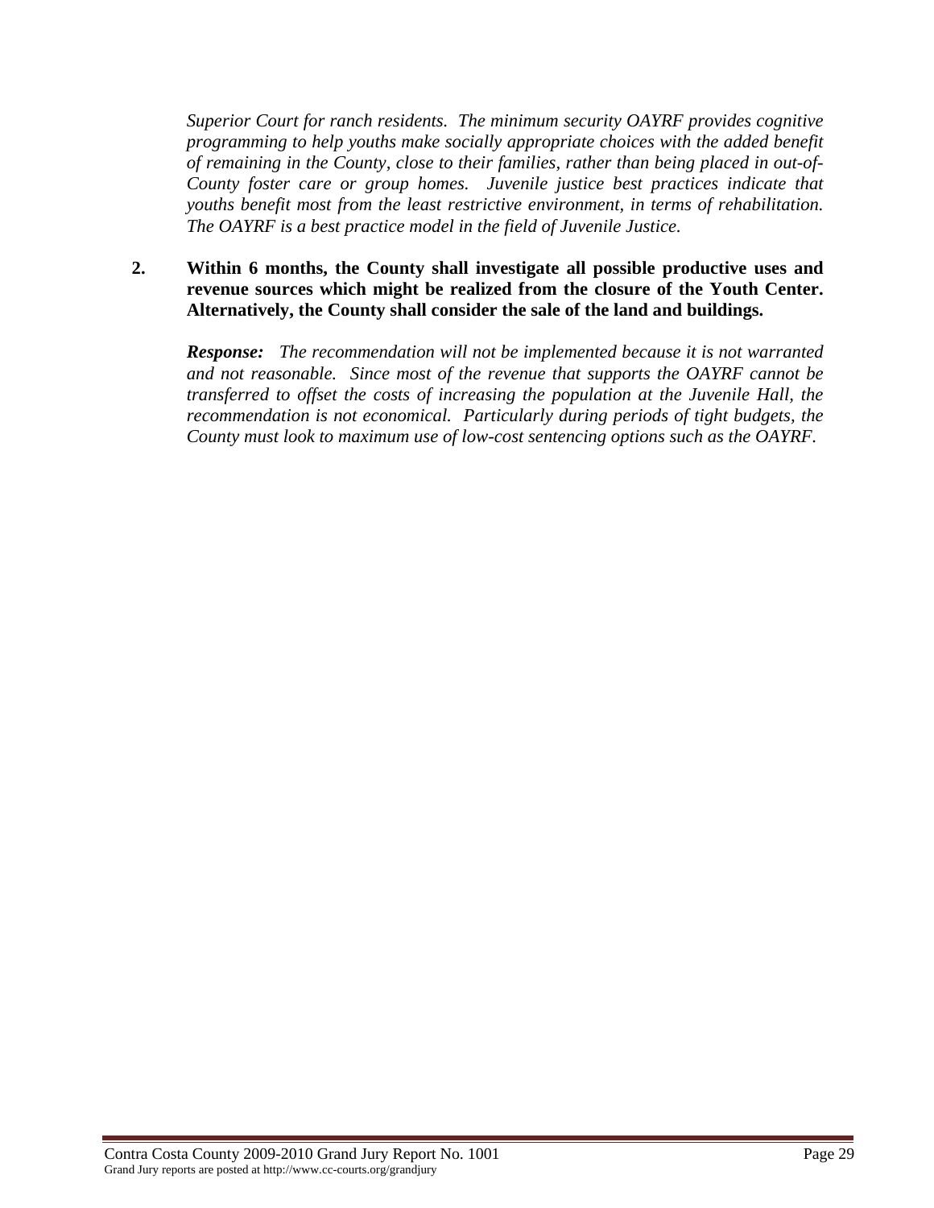*Superior Court for ranch residents. The minimum security OAYRF provides cognitive programming to help youths make socially appropriate choices with the added benefit of remaining in the County, close to their families, rather than being placed in out-of-County foster care or group homes. Juvenile justice best practices indicate that youths benefit most from the least restrictive environment, in terms of rehabilitation. The OAYRF is a best practice model in the field of Juvenile Justice.*

**2. Within 6 months, the County shall investigate all possible productive uses and revenue sources which might be realized from the closure of the Youth Center. Alternatively, the County shall consider the sale of the land and buildings.**

***Response:*** *The recommendation will not be implemented because it is not warranted and not reasonable. Since most of the revenue that supports the OAYRF cannot be transferred to offset the costs of increasing the population at the Juvenile Hall, the recommendation is not economical. Particularly during periods of tight budgets, the County must look to maximum use of low-cost sentencing options such as the OAYRF.*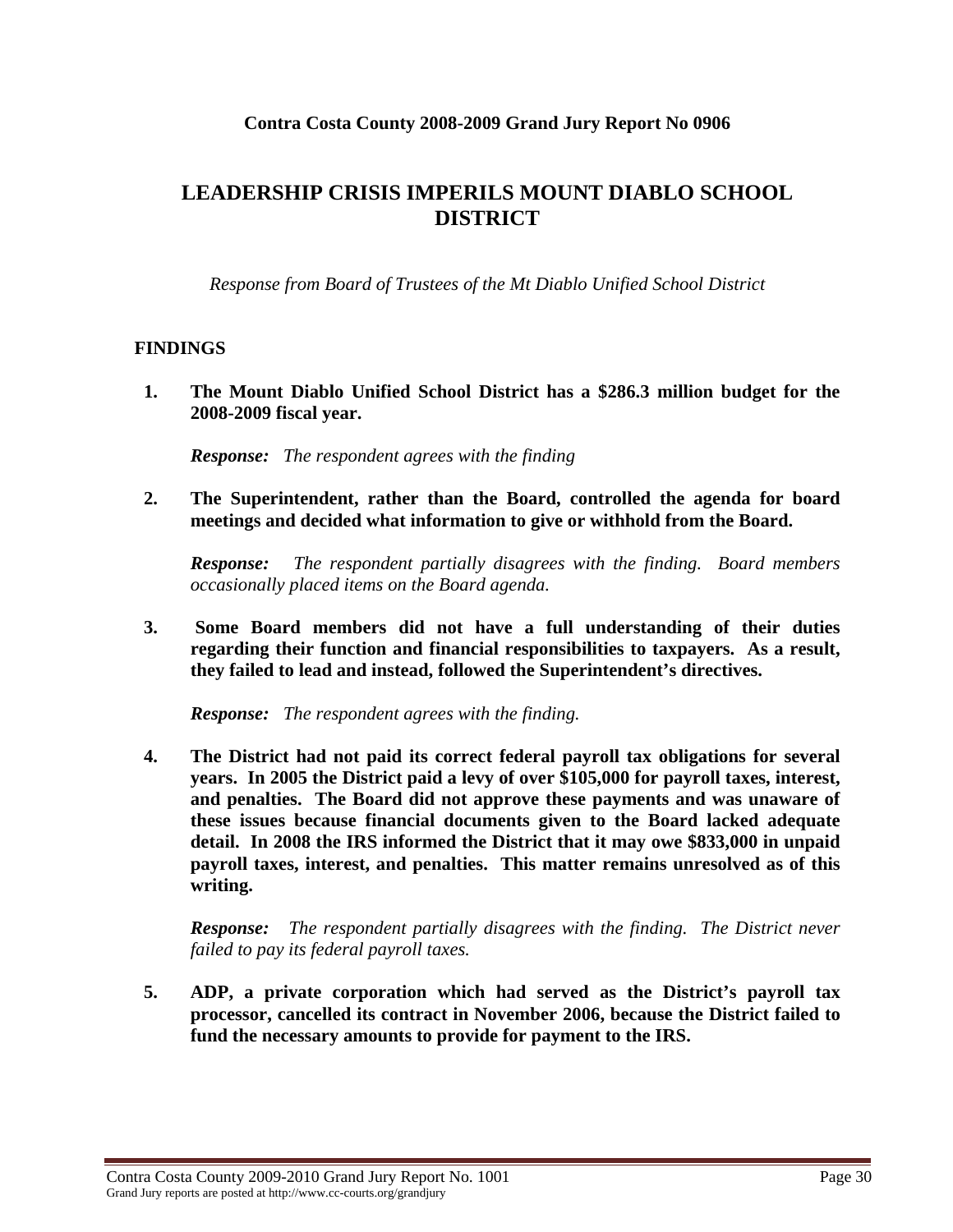**Contra Costa County 2008-2009 Grand Jury Report No 0906**

# LEADERSHIP CRISIS IMPERILS MOUNT DIABLO SCHOOL DISTRICT

*Response from Board of Trustees of the Mt Diablo Unified School District*

## FINDINGS

1. **The Mount Diablo Unified School District has a $286.3 million budget for the 2008-2009 fiscal year.**

   ***Response:*** *The respondent agrees with the finding*

2. **The Superintendent, rather than the Board, controlled the agenda for board meetings and decided what information to give or withhold from the Board.**

   ***Response:*** *The respondent partially disagrees with the finding. Board members occasionally placed items on the Board agenda.*

3. **Some Board members did not have a full understanding of their duties regarding their function and financial responsibilities to taxpayers. As a result, they failed to lead and instead, followed the Superintendent's directives.**

   ***Response:*** *The respondent agrees with the finding.*

4. **The District had not paid its correct federal payroll tax obligations for several years. In 2005 the District paid a levy of over $105,000 for payroll taxes, interest, and penalties. The Board did not approve these payments and was unaware of these issues because financial documents given to the Board lacked adequate detail. In 2008 the IRS informed the District that it may owe $833,000 in unpaid payroll taxes, interest, and penalties. This matter remains unresolved as of this writing.**

   ***Response:*** *The respondent partially disagrees with the finding. The District never failed to pay its federal payroll taxes.*

5. **ADP, a private corporation which had served as the District's payroll tax processor, cancelled its contract in November 2006, because the District failed to fund the necessary amounts to provide for payment to the IRS.**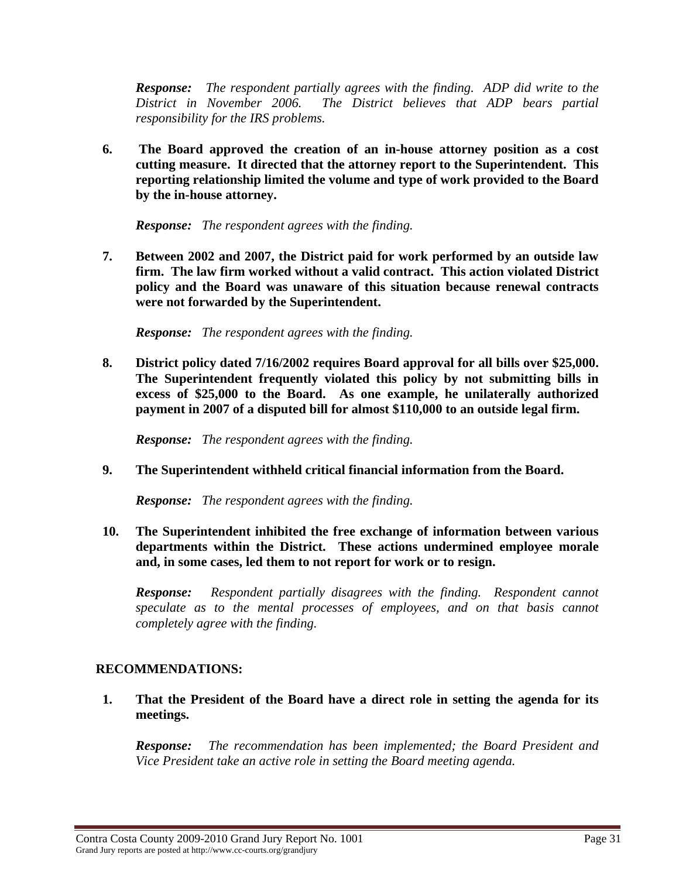*Response: The respondent partially agrees with the finding. ADP did write to the District in November 2006. The District believes that ADP bears partial responsibility for the IRS problems.*

6. **The Board approved the creation of an in-house attorney position as a cost cutting measure. It directed that the attorney report to the Superintendent. This reporting relationship limited the volume and type of work provided to the Board by the in-house attorney.**

   ***Response:*** *The respondent agrees with the finding.*

7. **Between 2002 and 2007, the District paid for work performed by an outside law firm. The law firm worked without a valid contract. This action violated District policy and the Board was unaware of this situation because renewal contracts were not forwarded by the Superintendent.**

   ***Response:*** *The respondent agrees with the finding.*

8. **District policy dated 7/16/2002 requires Board approval for all bills over $25,000. The Superintendent frequently violated this policy by not submitting bills in excess of $25,000 to the Board. As one example, he unilaterally authorized payment in 2007 of a disputed bill for almost $110,000 to an outside legal firm.**

   ***Response:*** *The respondent agrees with the finding.*

9. **The Superintendent withheld critical financial information from the Board.**

   ***Response:*** *The respondent agrees with the finding.*

10. **The Superintendent inhibited the free exchange of information between various departments within the District. These actions undermined employee morale and, in some cases, led them to not report for work or to resign.**

    ***Response:*** *Respondent partially disagrees with the finding. Respondent cannot speculate as to the mental processes of employees, and on that basis cannot completely agree with the finding.*

## RECOMMENDATIONS:

1. **That the President of the Board have a direct role in setting the agenda for its meetings.**

   ***Response:*** *The recommendation has been implemented; the Board President and Vice President take an active role in setting the Board meeting agenda.*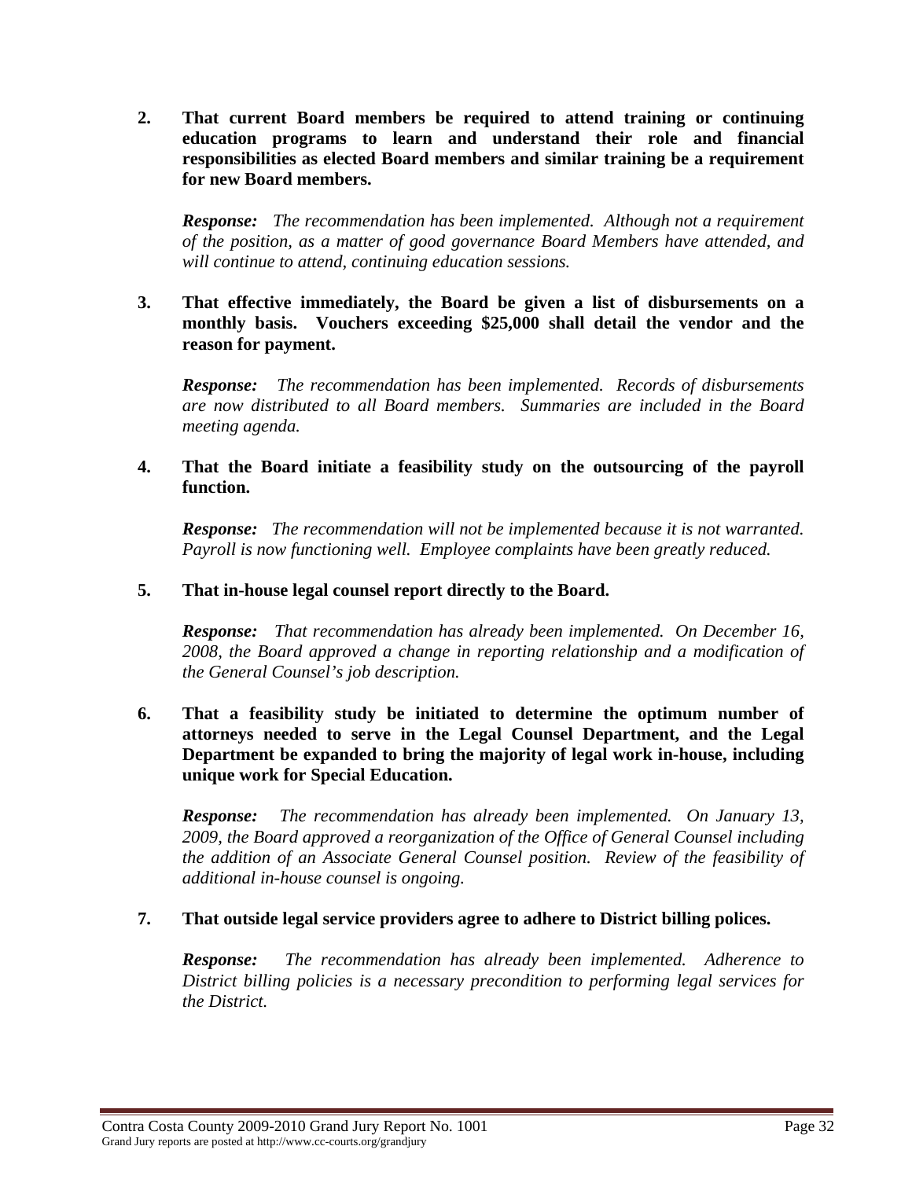**2. That current Board members be required to attend training or continuing education programs to learn and understand their role and financial responsibilities as elected Board members and similar training be a requirement for new Board members.**

***Response:*** *The recommendation has been implemented. Although not a requirement of the position, as a matter of good governance Board Members have attended, and will continue to attend, continuing education sessions.*

**3. That effective immediately, the Board be given a list of disbursements on a monthly basis. Vouchers exceeding $25,000 shall detail the vendor and the reason for payment.**

***Response:*** *The recommendation has been implemented. Records of disbursements are now distributed to all Board members. Summaries are included in the Board meeting agenda.*

**4. That the Board initiate a feasibility study on the outsourcing of the payroll function.**

***Response:*** *The recommendation will not be implemented because it is not warranted. Payroll is now functioning well. Employee complaints have been greatly reduced.*

**5. That in-house legal counsel report directly to the Board.**

***Response:*** *That recommendation has already been implemented. On December 16, 2008, the Board approved a change in reporting relationship and a modification of the General Counsel's job description.*

**6. That a feasibility study be initiated to determine the optimum number of attorneys needed to serve in the Legal Counsel Department, and the Legal Department be expanded to bring the majority of legal work in-house, including unique work for Special Education.**

***Response:*** *The recommendation has already been implemented. On January 13, 2009, the Board approved a reorganization of the Office of General Counsel including the addition of an Associate General Counsel position. Review of the feasibility of additional in-house counsel is ongoing.*

**7. That outside legal service providers agree to adhere to District billing polices.**

***Response:*** *The recommendation has already been implemented. Adherence to District billing policies is a necessary precondition to performing legal services for the District.*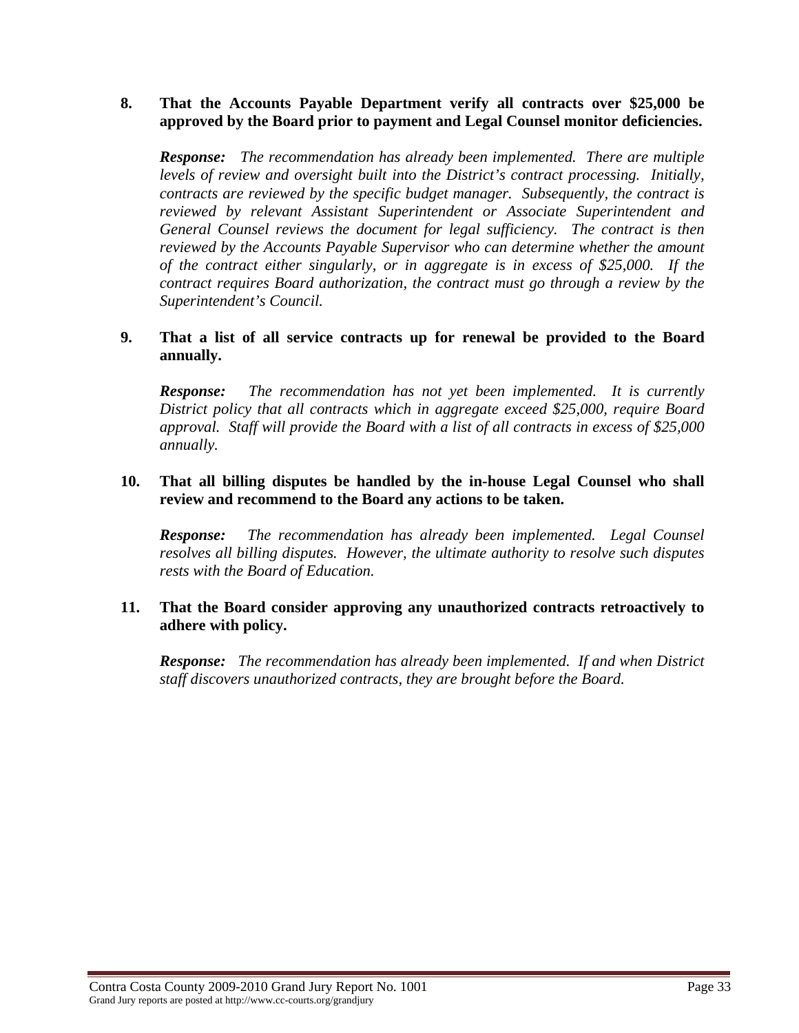**8. That the Accounts Payable Department verify all contracts over $25,000 be approved by the Board prior to payment and Legal Counsel monitor deficiencies.**

***Response:*** *The recommendation has already been implemented. There are multiple levels of review and oversight built into the District's contract processing. Initially, contracts are reviewed by the specific budget manager. Subsequently, the contract is reviewed by relevant Assistant Superintendent or Associate Superintendent and General Counsel reviews the document for legal sufficiency. The contract is then reviewed by the Accounts Payable Supervisor who can determine whether the amount of the contract either singularly, or in aggregate is in excess of $25,000. If the contract requires Board authorization, the contract must go through a review by the Superintendent's Council.*

**9. That a list of all service contracts up for renewal be provided to the Board annually.**

***Response:*** *The recommendation has not yet been implemented. It is currently District policy that all contracts which in aggregate exceed $25,000, require Board approval. Staff will provide the Board with a list of all contracts in excess of $25,000 annually.*

**10. That all billing disputes be handled by the in-house Legal Counsel who shall review and recommend to the Board any actions to be taken.**

***Response:*** *The recommendation has already been implemented. Legal Counsel resolves all billing disputes. However, the ultimate authority to resolve such disputes rests with the Board of Education.*

**11. That the Board consider approving any unauthorized contracts retroactively to adhere with policy.**

***Response:*** *The recommendation has already been implemented. If and when District staff discovers unauthorized contracts, they are brought before the Board.*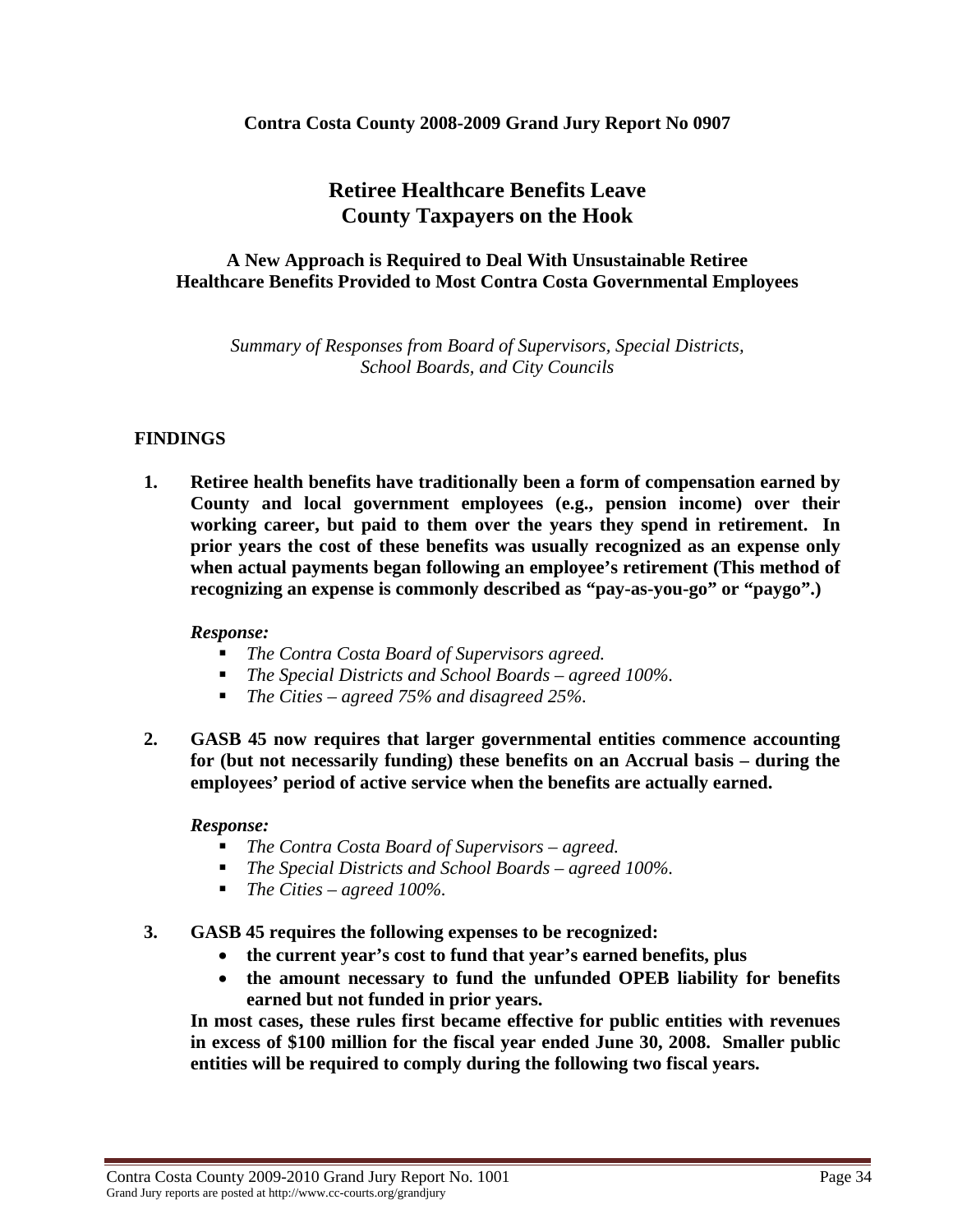**Contra Costa County 2008-2009 Grand Jury Report No 0907**

# Retiree Healthcare Benefits Leave County Taxpayers on the Hook

## A New Approach is Required to Deal With Unsustainable Retiree Healthcare Benefits Provided to Most Contra Costa Governmental Employees

*Summary of Responses from Board of Supervisors, Special Districts, School Boards, and City Councils*

### FINDINGS

1. **Retiree health benefits have traditionally been a form of compensation earned by County and local government employees (e.g., pension income) over their working career, but paid to them over the years they spend in retirement. In prior years the cost of these benefits was usually recognized as an expense only when actual payments began following an employee's retirement (This method of recognizing an expense is commonly described as "pay-as-you-go" or "paygo".)**

   ***Response:***
   - *The Contra Costa Board of Supervisors agreed.*
   - *The Special Districts and School Boards – agreed 100%.*
   - *The Cities – agreed 75% and disagreed 25%.*

2. **GASB 45 now requires that larger governmental entities commence accounting for (but not necessarily funding) these benefits on an Accrual basis – during the employees' period of active service when the benefits are actually earned.**

   ***Response:***
   - *The Contra Costa Board of Supervisors – agreed.*
   - *The Special Districts and School Boards – agreed 100%.*
   - *The Cities – agreed 100%.*

3. **GASB 45 requires the following expenses to be recognized:**
   - **the current year's cost to fund that year's earned benefits, plus**
   - **the amount necessary to fund the unfunded OPEB liability for benefits earned but not funded in prior years.**

   **In most cases, these rules first became effective for public entities with revenues in excess of $100 million for the fiscal year ended June 30, 2008. Smaller public entities will be required to comply during the following two fiscal years.**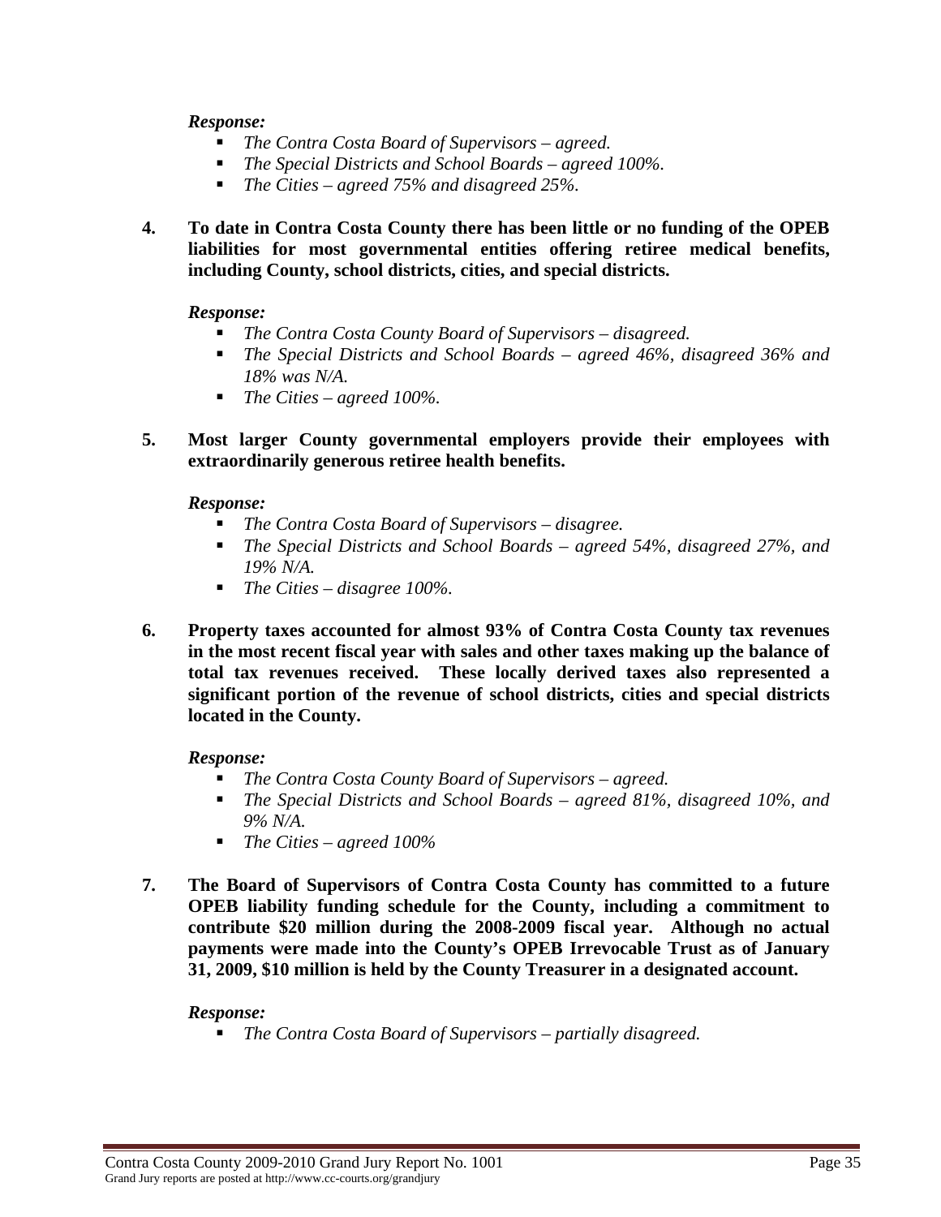***Response:***

- *The Contra Costa Board of Supervisors – agreed.*
- *The Special Districts and School Boards – agreed 100%.*
- *The Cities – agreed 75% and disagreed 25%.*

**4. To date in Contra Costa County there has been little or no funding of the OPEB liabilities for most governmental entities offering retiree medical benefits, including County, school districts, cities, and special districts.**

***Response:***

- *The Contra Costa County Board of Supervisors – disagreed.*
- *The Special Districts and School Boards – agreed 46%, disagreed 36% and 18% was N/A.*
- *The Cities – agreed 100%.*

**5. Most larger County governmental employers provide their employees with extraordinarily generous retiree health benefits.**

***Response:***

- *The Contra Costa Board of Supervisors – disagree.*
- *The Special Districts and School Boards – agreed 54%, disagreed 27%, and 19% N/A.*
- *The Cities – disagree 100%.*

**6. Property taxes accounted for almost 93% of Contra Costa County tax revenues in the most recent fiscal year with sales and other taxes making up the balance of total tax revenues received. These locally derived taxes also represented a significant portion of the revenue of school districts, cities and special districts located in the County.**

***Response:***

- *The Contra Costa County Board of Supervisors – agreed.*
- *The Special Districts and School Boards – agreed 81%, disagreed 10%, and 9% N/A.*
- *The Cities – agreed 100%*

**7. The Board of Supervisors of Contra Costa County has committed to a future OPEB liability funding schedule for the County, including a commitment to contribute $20 million during the 2008-2009 fiscal year. Although no actual payments were made into the County's OPEB Irrevocable Trust as of January 31, 2009, $10 million is held by the County Treasurer in a designated account.**

***Response:***

- *The Contra Costa Board of Supervisors – partially disagreed.*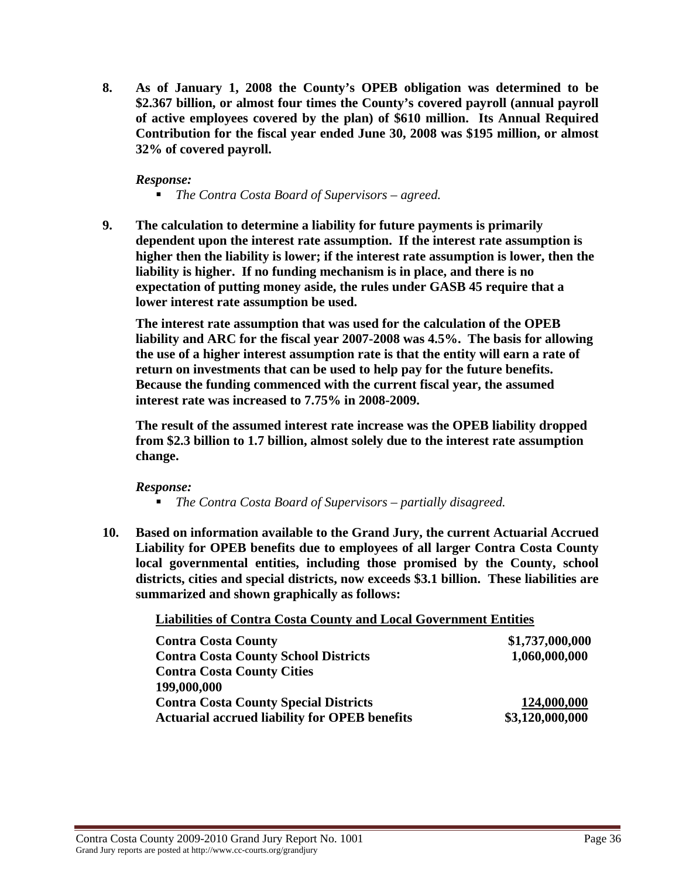**8. As of January 1, 2008 the County's OPEB obligation was determined to be $2.367 billion, or almost four times the County's covered payroll (annual payroll of active employees covered by the plan) of $610 million. Its Annual Required Contribution for the fiscal year ended June 30, 2008 was $195 million, or almost 32% of covered payroll.**

***Response:***

- *The Contra Costa Board of Supervisors – agreed.*

**9. The calculation to determine a liability for future payments is primarily dependent upon the interest rate assumption. If the interest rate assumption is higher then the liability is lower; if the interest rate assumption is lower, then the liability is higher. If no funding mechanism is in place, and there is no expectation of putting money aside, the rules under GASB 45 require that a lower interest rate assumption be used.**

**The interest rate assumption that was used for the calculation of the OPEB liability and ARC for the fiscal year 2007-2008 was 4.5%. The basis for allowing the use of a higher interest assumption rate is that the entity will earn a rate of return on investments that can be used to help pay for the future benefits. Because the funding commenced with the current fiscal year, the assumed interest rate was increased to 7.75% in 2008-2009.**

**The result of the assumed interest rate increase was the OPEB liability dropped from $2.3 billion to 1.7 billion, almost solely due to the interest rate assumption change.**

***Response:***

- *The Contra Costa Board of Supervisors – partially disagreed.*

**10. Based on information available to the Grand Jury, the current Actuarial Accrued Liability for OPEB benefits due to employees of all larger Contra Costa County local governmental entities, including those promised by the County, school districts, cities and special districts, now exceeds $3.1 billion. These liabilities are summarized and shown graphically as follows:**

**Liabilities of Contra Costa County and Local Government Entities**

| | |
|---|---|
| **Contra Costa County** | **$1,737,000,000** |
| **Contra Costa County School Districts** | **1,060,000,000** |
| **Contra Costa County Cities** | **199,000,000** |
| **Contra Costa County Special Districts** | **124,000,000** |
| **Actuarial accrued liability for OPEB benefits** | **$3,120,000,000** |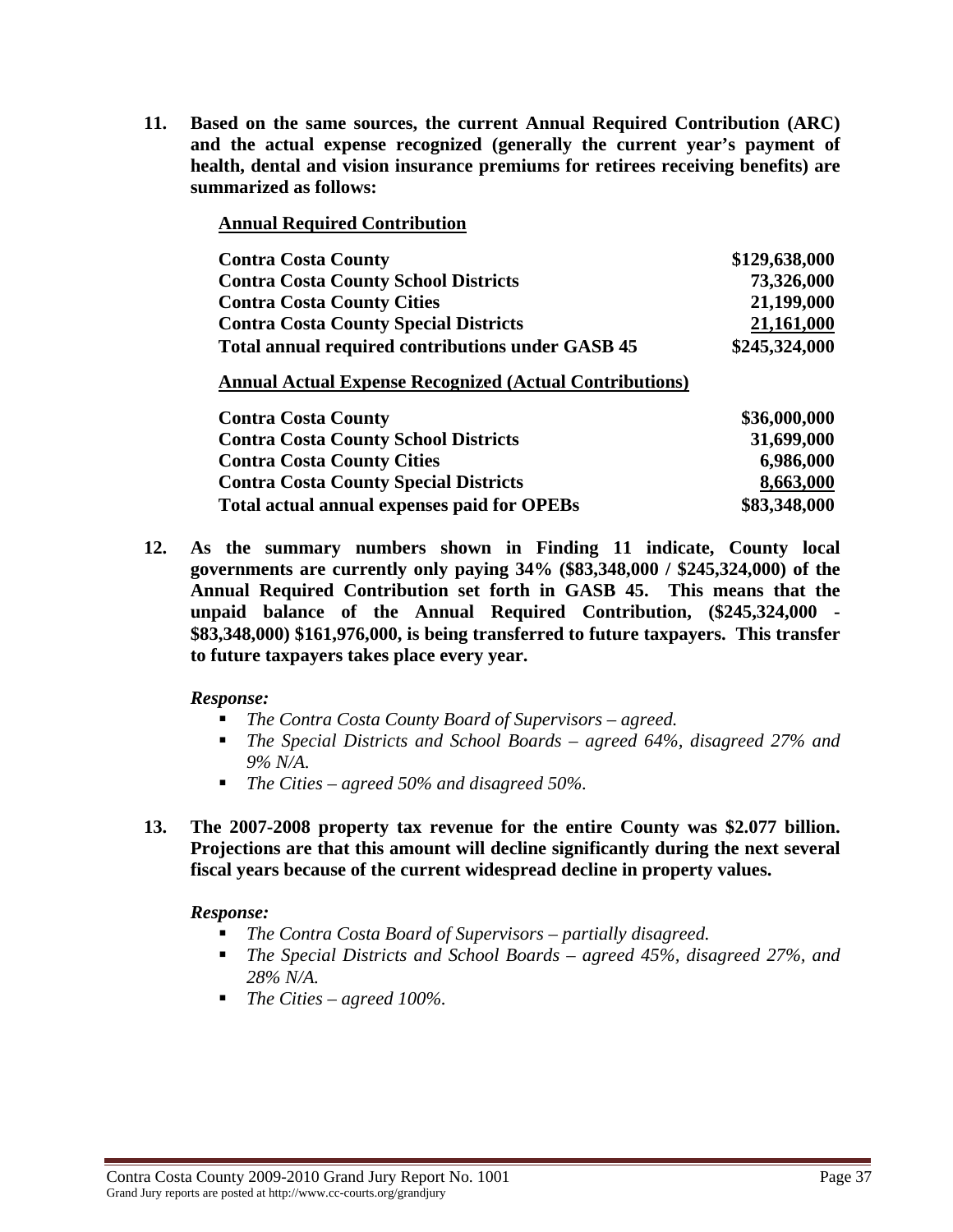**11. Based on the same sources, the current Annual Required Contribution (ARC) and the actual expense recognized (generally the current year's payment of health, dental and vision insurance premiums for retirees receiving benefits) are summarized as follows:**

**Annual Required Contribution**

| | |
|---|---|
| **Contra Costa County** | **$129,638,000** |
| **Contra Costa County School Districts** | **73,326,000** |
| **Contra Costa County Cities** | **21,199,000** |
| **Contra Costa County Special Districts** | **21,161,000** |
| **Total annual required contributions under GASB 45** | **$245,324,000** |

**Annual Actual Expense Recognized (Actual Contributions)**

| | |
|---|---|
| **Contra Costa County** | **$36,000,000** |
| **Contra Costa County School Districts** | **31,699,000** |
| **Contra Costa County Cities** | **6,986,000** |
| **Contra Costa County Special Districts** | **8,663,000** |
| **Total actual annual expenses paid for OPEBs** | **$83,348,000** |

**12. As the summary numbers shown in Finding 11 indicate, County local governments are currently only paying 34% ($83,348,000 / $245,324,000) of the Annual Required Contribution set forth in GASB 45. This means that the unpaid balance of the Annual Required Contribution, ($245,324,000 - $83,348,000) $161,976,000, is being transferred to future taxpayers. This transfer to future taxpayers takes place every year.**

***Response:***

- *The Contra Costa County Board of Supervisors – agreed.*
- *The Special Districts and School Boards – agreed 64%, disagreed 27% and 9% N/A.*
- *The Cities – agreed 50% and disagreed 50%.*

**13. The 2007-2008 property tax revenue for the entire County was $2.077 billion. Projections are that this amount will decline significantly during the next several fiscal years because of the current widespread decline in property values.**

***Response:***

- *The Contra Costa Board of Supervisors – partially disagreed.*
- *The Special Districts and School Boards – agreed 45%, disagreed 27%, and 28% N/A.*
- *The Cities – agreed 100%.*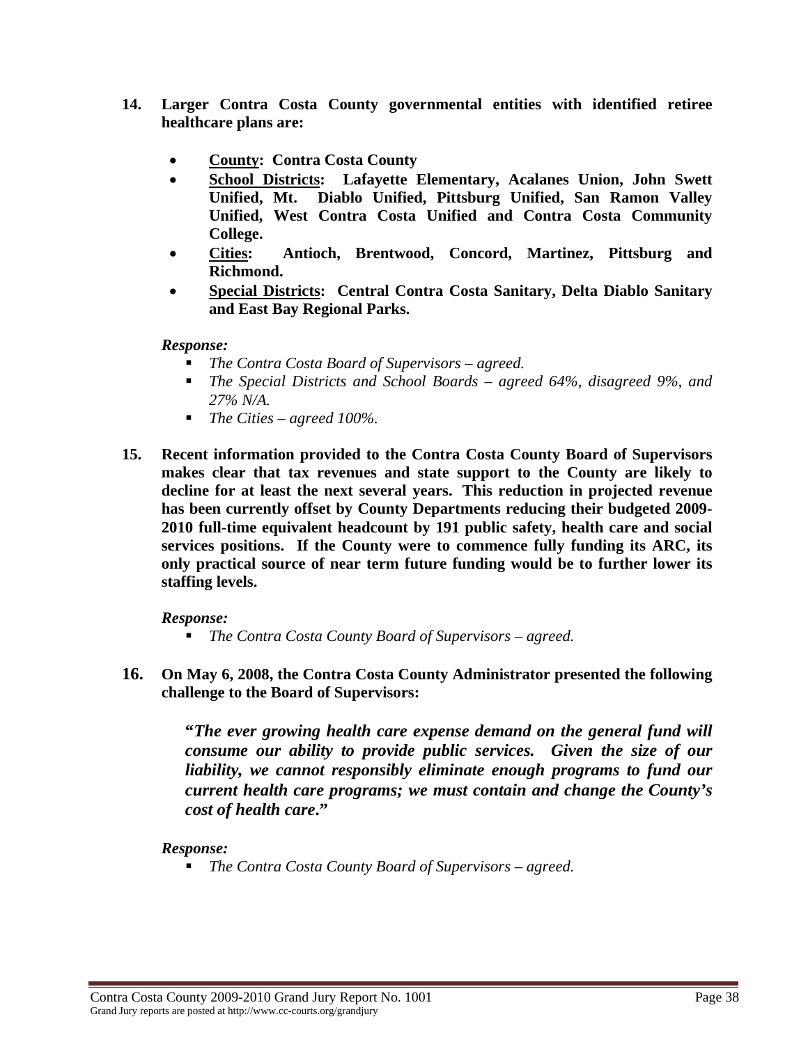14. **Larger Contra Costa County governmental entities with identified retiree healthcare plans are:**

    - **<u>County</u>: Contra Costa County**
    - **<u>School Districts</u>: Lafayette Elementary, Acalanes Union, John Swett Unified, Mt. Diablo Unified, Pittsburg Unified, San Ramon Valley Unified, West Contra Costa Unified and Contra Costa Community College.**
    - **<u>Cities</u>: Antioch, Brentwood, Concord, Martinez, Pittsburg and Richmond.**
    - **<u>Special Districts</u>: Central Contra Costa Sanitary, Delta Diablo Sanitary and East Bay Regional Parks.**

    ***Response:***

    - *The Contra Costa Board of Supervisors – agreed.*
    - *The Special Districts and School Boards – agreed 64%, disagreed 9%, and 27% N/A.*
    - *The Cities – agreed 100%.*

15. **Recent information provided to the Contra Costa County Board of Supervisors makes clear that tax revenues and state support to the County are likely to decline for at least the next several years. This reduction in projected revenue has been currently offset by County Departments reducing their budgeted 2009-2010 full-time equivalent headcount by 191 public safety, health care and social services positions. If the County were to commence fully funding its ARC, its only practical source of near term future funding would be to further lower its staffing levels.**

    ***Response:***

    - *The Contra Costa County Board of Supervisors – agreed.*

16. **On May 6, 2008, the Contra Costa County Administrator presented the following challenge to the Board of Supervisors:**

    ***"The ever growing health care expense demand on the general fund will consume our ability to provide public services. Given the size of our liability, we cannot responsibly eliminate enough programs to fund our current health care programs; we must contain and change the County's cost of health care."***

    ***Response:***

    - *The Contra Costa County Board of Supervisors – agreed.*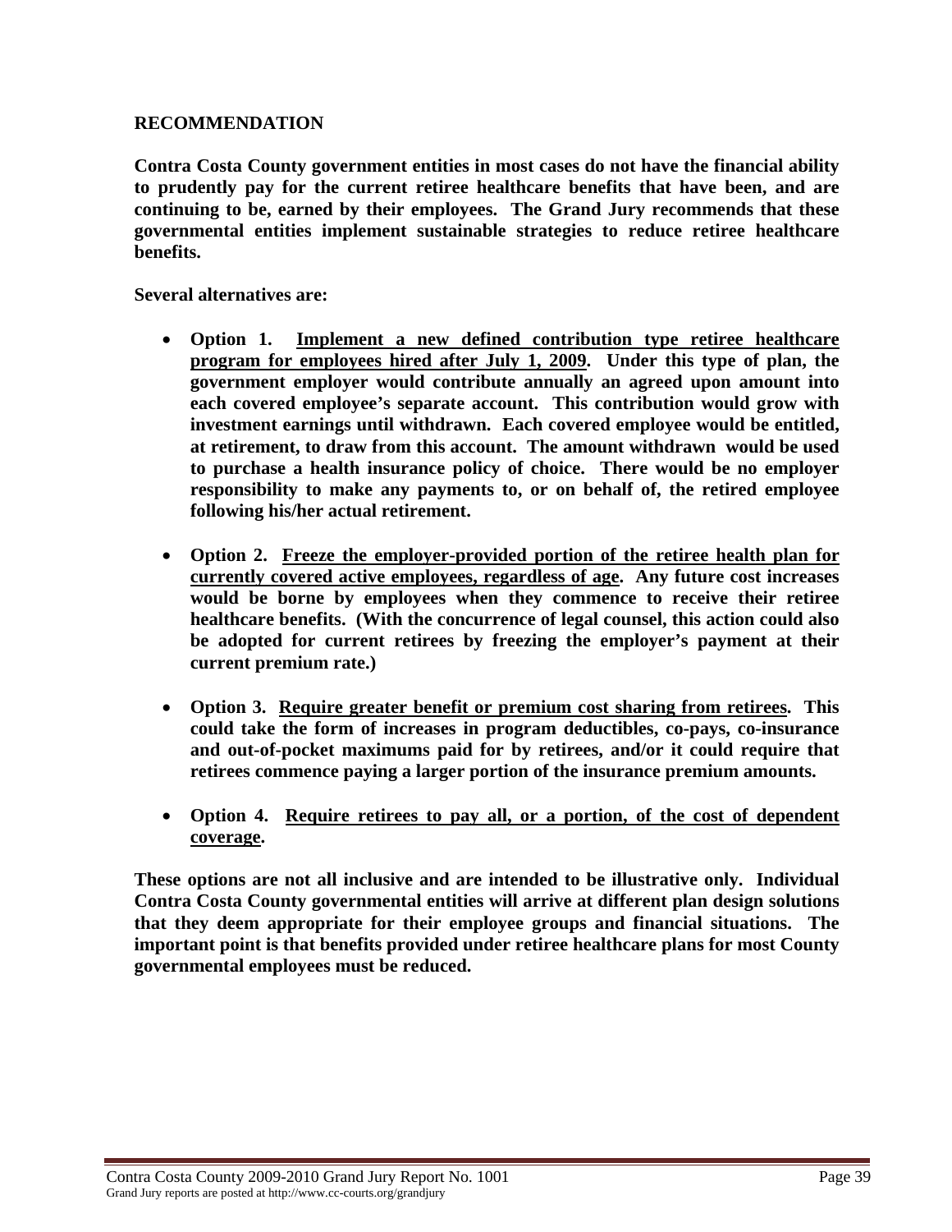## RECOMMENDATION

**Contra Costa County government entities in most cases do not have the financial ability to prudently pay for the current retiree healthcare benefits that have been, and are continuing to be, earned by their employees. The Grand Jury recommends that these governmental entities implement sustainable strategies to reduce retiree healthcare benefits.**

**Several alternatives are:**

- **Option 1. <u>Implement a new defined contribution type retiree healthcare program for employees hired after July 1, 2009</u>. Under this type of plan, the government employer would contribute annually an agreed upon amount into each covered employee's separate account. This contribution would grow with investment earnings until withdrawn. Each covered employee would be entitled, at retirement, to draw from this account. The amount withdrawn would be used to purchase a health insurance policy of choice. There would be no employer responsibility to make any payments to, or on behalf of, the retired employee following his/her actual retirement.**

- **Option 2. <u>Freeze the employer-provided portion of the retiree health plan for currently covered active employees, regardless of age</u>. Any future cost increases would be borne by employees when they commence to receive their retiree healthcare benefits. (With the concurrence of legal counsel, this action could also be adopted for current retirees by freezing the employer's payment at their current premium rate.)**

- **Option 3. <u>Require greater benefit or premium cost sharing from retirees</u>. This could take the form of increases in program deductibles, co-pays, co-insurance and out-of-pocket maximums paid for by retirees, and/or it could require that retirees commence paying a larger portion of the insurance premium amounts.**

- **Option 4. <u>Require retirees to pay all, or a portion, of the cost of dependent coverage</u>.**

**These options are not all inclusive and are intended to be illustrative only. Individual Contra Costa County governmental entities will arrive at different plan design solutions that they deem appropriate for their employee groups and financial situations. The important point is that benefits provided under retiree healthcare plans for most County governmental employees must be reduced.**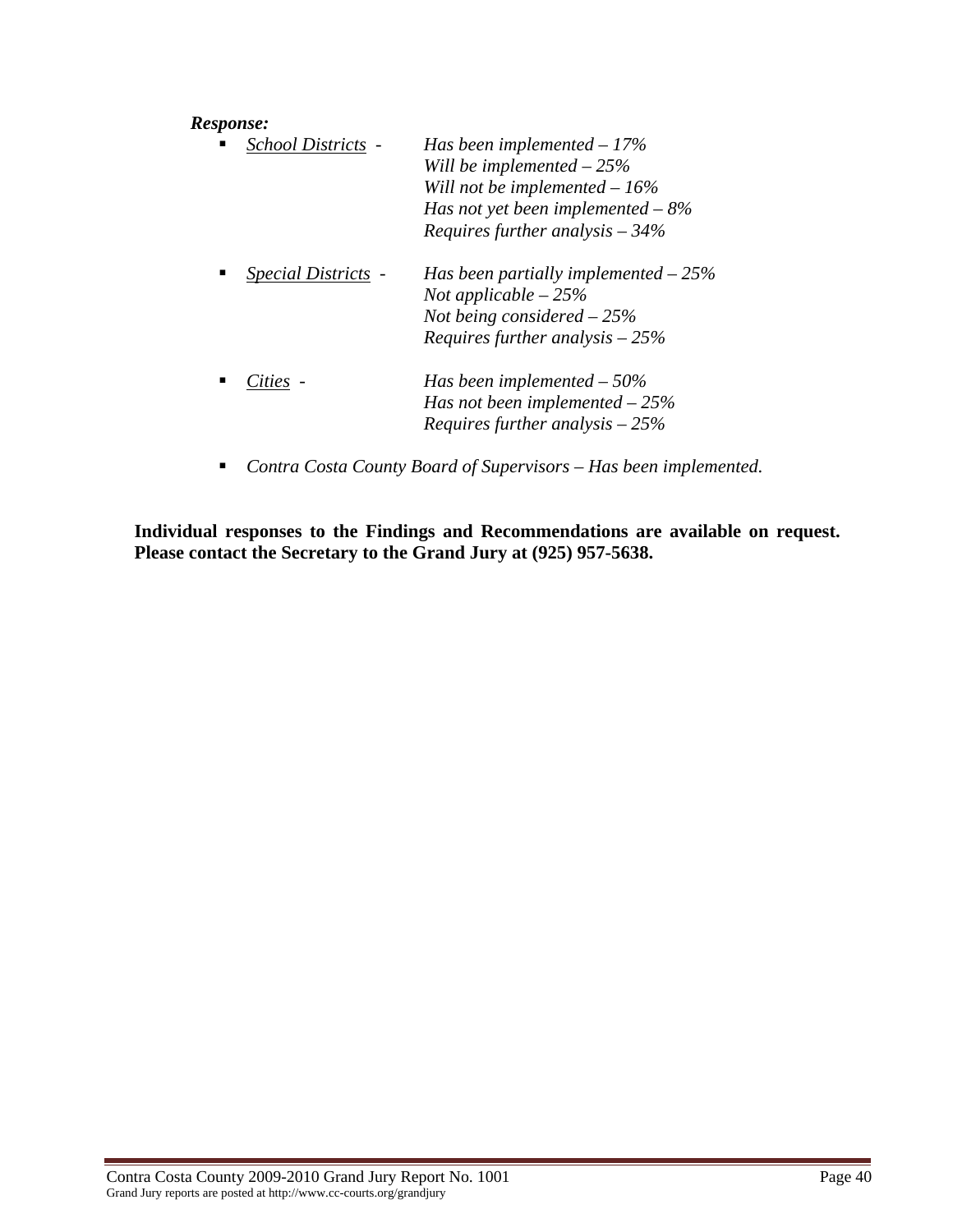***Response:***

- <u>*School Districts*</u> - *Has been implemented – 17%*
  *Will be implemented – 25%*
  *Will not be implemented – 16%*
  *Has not yet been implemented – 8%*
  *Requires further analysis – 34%*

- <u>*Special Districts*</u> - *Has been partially implemented – 25%*
  *Not applicable – 25%*
  *Not being considered – 25%*
  *Requires further analysis – 25%*

- <u>*Cities*</u> - *Has been implemented – 50%*
  *Has not been implemented – 25%*
  *Requires further analysis – 25%*

- *Contra Costa County Board of Supervisors – Has been implemented.*

**Individual responses to the Findings and Recommendations are available on request. Please contact the Secretary to the Grand Jury at (925) 957-5638.**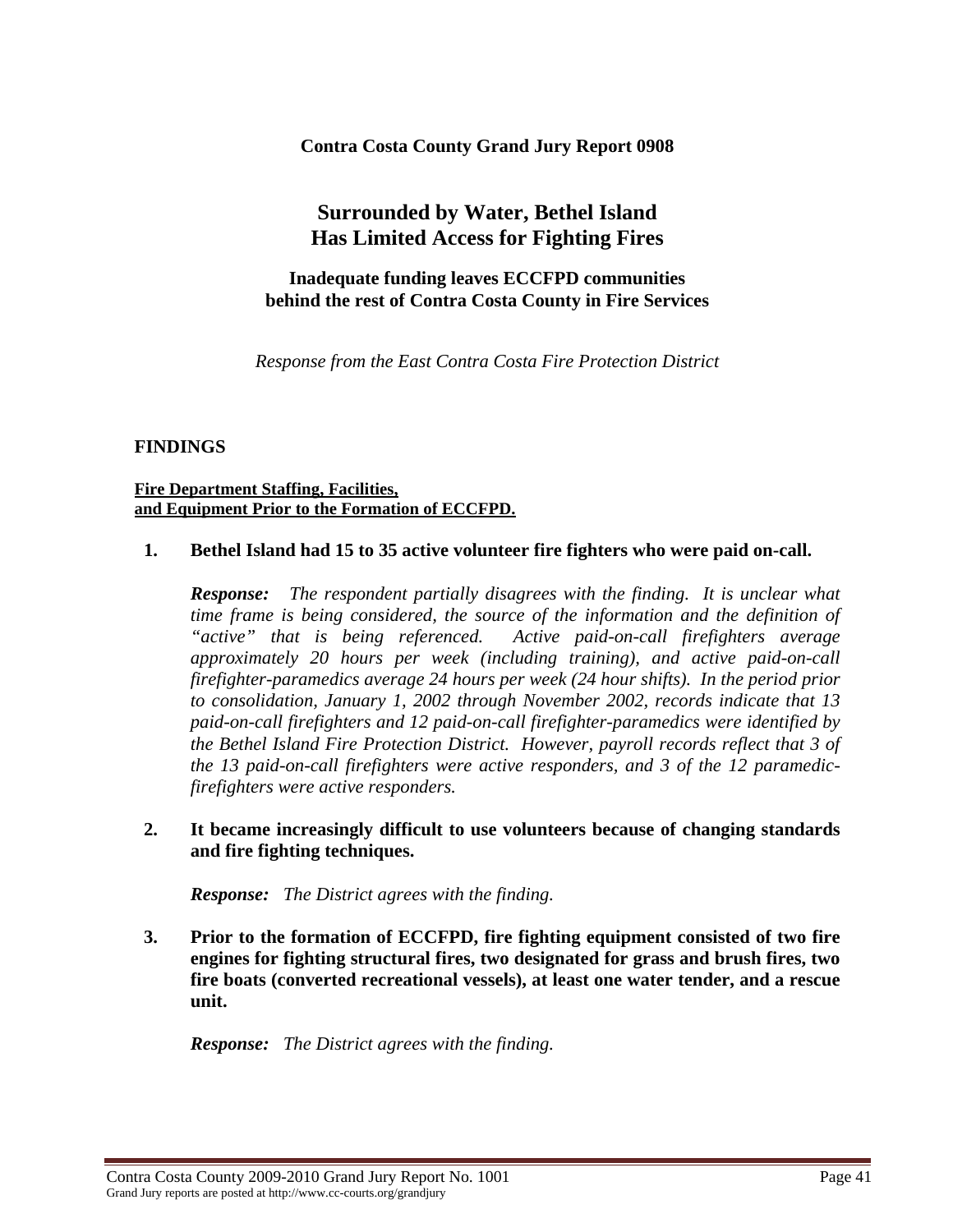**Contra Costa County Grand Jury Report 0908**

# Surrounded by Water, Bethel Island Has Limited Access for Fighting Fires

### Inadequate funding leaves ECCFPD communities behind the rest of Contra Costa County in Fire Services

*Response from the East Contra Costa Fire Protection District*

## FINDINGS

**Fire Department Staffing, Facilities, and Equipment Prior to the Formation of ECCFPD.**

1. **Bethel Island had 15 to 35 active volunteer fire fighters who were paid on-call.**

   ***Response:*** *The respondent partially disagrees with the finding. It is unclear what time frame is being considered, the source of the information and the definition of "active" that is being referenced. Active paid-on-call firefighters average approximately 20 hours per week (including training), and active paid-on-call firefighter-paramedics average 24 hours per week (24 hour shifts). In the period prior to consolidation, January 1, 2002 through November 2002, records indicate that 13 paid-on-call firefighters and 12 paid-on-call firefighter-paramedics were identified by the Bethel Island Fire Protection District. However, payroll records reflect that 3 of the 13 paid-on-call firefighters were active responders, and 3 of the 12 paramedic-firefighters were active responders.*

2. **It became increasingly difficult to use volunteers because of changing standards and fire fighting techniques.**

   ***Response:*** *The District agrees with the finding.*

3. **Prior to the formation of ECCFPD, fire fighting equipment consisted of two fire engines for fighting structural fires, two designated for grass and brush fires, two fire boats (converted recreational vessels), at least one water tender, and a rescue unit.**

   ***Response:*** *The District agrees with the finding.*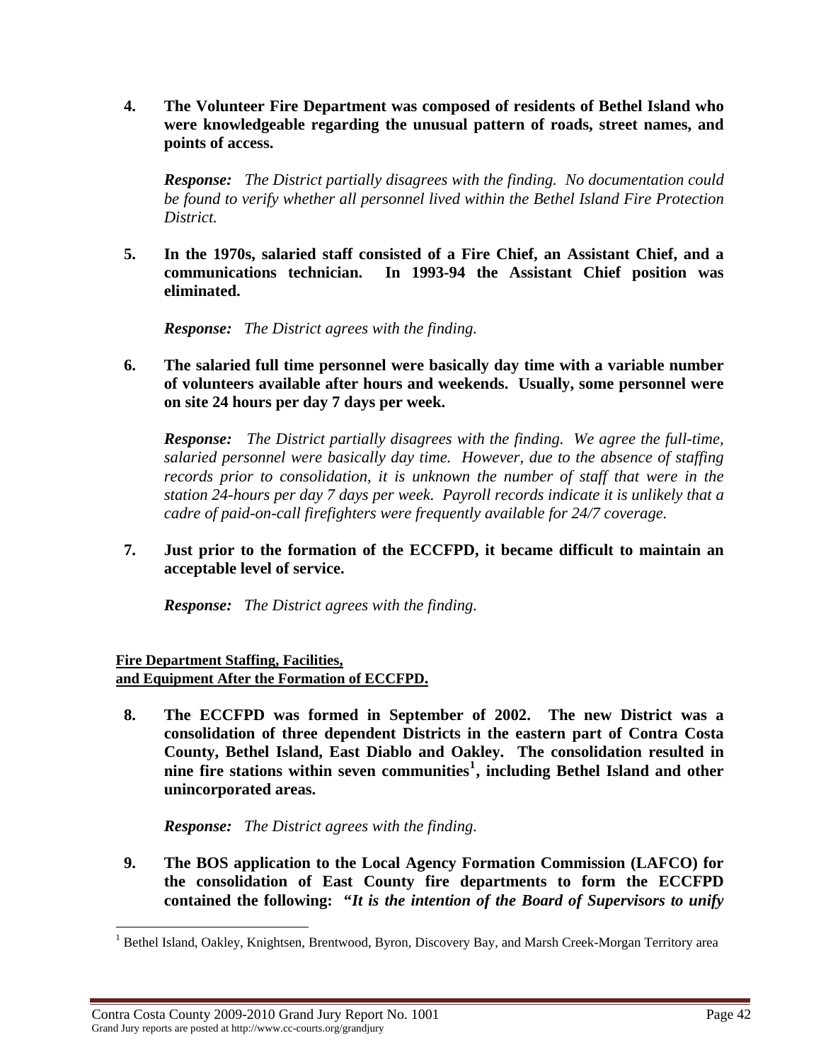**4. The Volunteer Fire Department was composed of residents of Bethel Island who were knowledgeable regarding the unusual pattern of roads, street names, and points of access.**

***Response:*** *The District partially disagrees with the finding. No documentation could be found to verify whether all personnel lived within the Bethel Island Fire Protection District.*

**5. In the 1970s, salaried staff consisted of a Fire Chief, an Assistant Chief, and a communications technician. In 1993-94 the Assistant Chief position was eliminated.**

***Response:*** *The District agrees with the finding.*

**6. The salaried full time personnel were basically day time with a variable number of volunteers available after hours and weekends. Usually, some personnel were on site 24 hours per day 7 days per week.**

***Response:*** *The District partially disagrees with the finding. We agree the full-time, salaried personnel were basically day time. However, due to the absence of staffing records prior to consolidation, it is unknown the number of staff that were in the station 24-hours per day 7 days per week. Payroll records indicate it is unlikely that a cadre of paid-on-call firefighters were frequently available for 24/7 coverage.*

**7. Just prior to the formation of the ECCFPD, it became difficult to maintain an acceptable level of service.**

***Response:*** *The District agrees with the finding.*

**Fire Department Staffing, Facilities, and Equipment After the Formation of ECCFPD.**

**8. The ECCFPD was formed in September of 2002. The new District was a consolidation of three dependent Districts in the eastern part of Contra Costa County, Bethel Island, East Diablo and Oakley. The consolidation resulted in nine fire stations within seven communities[1], including Bethel Island and other unincorporated areas.**

***Response:*** *The District agrees with the finding.*

**9. The BOS application to the Local Agency Formation Commission (LAFCO) for the consolidation of East County fire departments to form the ECCFPD contained the following: *"It is the intention of the Board of Supervisors to unify***

[1] Bethel Island, Oakley, Knightsen, Brentwood, Byron, Discovery Bay, and Marsh Creek-Morgan Territory area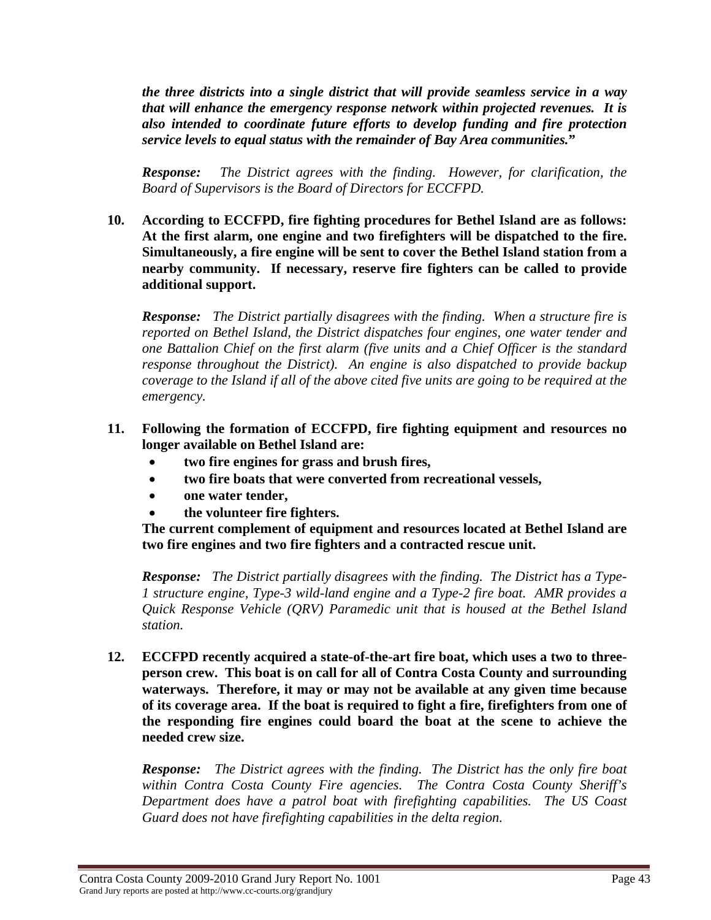***the three districts into a single district that will provide seamless service in a way that will enhance the emergency response network within projected revenues. It is also intended to coordinate future efforts to develop funding and fire protection service levels to equal status with the remainder of Bay Area communities."***

***Response:*** *The District agrees with the finding. However, for clarification, the Board of Supervisors is the Board of Directors for ECCFPD.*

**10. According to ECCFPD, fire fighting procedures for Bethel Island are as follows: At the first alarm, one engine and two firefighters will be dispatched to the fire. Simultaneously, a fire engine will be sent to cover the Bethel Island station from a nearby community. If necessary, reserve fire fighters can be called to provide additional support.**

***Response:*** *The District partially disagrees with the finding. When a structure fire is reported on Bethel Island, the District dispatches four engines, one water tender and one Battalion Chief on the first alarm (five units and a Chief Officer is the standard response throughout the District). An engine is also dispatched to provide backup coverage to the Island if all of the above cited five units are going to be required at the emergency.*

**11. Following the formation of ECCFPD, fire fighting equipment and resources no longer available on Bethel Island are:**

- **two fire engines for grass and brush fires,**
- **two fire boats that were converted from recreational vessels,**
- **one water tender,**
- **the volunteer fire fighters.**

**The current complement of equipment and resources located at Bethel Island are two fire engines and two fire fighters and a contracted rescue unit.**

***Response:*** *The District partially disagrees with the finding. The District has a Type-1 structure engine, Type-3 wild-land engine and a Type-2 fire boat. AMR provides a Quick Response Vehicle (QRV) Paramedic unit that is housed at the Bethel Island station.*

**12. ECCFPD recently acquired a state-of-the-art fire boat, which uses a two to three-person crew. This boat is on call for all of Contra Costa County and surrounding waterways. Therefore, it may or may not be available at any given time because of its coverage area. If the boat is required to fight a fire, firefighters from one of the responding fire engines could board the boat at the scene to achieve the needed crew size.**

***Response:*** *The District agrees with the finding. The District has the only fire boat within Contra Costa County Fire agencies. The Contra Costa County Sheriff's Department does have a patrol boat with firefighting capabilities. The US Coast Guard does not have firefighting capabilities in the delta region.*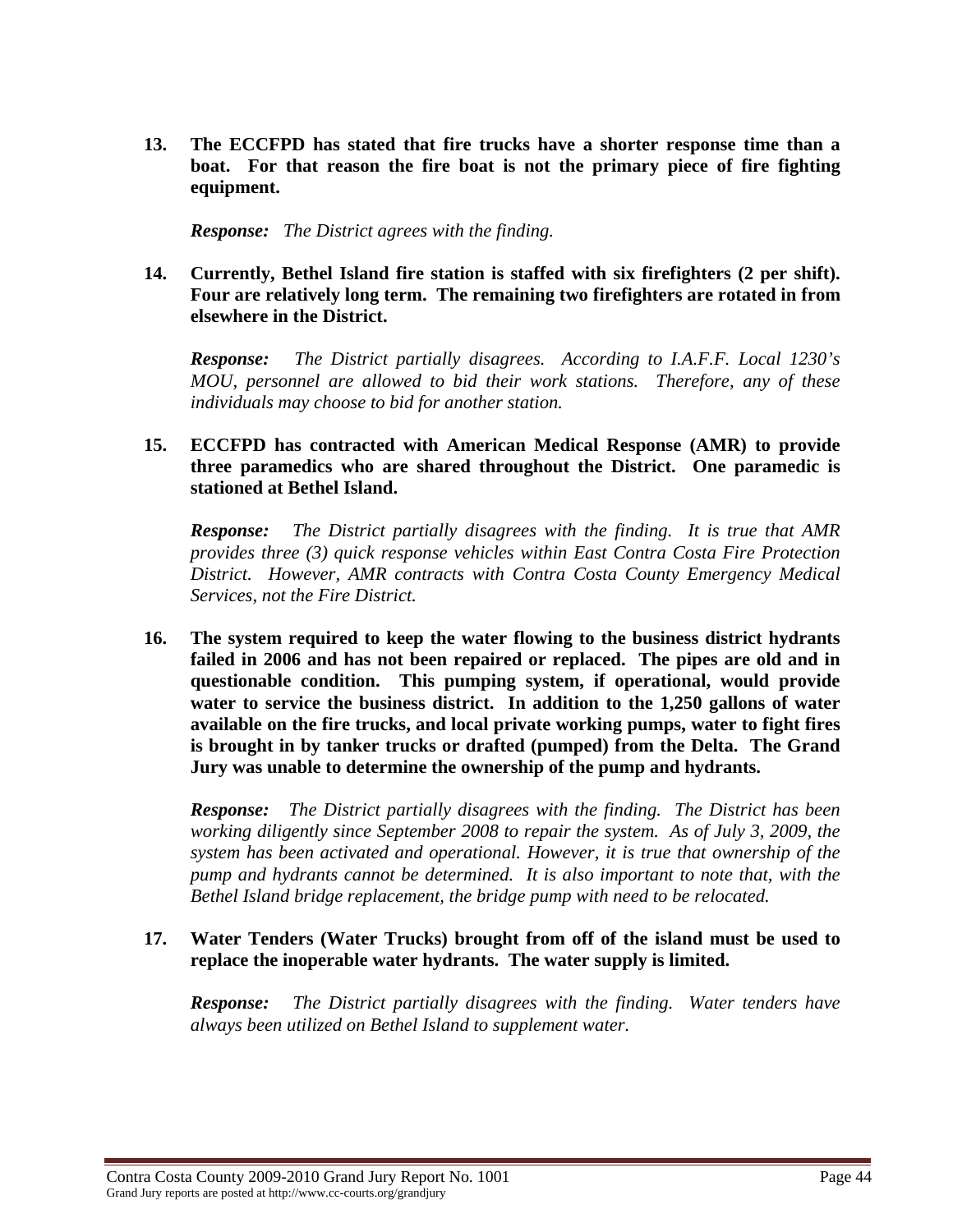**13. The ECCFPD has stated that fire trucks have a shorter response time than a boat. For that reason the fire boat is not the primary piece of fire fighting equipment.**

***Response:*** *The District agrees with the finding.*

**14. Currently, Bethel Island fire station is staffed with six firefighters (2 per shift). Four are relatively long term. The remaining two firefighters are rotated in from elsewhere in the District.**

***Response:*** *The District partially disagrees. According to I.A.F.F. Local 1230's MOU, personnel are allowed to bid their work stations. Therefore, any of these individuals may choose to bid for another station.*

**15. ECCFPD has contracted with American Medical Response (AMR) to provide three paramedics who are shared throughout the District. One paramedic is stationed at Bethel Island.**

***Response:*** *The District partially disagrees with the finding. It is true that AMR provides three (3) quick response vehicles within East Contra Costa Fire Protection District. However, AMR contracts with Contra Costa County Emergency Medical Services, not the Fire District.*

**16. The system required to keep the water flowing to the business district hydrants failed in 2006 and has not been repaired or replaced. The pipes are old and in questionable condition. This pumping system, if operational, would provide water to service the business district. In addition to the 1,250 gallons of water available on the fire trucks, and local private working pumps, water to fight fires is brought in by tanker trucks or drafted (pumped) from the Delta. The Grand Jury was unable to determine the ownership of the pump and hydrants.**

***Response:*** *The District partially disagrees with the finding. The District has been working diligently since September 2008 to repair the system. As of July 3, 2009, the system has been activated and operational. However, it is true that ownership of the pump and hydrants cannot be determined. It is also important to note that, with the Bethel Island bridge replacement, the bridge pump with need to be relocated.*

**17. Water Tenders (Water Trucks) brought from off of the island must be used to replace the inoperable water hydrants. The water supply is limited.**

***Response:*** *The District partially disagrees with the finding. Water tenders have always been utilized on Bethel Island to supplement water.*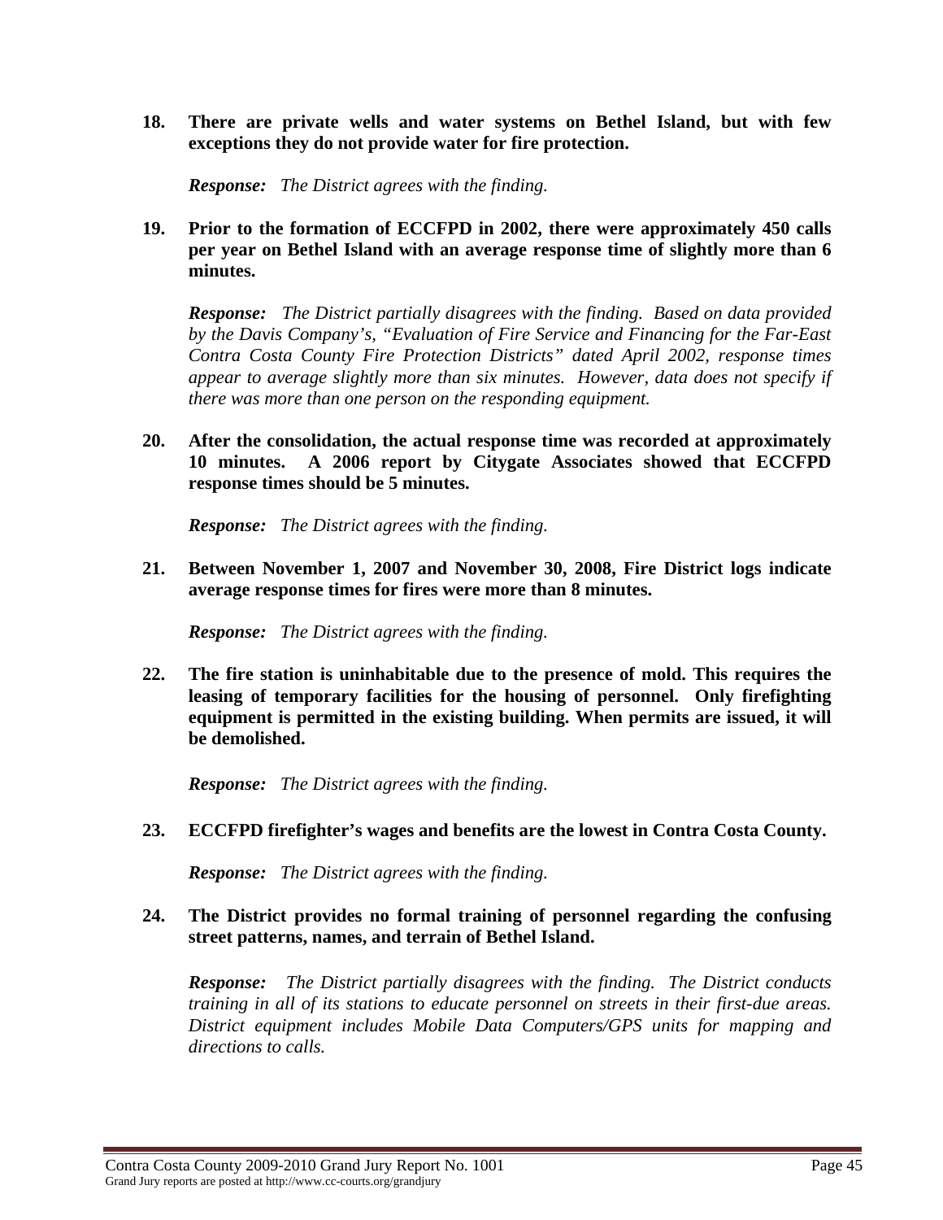18. **There are private wells and water systems on Bethel Island, but with few exceptions they do not provide water for fire protection.**

    ***Response:*** *The District agrees with the finding.*

19. **Prior to the formation of ECCFPD in 2002, there were approximately 450 calls per year on Bethel Island with an average response time of slightly more than 6 minutes.**

    ***Response:*** *The District partially disagrees with the finding. Based on data provided by the Davis Company's, "Evaluation of Fire Service and Financing for the Far-East Contra Costa County Fire Protection Districts" dated April 2002, response times appear to average slightly more than six minutes. However, data does not specify if there was more than one person on the responding equipment.*

20. **After the consolidation, the actual response time was recorded at approximately 10 minutes. A 2006 report by Citygate Associates showed that ECCFPD response times should be 5 minutes.**

    ***Response:*** *The District agrees with the finding.*

21. **Between November 1, 2007 and November 30, 2008, Fire District logs indicate average response times for fires were more than 8 minutes.**

    ***Response:*** *The District agrees with the finding.*

22. **The fire station is uninhabitable due to the presence of mold. This requires the leasing of temporary facilities for the housing of personnel. Only firefighting equipment is permitted in the existing building. When permits are issued, it will be demolished.**

    ***Response:*** *The District agrees with the finding.*

23. **ECCFPD firefighter's wages and benefits are the lowest in Contra Costa County.**

    ***Response:*** *The District agrees with the finding.*

24. **The District provides no formal training of personnel regarding the confusing street patterns, names, and terrain of Bethel Island.**

    ***Response:*** *The District partially disagrees with the finding. The District conducts training in all of its stations to educate personnel on streets in their first-due areas. District equipment includes Mobile Data Computers/GPS units for mapping and directions to calls.*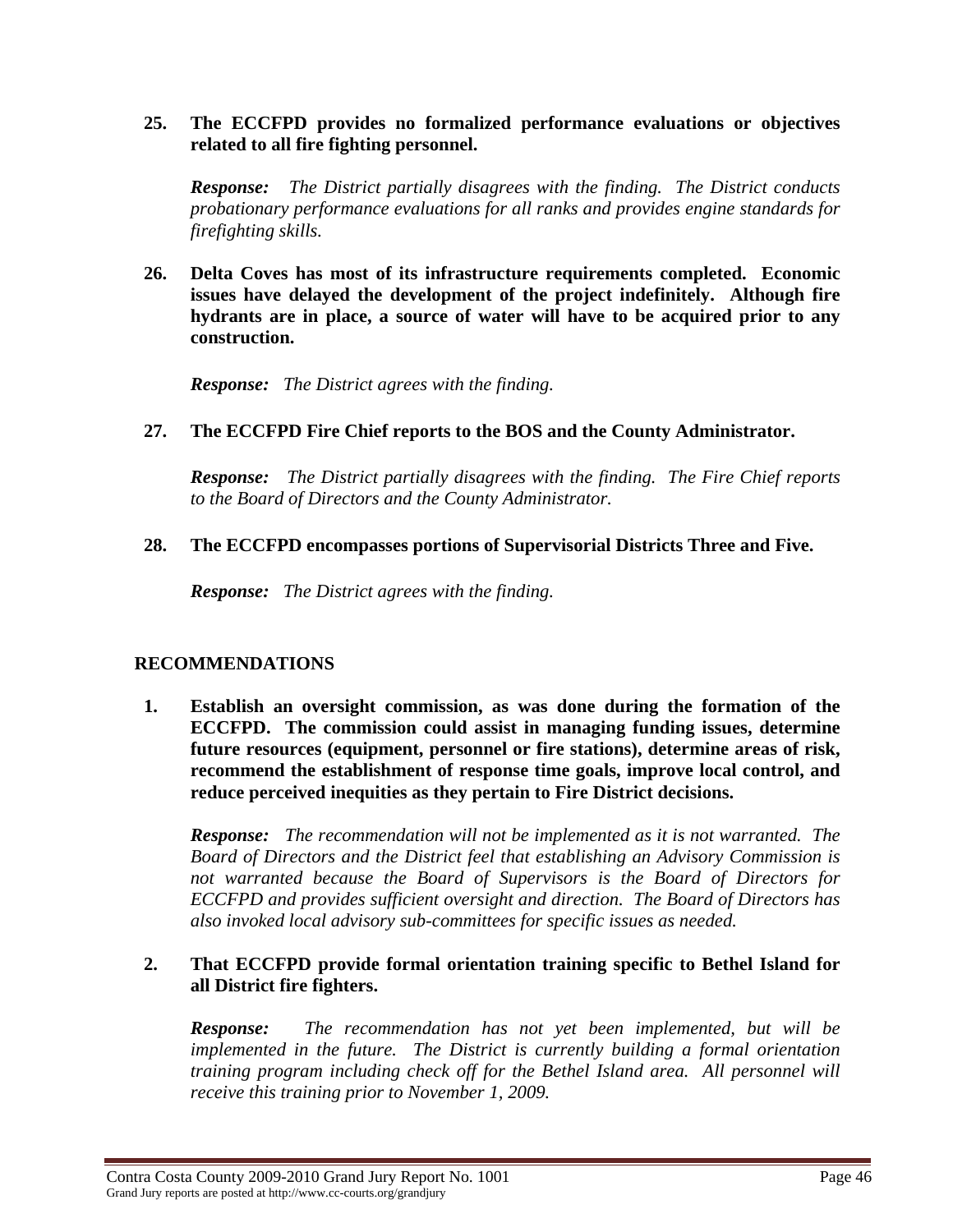**25. The ECCFPD provides no formalized performance evaluations or objectives related to all fire fighting personnel.**

***Response:*** *The District partially disagrees with the finding. The District conducts probationary performance evaluations for all ranks and provides engine standards for firefighting skills.*

**26. Delta Coves has most of its infrastructure requirements completed. Economic issues have delayed the development of the project indefinitely. Although fire hydrants are in place, a source of water will have to be acquired prior to any construction.**

***Response:*** *The District agrees with the finding.*

**27. The ECCFPD Fire Chief reports to the BOS and the County Administrator.**

***Response:*** *The District partially disagrees with the finding. The Fire Chief reports to the Board of Directors and the County Administrator.*

**28. The ECCFPD encompasses portions of Supervisorial Districts Three and Five.**

***Response:*** *The District agrees with the finding.*

## RECOMMENDATIONS

**1. Establish an oversight commission, as was done during the formation of the ECCFPD. The commission could assist in managing funding issues, determine future resources (equipment, personnel or fire stations), determine areas of risk, recommend the establishment of response time goals, improve local control, and reduce perceived inequities as they pertain to Fire District decisions.**

***Response:*** *The recommendation will not be implemented as it is not warranted. The Board of Directors and the District feel that establishing an Advisory Commission is not warranted because the Board of Supervisors is the Board of Directors for ECCFPD and provides sufficient oversight and direction. The Board of Directors has also invoked local advisory sub-committees for specific issues as needed.*

**2. That ECCFPD provide formal orientation training specific to Bethel Island for all District fire fighters.**

***Response:*** *The recommendation has not yet been implemented, but will be implemented in the future. The District is currently building a formal orientation training program including check off for the Bethel Island area. All personnel will receive this training prior to November 1, 2009.*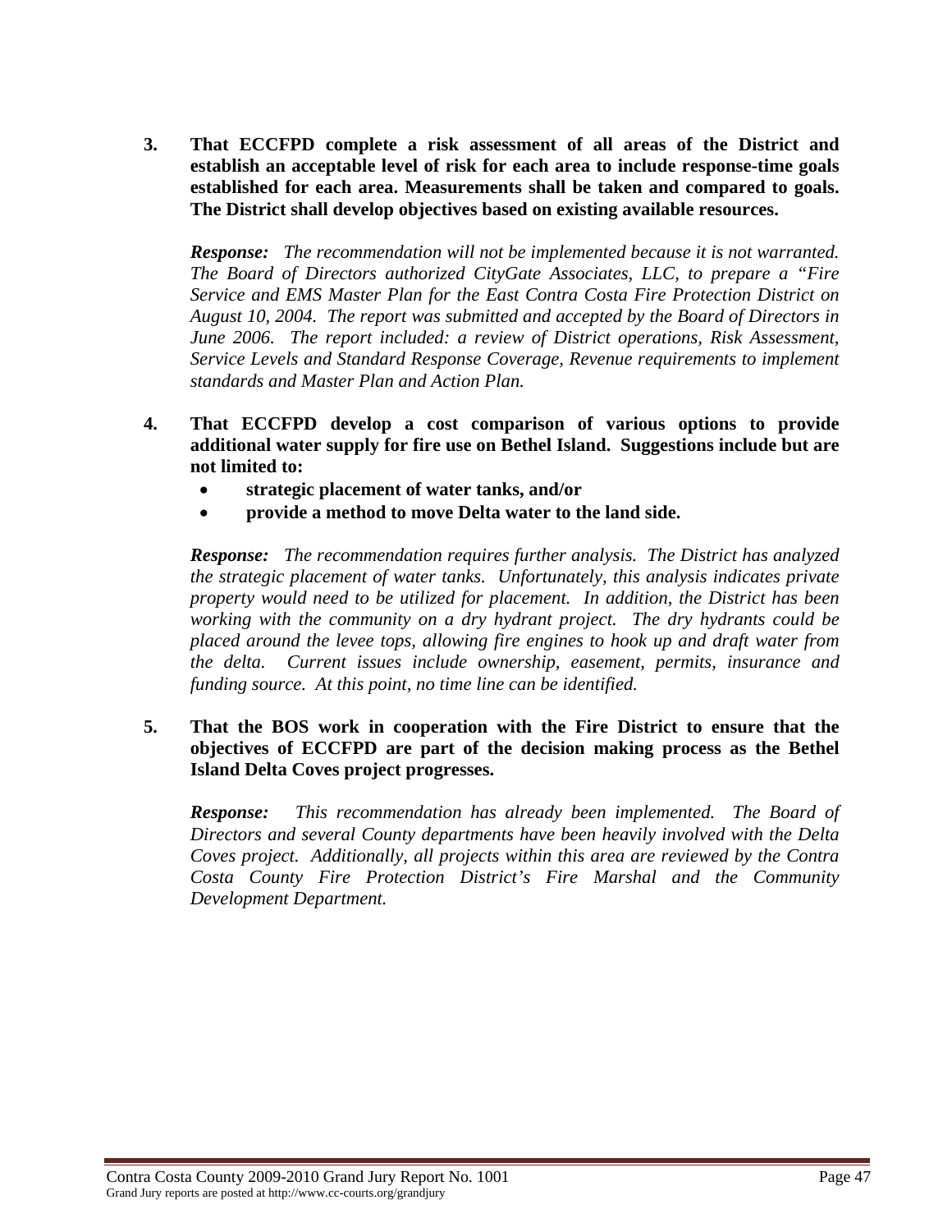**3. That ECCFPD complete a risk assessment of all areas of the District and establish an acceptable level of risk for each area to include response-time goals established for each area. Measurements shall be taken and compared to goals. The District shall develop objectives based on existing available resources.**

***Response:*** *The recommendation will not be implemented because it is not warranted. The Board of Directors authorized CityGate Associates, LLC, to prepare a "Fire Service and EMS Master Plan for the East Contra Costa Fire Protection District on August 10, 2004. The report was submitted and accepted by the Board of Directors in June 2006. The report included: a review of District operations, Risk Assessment, Service Levels and Standard Response Coverage, Revenue requirements to implement standards and Master Plan and Action Plan.*

**4. That ECCFPD develop a cost comparison of various options to provide additional water supply for fire use on Bethel Island. Suggestions include but are not limited to:**

- **strategic placement of water tanks, and/or**
- **provide a method to move Delta water to the land side.**

***Response:*** *The recommendation requires further analysis. The District has analyzed the strategic placement of water tanks. Unfortunately, this analysis indicates private property would need to be utilized for placement. In addition, the District has been working with the community on a dry hydrant project. The dry hydrants could be placed around the levee tops, allowing fire engines to hook up and draft water from the delta. Current issues include ownership, easement, permits, insurance and funding source. At this point, no time line can be identified.*

**5. That the BOS work in cooperation with the Fire District to ensure that the objectives of ECCFPD are part of the decision making process as the Bethel Island Delta Coves project progresses.**

***Response:*** *This recommendation has already been implemented. The Board of Directors and several County departments have been heavily involved with the Delta Coves project. Additionally, all projects within this area are reviewed by the Contra Costa County Fire Protection District's Fire Marshal and the Community Development Department.*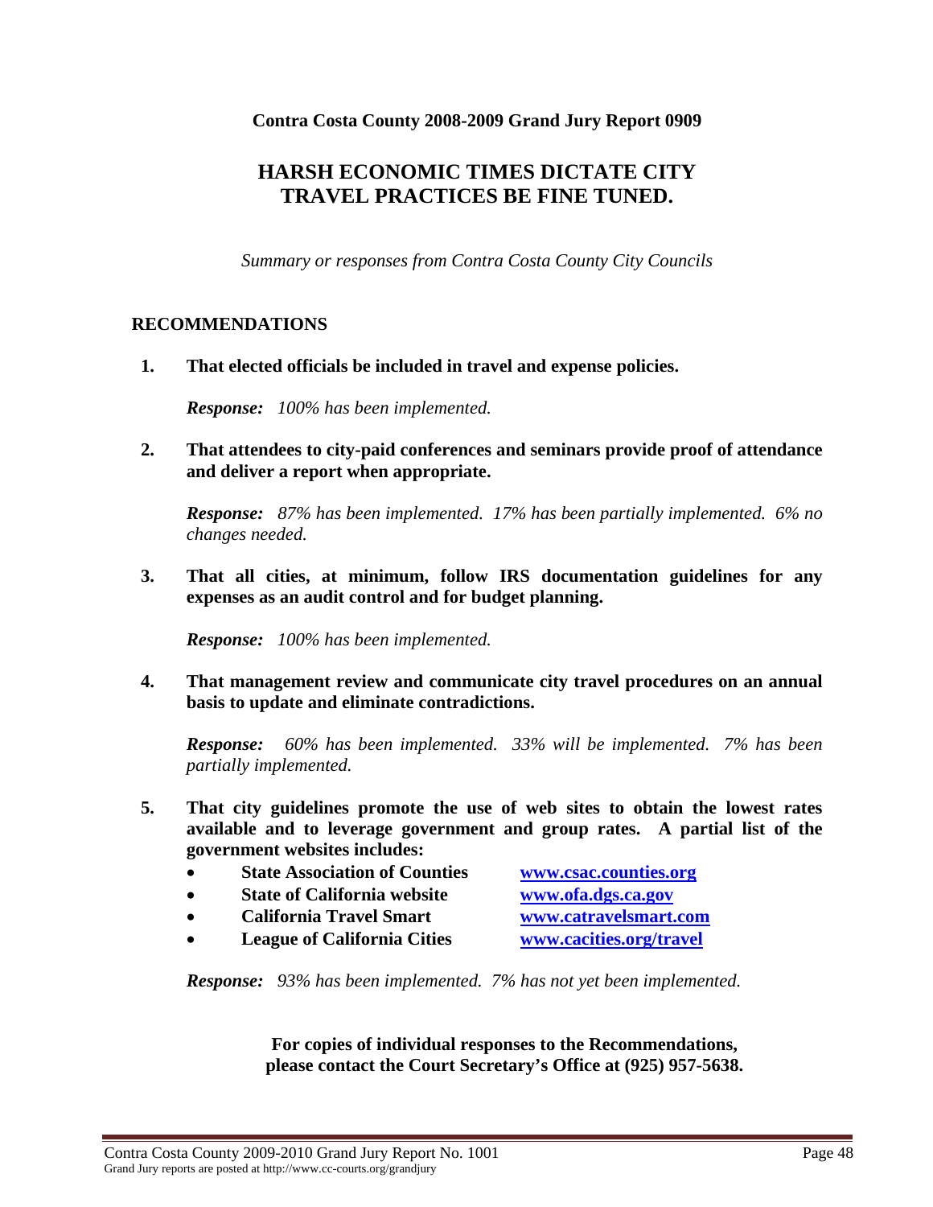**Contra Costa County 2008-2009 Grand Jury Report 0909**

# HARSH ECONOMIC TIMES DICTATE CITY TRAVEL PRACTICES BE FINE TUNED.

*Summary or responses from Contra Costa County City Councils*

## RECOMMENDATIONS

1. **That elected officials be included in travel and expense policies.**

   ***Response:*** *100% has been implemented.*

2. **That attendees to city-paid conferences and seminars provide proof of attendance and deliver a report when appropriate.**

   ***Response:*** *87% has been implemented. 17% has been partially implemented. 6% no changes needed.*

3. **That all cities, at minimum, follow IRS documentation guidelines for any expenses as an audit control and for budget planning.**

   ***Response:*** *100% has been implemented.*

4. **That management review and communicate city travel procedures on an annual basis to update and eliminate contradictions.**

   ***Response:*** *60% has been implemented. 33% will be implemented. 7% has been partially implemented.*

5. **That city guidelines promote the use of web sites to obtain the lowest rates available and to leverage government and group rates. A partial list of the government websites includes:**

   - **State Association of Counties** [www.csac.counties.org](www.csac.counties.org)
   - **State of California website** [www.ofa.dgs.ca.gov](www.ofa.dgs.ca.gov)
   - **California Travel Smart** [www.catravelsmart.com](www.catravelsmart.com)
   - **League of California Cities** [www.cacities.org/travel](www.cacities.org/travel)

   ***Response:*** *93% has been implemented. 7% has not yet been implemented.*

**For copies of individual responses to the Recommendations, please contact the Court Secretary's Office at (925) 957-5638.**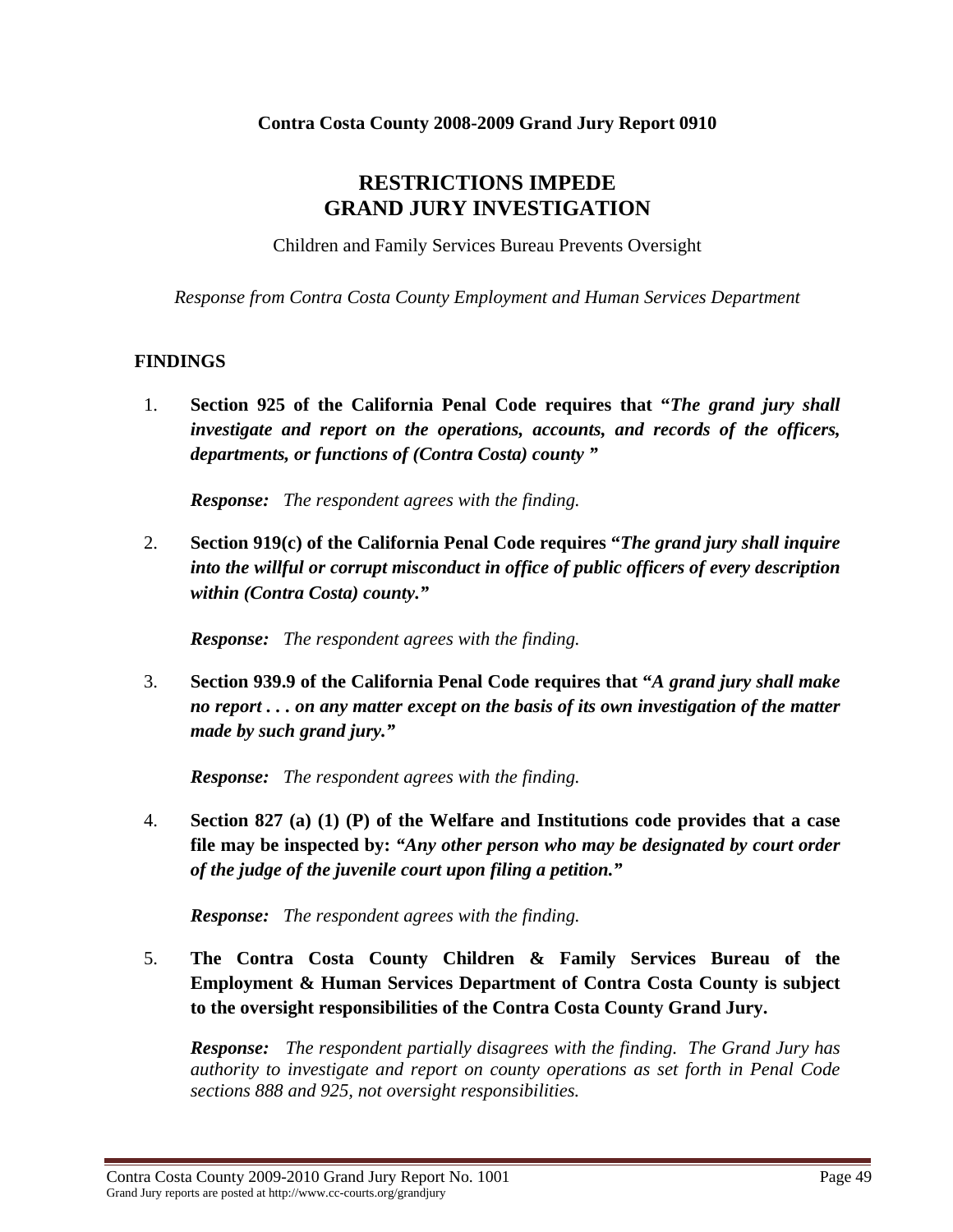**Contra Costa County 2008-2009 Grand Jury Report 0910**

# RESTRICTIONS IMPEDE GRAND JURY INVESTIGATION

Children and Family Services Bureau Prevents Oversight

*Response from Contra Costa County Employment and Human Services Department*

## FINDINGS

1. **Section 925 of the California Penal Code requires that "*The grand jury shall investigate and report on the operations, accounts, and records of the officers, departments, or functions of (Contra Costa) county* "**

   ***Response:*** *The respondent agrees with the finding.*

2. **Section 919(c) of the California Penal Code requires "*The grand jury shall inquire into the willful or corrupt misconduct in office of public officers of every description within (Contra Costa) county.*"**

   ***Response:*** *The respondent agrees with the finding.*

3. **Section 939.9 of the California Penal Code requires that "*A grand jury shall make no report . . . on any matter except on the basis of its own investigation of the matter made by such grand jury.*"**

   ***Response:*** *The respondent agrees with the finding.*

4. **Section 827 (a) (1) (P) of the Welfare and Institutions code provides that a case file may be inspected by: "*Any other person who may be designated by court order of the judge of the juvenile court upon filing a petition.*"**

   ***Response:*** *The respondent agrees with the finding.*

5. **The Contra Costa County Children & Family Services Bureau of the Employment & Human Services Department of Contra Costa County is subject to the oversight responsibilities of the Contra Costa County Grand Jury.**

   ***Response:*** *The respondent partially disagrees with the finding. The Grand Jury has authority to investigate and report on county operations as set forth in Penal Code sections 888 and 925, not oversight responsibilities.*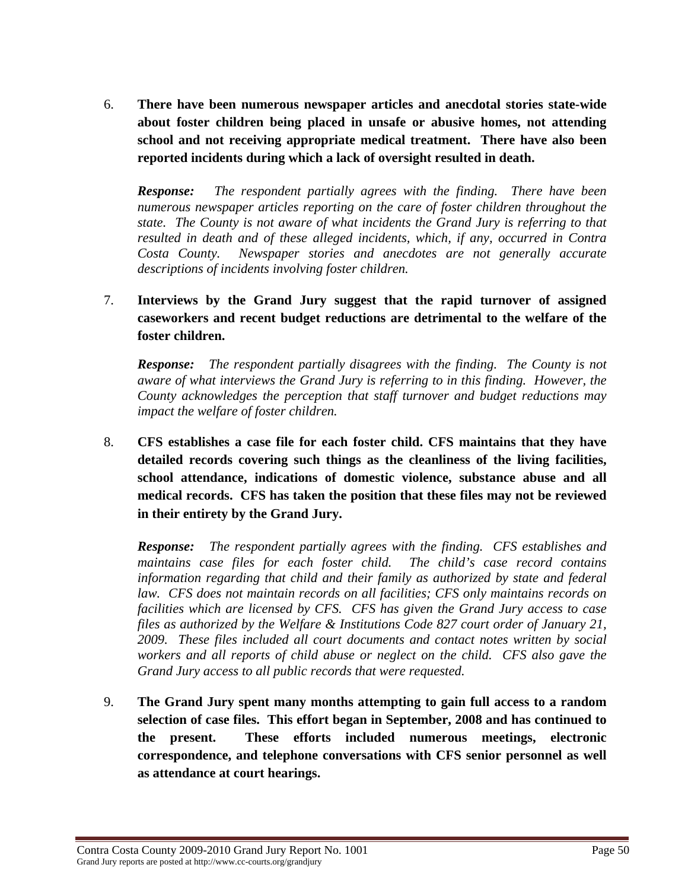6. **There have been numerous newspaper articles and anecdotal stories state-wide about foster children being placed in unsafe or abusive homes, not attending school and not receiving appropriate medical treatment. There have also been reported incidents during which a lack of oversight resulted in death.**

   ***Response:*** *The respondent partially agrees with the finding. There have been numerous newspaper articles reporting on the care of foster children throughout the state. The County is not aware of what incidents the Grand Jury is referring to that resulted in death and of these alleged incidents, which, if any, occurred in Contra Costa County. Newspaper stories and anecdotes are not generally accurate descriptions of incidents involving foster children.*

7. **Interviews by the Grand Jury suggest that the rapid turnover of assigned caseworkers and recent budget reductions are detrimental to the welfare of the foster children.**

   ***Response:*** *The respondent partially disagrees with the finding. The County is not aware of what interviews the Grand Jury is referring to in this finding. However, the County acknowledges the perception that staff turnover and budget reductions may impact the welfare of foster children.*

8. **CFS establishes a case file for each foster child. CFS maintains that they have detailed records covering such things as the cleanliness of the living facilities, school attendance, indications of domestic violence, substance abuse and all medical records. CFS has taken the position that these files may not be reviewed in their entirety by the Grand Jury.**

   ***Response:*** *The respondent partially agrees with the finding. CFS establishes and maintains case files for each foster child. The child's case record contains information regarding that child and their family as authorized by state and federal law. CFS does not maintain records on all facilities; CFS only maintains records on facilities which are licensed by CFS. CFS has given the Grand Jury access to case files as authorized by the Welfare & Institutions Code 827 court order of January 21, 2009. These files included all court documents and contact notes written by social workers and all reports of child abuse or neglect on the child. CFS also gave the Grand Jury access to all public records that were requested.*

9. **The Grand Jury spent many months attempting to gain full access to a random selection of case files. This effort began in September, 2008 and has continued to the present. These efforts included numerous meetings, electronic correspondence, and telephone conversations with CFS senior personnel as well as attendance at court hearings.**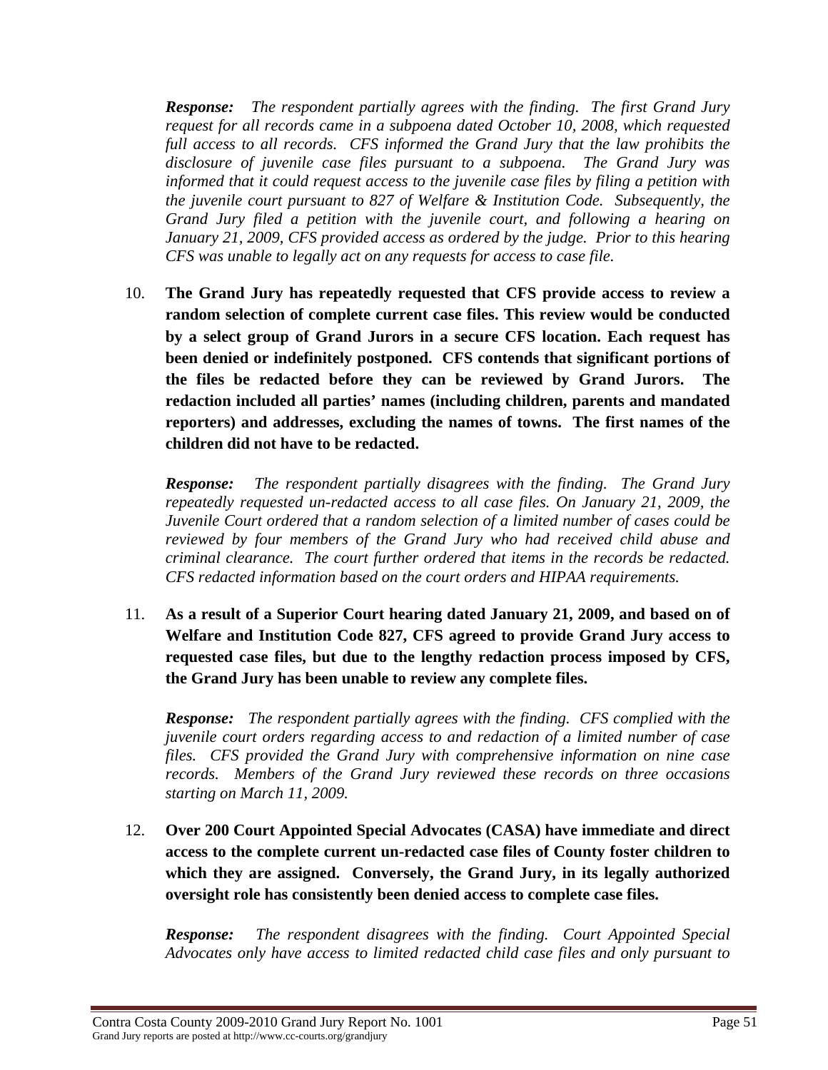*Response:* *The respondent partially agrees with the finding. The first Grand Jury request for all records came in a subpoena dated October 10, 2008, which requested full access to all records. CFS informed the Grand Jury that the law prohibits the disclosure of juvenile case files pursuant to a subpoena. The Grand Jury was informed that it could request access to the juvenile case files by filing a petition with the juvenile court pursuant to 827 of Welfare & Institution Code. Subsequently, the Grand Jury filed a petition with the juvenile court, and following a hearing on January 21, 2009, CFS provided access as ordered by the judge. Prior to this hearing CFS was unable to legally act on any requests for access to case file.*

10. **The Grand Jury has repeatedly requested that CFS provide access to review a random selection of complete current case files. This review would be conducted by a select group of Grand Jurors in a secure CFS location. Each request has been denied or indefinitely postponed. CFS contends that significant portions of the files be redacted before they can be reviewed by Grand Jurors. The redaction included all parties' names (including children, parents and mandated reporters) and addresses, excluding the names of towns. The first names of the children did not have to be redacted.**

    *Response:* *The respondent partially disagrees with the finding. The Grand Jury repeatedly requested un-redacted access to all case files. On January 21, 2009, the Juvenile Court ordered that a random selection of a limited number of cases could be reviewed by four members of the Grand Jury who had received child abuse and criminal clearance. The court further ordered that items in the records be redacted. CFS redacted information based on the court orders and HIPAA requirements.*

11. **As a result of a Superior Court hearing dated January 21, 2009, and based on of Welfare and Institution Code 827, CFS agreed to provide Grand Jury access to requested case files, but due to the lengthy redaction process imposed by CFS, the Grand Jury has been unable to review any complete files.**

    *Response:* *The respondent partially agrees with the finding. CFS complied with the juvenile court orders regarding access to and redaction of a limited number of case files. CFS provided the Grand Jury with comprehensive information on nine case records. Members of the Grand Jury reviewed these records on three occasions starting on March 11, 2009.*

12. **Over 200 Court Appointed Special Advocates (CASA) have immediate and direct access to the complete current un-redacted case files of County foster children to which they are assigned. Conversely, the Grand Jury, in its legally authorized oversight role has consistently been denied access to complete case files.**

    *Response:* *The respondent disagrees with the finding. Court Appointed Special Advocates only have access to limited redacted child case files and only pursuant to*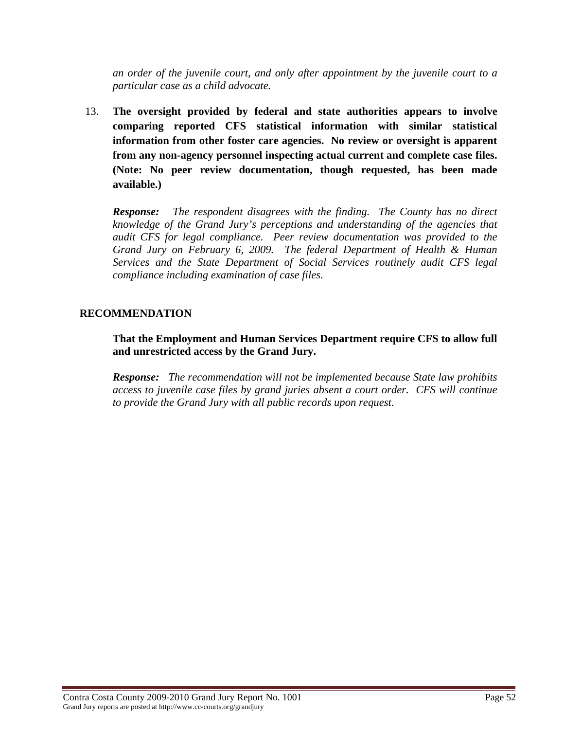*an order of the juvenile court, and only after appointment by the juvenile court to a particular case as a child advocate.*

13. **The oversight provided by federal and state authorities appears to involve comparing reported CFS statistical information with similar statistical information from other foster care agencies. No review or oversight is apparent from any non-agency personnel inspecting actual current and complete case files. (Note: No peer review documentation, though requested, has been made available.)**

    ***Response:*** *The respondent disagrees with the finding. The County has no direct knowledge of the Grand Jury's perceptions and understanding of the agencies that audit CFS for legal compliance. Peer review documentation was provided to the Grand Jury on February 6, 2009. The federal Department of Health & Human Services and the State Department of Social Services routinely audit CFS legal compliance including examination of case files.*

## RECOMMENDATION

**That the Employment and Human Services Department require CFS to allow full and unrestricted access by the Grand Jury.**

***Response:*** *The recommendation will not be implemented because State law prohibits access to juvenile case files by grand juries absent a court order. CFS will continue to provide the Grand Jury with all public records upon request.*